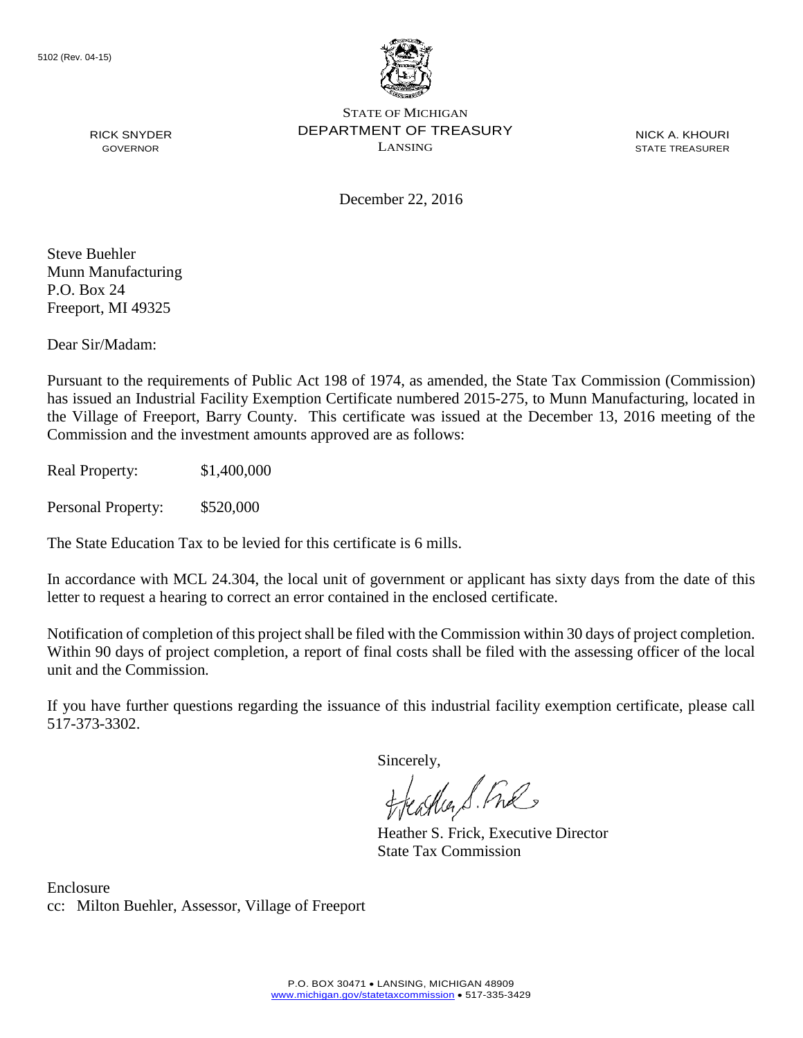5102 (Rev. 04-15)

STATE OF MICHIGAN
DEPARTMENT OF TREASURY
LANSING

RICK SNYDER
GOVERNOR

NICK A. KHOURI
STATE TREASURER

December 22, 2016

Steve Buehler
Munn Manufacturing
P.O. Box 24
Freeport, MI 49325

Dear Sir/Madam:

Pursuant to the requirements of Public Act 198 of 1974, as amended, the State Tax Commission (Commission) has issued an Industrial Facility Exemption Certificate numbered 2015-275, to Munn Manufacturing, located in the Village of Freeport, Barry County. This certificate was issued at the December 13, 2016 meeting of the Commission and the investment amounts approved are as follows:

Real Property: $1,400,000

Personal Property: $520,000

The State Education Tax to be levied for this certificate is 6 mills.

In accordance with MCL 24.304, the local unit of government or applicant has sixty days from the date of this letter to request a hearing to correct an error contained in the enclosed certificate.

Notification of completion of this project shall be filed with the Commission within 30 days of project completion. Within 90 days of project completion, a report of final costs shall be filed with the assessing officer of the local unit and the Commission.

If you have further questions regarding the issuance of this industrial facility exemption certificate, please call 517-373-3302.

Sincerely,

Heather S. Frick, Executive Director
State Tax Commission

Enclosure
cc: Milton Buehler, Assessor, Village of Freeport

P.O. BOX 30471 • LANSING, MICHIGAN 48909
www.michigan.gov/statetaxcommission • 517-335-3429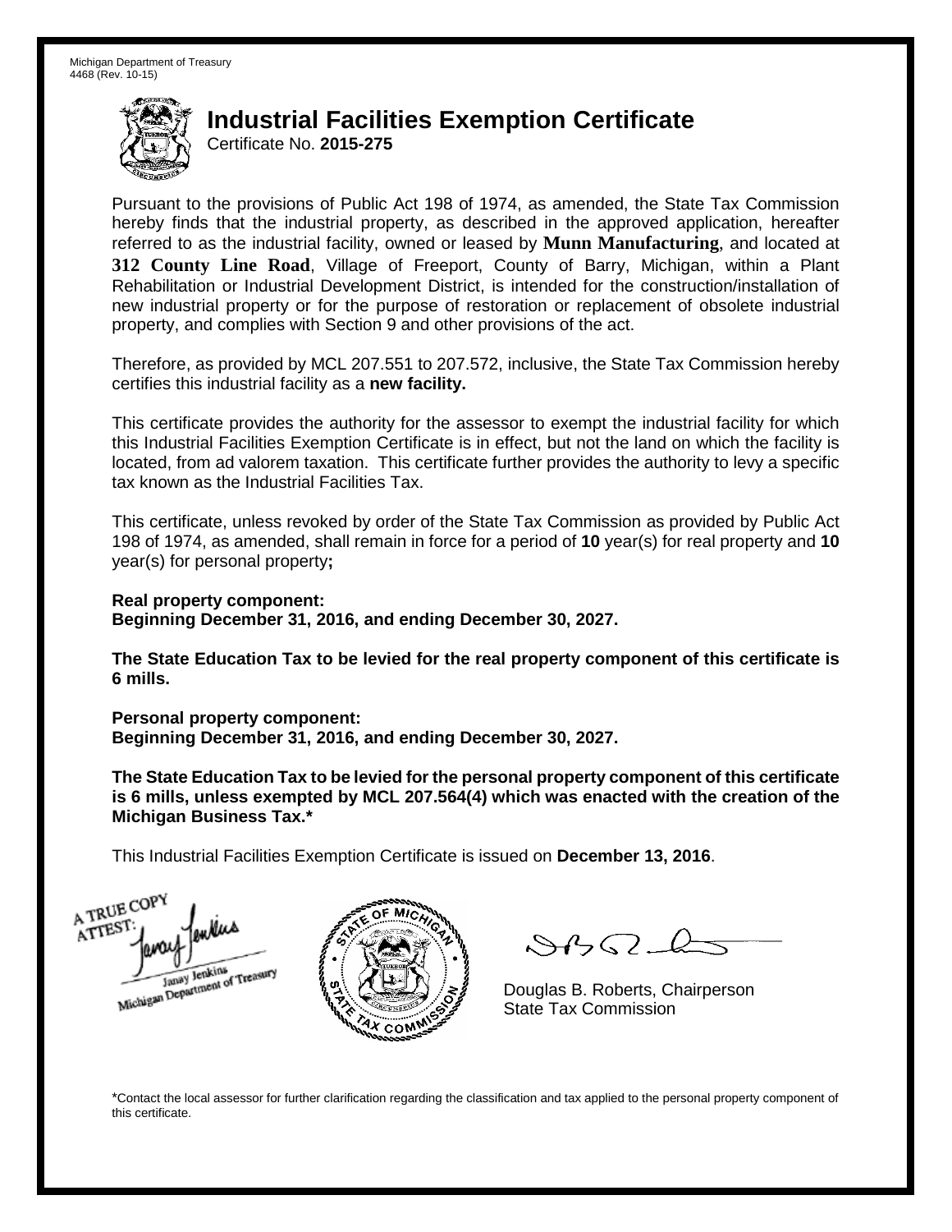Michigan Department of Treasury
4468 (Rev. 10-15)

# Industrial Facilities Exemption Certificate

Certificate No. **2015-275**

Pursuant to the provisions of Public Act 198 of 1974, as amended, the State Tax Commission hereby finds that the industrial property, as described in the approved application, hereafter referred to as the industrial facility, owned or leased by **Munn Manufacturing**, and located at **312 County Line Road**, Village of Freeport, County of Barry, Michigan, within a Plant Rehabilitation or Industrial Development District, is intended for the construction/installation of new industrial property or for the purpose of restoration or replacement of obsolete industrial property, and complies with Section 9 and other provisions of the act.

Therefore, as provided by MCL 207.551 to 207.572, inclusive, the State Tax Commission hereby certifies this industrial facility as a **new facility.**

This certificate provides the authority for the assessor to exempt the industrial facility for which this Industrial Facilities Exemption Certificate is in effect, but not the land on which the facility is located, from ad valorem taxation. This certificate further provides the authority to levy a specific tax known as the Industrial Facilities Tax.

This certificate, unless revoked by order of the State Tax Commission as provided by Public Act 198 of 1974, as amended, shall remain in force for a period of **10** year(s) for real property and **10** year(s) for personal property**;**

**Real property component:**
**Beginning December 31, 2016, and ending December 30, 2027.**

**The State Education Tax to be levied for the real property component of this certificate is 6 mills.**

**Personal property component:**
**Beginning December 31, 2016, and ending December 30, 2027.**

**The State Education Tax to be levied for the personal property component of this certificate is 6 mills, unless exempted by MCL 207.564(4) which was enacted with the creation of the Michigan Business Tax.***

This Industrial Facilities Exemption Certificate is issued on **December 13, 2016**.

A TRUE COPY
ATTEST:
Janay Jenkins
Michigan Department of Treasury

Douglas B. Roberts, Chairperson
State Tax Commission

*Contact the local assessor for further clarification regarding the classification and tax applied to the personal property component of this certificate.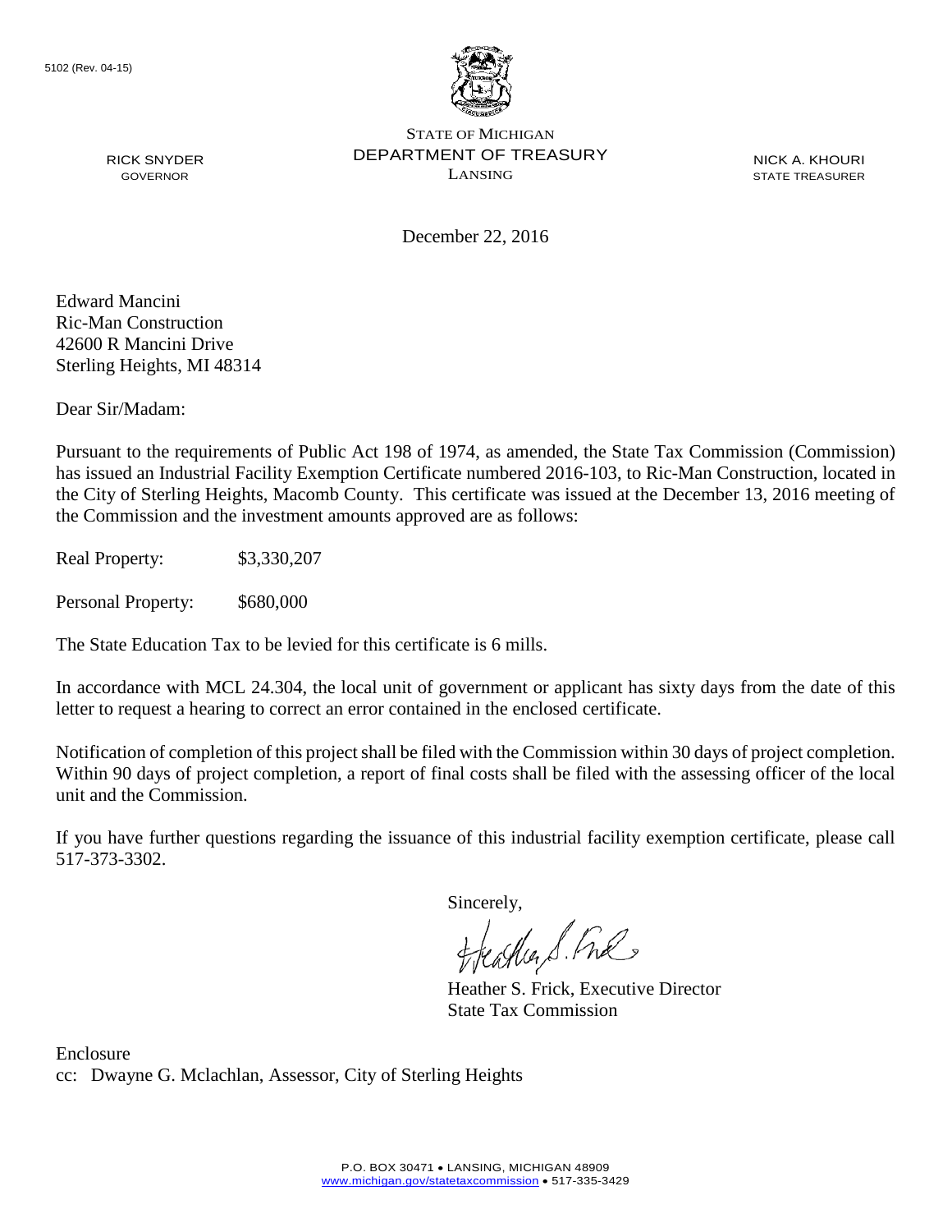5102 (Rev. 04-15)

STATE OF MICHIGAN
DEPARTMENT OF TREASURY
LANSING

RICK SNYDER
GOVERNOR

NICK A. KHOURI
STATE TREASURER

December 22, 2016

Edward Mancini
Ric-Man Construction
42600 R Mancini Drive
Sterling Heights, MI 48314

Dear Sir/Madam:

Pursuant to the requirements of Public Act 198 of 1974, as amended, the State Tax Commission (Commission) has issued an Industrial Facility Exemption Certificate numbered 2016-103, to Ric-Man Construction, located in the City of Sterling Heights, Macomb County. This certificate was issued at the December 13, 2016 meeting of the Commission and the investment amounts approved are as follows:

Real Property: $3,330,207

Personal Property: $680,000

The State Education Tax to be levied for this certificate is 6 mills.

In accordance with MCL 24.304, the local unit of government or applicant has sixty days from the date of this letter to request a hearing to correct an error contained in the enclosed certificate.

Notification of completion of this project shall be filed with the Commission within 30 days of project completion. Within 90 days of project completion, a report of final costs shall be filed with the assessing officer of the local unit and the Commission.

If you have further questions regarding the issuance of this industrial facility exemption certificate, please call 517-373-3302.

Sincerely,

Heather S. Frick, Executive Director
State Tax Commission

Enclosure
cc: Dwayne G. Mclachlan, Assessor, City of Sterling Heights

P.O. BOX 30471 • LANSING, MICHIGAN 48909
www.michigan.gov/statetaxcommission • 517-335-3429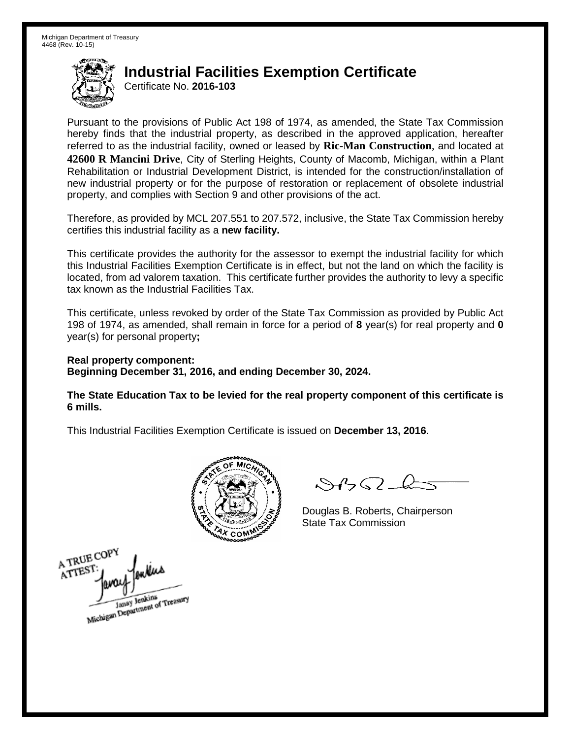Michigan Department of Treasury
4468 (Rev. 10-15)

# Industrial Facilities Exemption Certificate

Certificate No. **2016-103**

Pursuant to the provisions of Public Act 198 of 1974, as amended, the State Tax Commission hereby finds that the industrial property, as described in the approved application, hereafter referred to as the industrial facility, owned or leased by **Ric-Man Construction**, and located at **42600 R Mancini Drive**, City of Sterling Heights, County of Macomb, Michigan, within a Plant Rehabilitation or Industrial Development District, is intended for the construction/installation of new industrial property or for the purpose of restoration or replacement of obsolete industrial property, and complies with Section 9 and other provisions of the act.

Therefore, as provided by MCL 207.551 to 207.572, inclusive, the State Tax Commission hereby certifies this industrial facility as a **new facility.**

This certificate provides the authority for the assessor to exempt the industrial facility for which this Industrial Facilities Exemption Certificate is in effect, but not the land on which the facility is located, from ad valorem taxation. This certificate further provides the authority to levy a specific tax known as the Industrial Facilities Tax.

This certificate, unless revoked by order of the State Tax Commission as provided by Public Act 198 of 1974, as amended, shall remain in force for a period of **8** year(s) for real property and **0** year(s) for personal property**;**

**Real property component:**
**Beginning December 31, 2016, and ending December 30, 2024.**

**The State Education Tax to be levied for the real property component of this certificate is 6 mills.**

This Industrial Facilities Exemption Certificate is issued on **December 13, 2016**.

Douglas B. Roberts, Chairperson
State Tax Commission

A TRUE COPY
ATTEST:
Janay Jenkins
Michigan Department of Treasury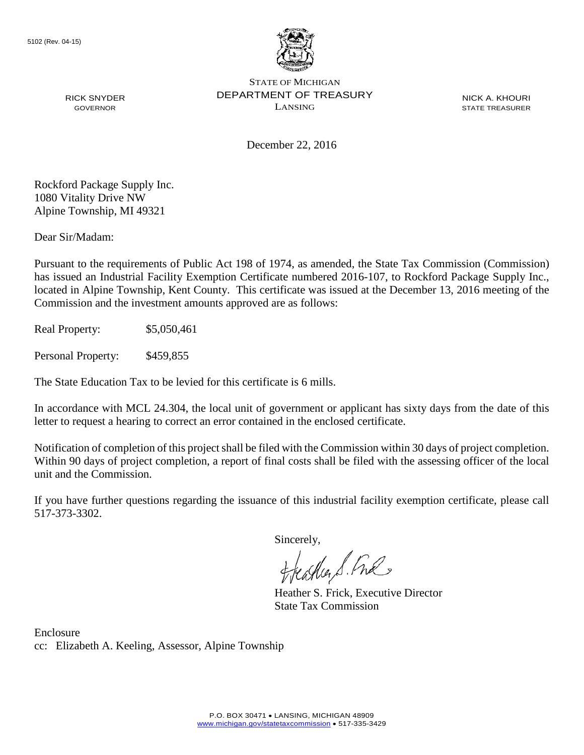5102 (Rev. 04-15)

STATE OF MICHIGAN
DEPARTMENT OF TREASURY
LANSING

RICK SNYDER
GOVERNOR

NICK A. KHOURI
STATE TREASURER

December 22, 2016

Rockford Package Supply Inc.
1080 Vitality Drive NW
Alpine Township, MI 49321

Dear Sir/Madam:

Pursuant to the requirements of Public Act 198 of 1974, as amended, the State Tax Commission (Commission) has issued an Industrial Facility Exemption Certificate numbered 2016-107, to Rockford Package Supply Inc., located in Alpine Township, Kent County. This certificate was issued at the December 13, 2016 meeting of the Commission and the investment amounts approved are as follows:

Real Property: $5,050,461

Personal Property: $459,855

The State Education Tax to be levied for this certificate is 6 mills.

In accordance with MCL 24.304, the local unit of government or applicant has sixty days from the date of this letter to request a hearing to correct an error contained in the enclosed certificate.

Notification of completion of this project shall be filed with the Commission within 30 days of project completion. Within 90 days of project completion, a report of final costs shall be filed with the assessing officer of the local unit and the Commission.

If you have further questions regarding the issuance of this industrial facility exemption certificate, please call 517-373-3302.

Sincerely,

Heather S. Frick, Executive Director
State Tax Commission

Enclosure
cc: Elizabeth A. Keeling, Assessor, Alpine Township

P.O. BOX 30471 • LANSING, MICHIGAN 48909
www.michigan.gov/statetaxcommission • 517-335-3429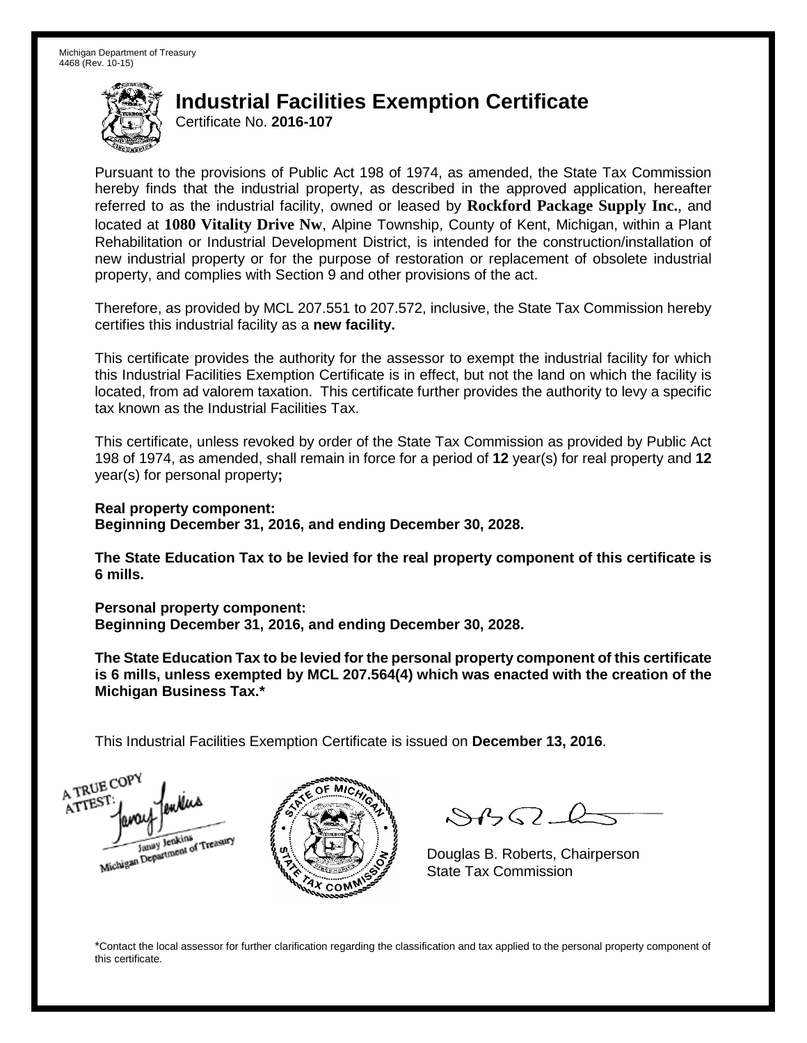Michigan Department of Treasury
4468 (Rev. 10-15)

# Industrial Facilities Exemption Certificate

Certificate No. **2016-107**

Pursuant to the provisions of Public Act 198 of 1974, as amended, the State Tax Commission hereby finds that the industrial property, as described in the approved application, hereafter referred to as the industrial facility, owned or leased by **Rockford Package Supply Inc.**, and located at **1080 Vitality Drive Nw**, Alpine Township, County of Kent, Michigan, within a Plant Rehabilitation or Industrial Development District, is intended for the construction/installation of new industrial property or for the purpose of restoration or replacement of obsolete industrial property, and complies with Section 9 and other provisions of the act.

Therefore, as provided by MCL 207.551 to 207.572, inclusive, the State Tax Commission hereby certifies this industrial facility as a **new facility.**

This certificate provides the authority for the assessor to exempt the industrial facility for which this Industrial Facilities Exemption Certificate is in effect, but not the land on which the facility is located, from ad valorem taxation. This certificate further provides the authority to levy a specific tax known as the Industrial Facilities Tax.

This certificate, unless revoked by order of the State Tax Commission as provided by Public Act 198 of 1974, as amended, shall remain in force for a period of **12** year(s) for real property and **12** year(s) for personal property**;**

**Real property component:**
**Beginning December 31, 2016, and ending December 30, 2028.**

**The State Education Tax to be levied for the real property component of this certificate is 6 mills.**

**Personal property component:**
**Beginning December 31, 2016, and ending December 30, 2028.**

**The State Education Tax to be levied for the personal property component of this certificate is 6 mills, unless exempted by MCL 207.564(4) which was enacted with the creation of the Michigan Business Tax.***

This Industrial Facilities Exemption Certificate is issued on **December 13, 2016**.

A TRUE COPY ATTEST:
Janay Jenkins
Michigan Department of Treasury

Douglas B. Roberts, Chairperson
State Tax Commission

*Contact the local assessor for further clarification regarding the classification and tax applied to the personal property component of this certificate.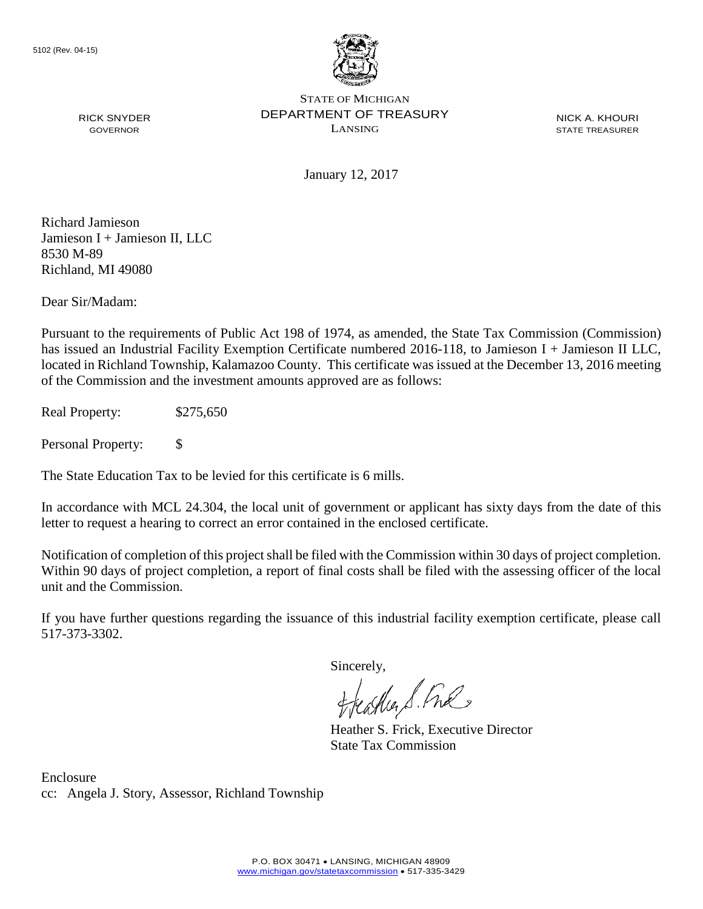5102 (Rev. 04-15)

STATE OF MICHIGAN
DEPARTMENT OF TREASURY
LANSING

RICK SNYDER
GOVERNOR

NICK A. KHOURI
STATE TREASURER

January 12, 2017

Richard Jamieson
Jamieson I + Jamieson II, LLC
8530 M-89
Richland, MI 49080

Dear Sir/Madam:

Pursuant to the requirements of Public Act 198 of 1974, as amended, the State Tax Commission (Commission) has issued an Industrial Facility Exemption Certificate numbered 2016-118, to Jamieson I + Jamieson II LLC, located in Richland Township, Kalamazoo County. This certificate was issued at the December 13, 2016 meeting of the Commission and the investment amounts approved are as follows:

Real Property: $275,650

Personal Property: $

The State Education Tax to be levied for this certificate is 6 mills.

In accordance with MCL 24.304, the local unit of government or applicant has sixty days from the date of this letter to request a hearing to correct an error contained in the enclosed certificate.

Notification of completion of this project shall be filed with the Commission within 30 days of project completion. Within 90 days of project completion, a report of final costs shall be filed with the assessing officer of the local unit and the Commission.

If you have further questions regarding the issuance of this industrial facility exemption certificate, please call 517-373-3302.

Sincerely,

Heather S. Frick, Executive Director
State Tax Commission

Enclosure
cc: Angela J. Story, Assessor, Richland Township

P.O. BOX 30471 • LANSING, MICHIGAN 48909
www.michigan.gov/statetaxcommission • 517-335-3429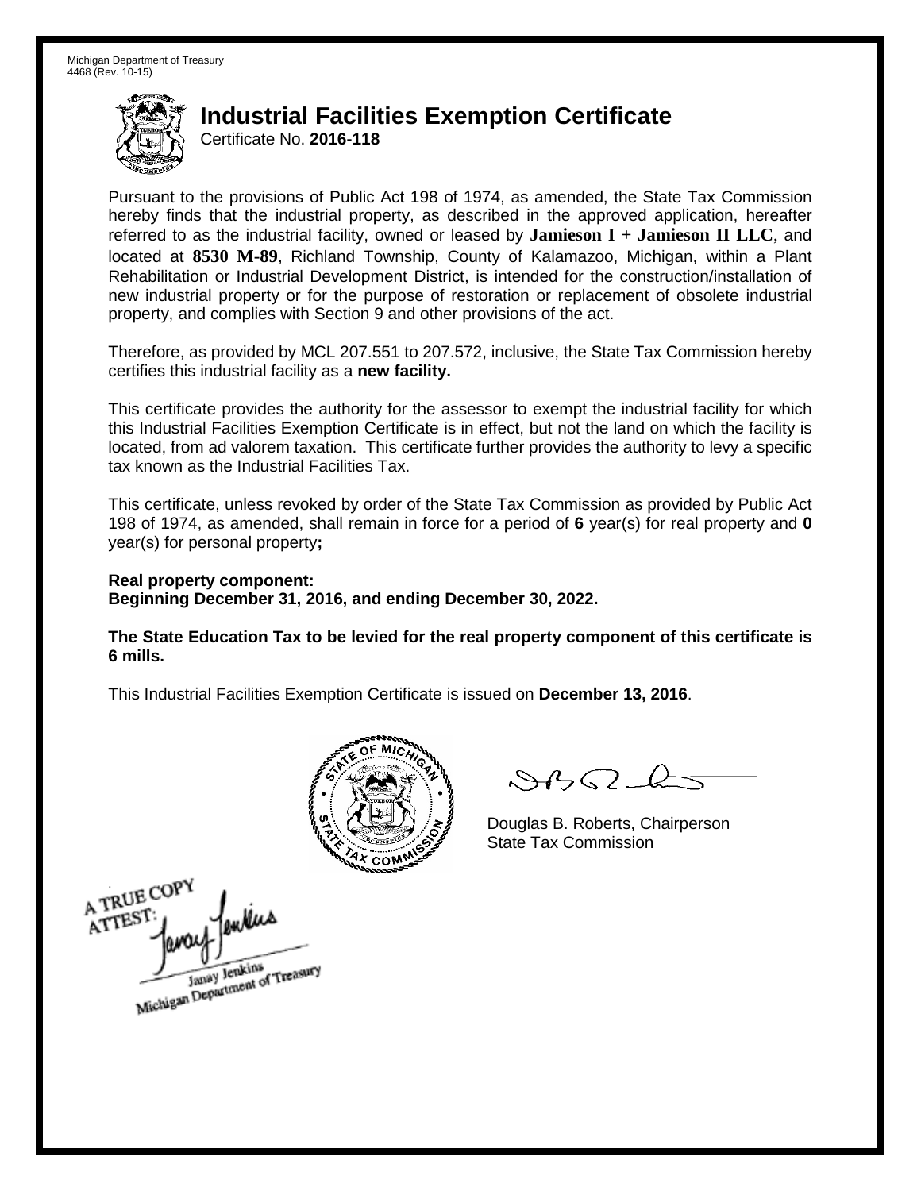Michigan Department of Treasury
4468 (Rev. 10-15)

# Industrial Facilities Exemption Certificate

Certificate No. **2016-118**

Pursuant to the provisions of Public Act 198 of 1974, as amended, the State Tax Commission hereby finds that the industrial property, as described in the approved application, hereafter referred to as the industrial facility, owned or leased by **Jamieson I + Jamieson II LLC**, and located at **8530 M-89**, Richland Township, County of Kalamazoo, Michigan, within a Plant Rehabilitation or Industrial Development District, is intended for the construction/installation of new industrial property or for the purpose of restoration or replacement of obsolete industrial property, and complies with Section 9 and other provisions of the act.

Therefore, as provided by MCL 207.551 to 207.572, inclusive, the State Tax Commission hereby certifies this industrial facility as a **new facility.**

This certificate provides the authority for the assessor to exempt the industrial facility for which this Industrial Facilities Exemption Certificate is in effect, but not the land on which the facility is located, from ad valorem taxation. This certificate further provides the authority to levy a specific tax known as the Industrial Facilities Tax.

This certificate, unless revoked by order of the State Tax Commission as provided by Public Act 198 of 1974, as amended, shall remain in force for a period of **6** year(s) for real property and **0** year(s) for personal property**;**

**Real property component:**
**Beginning December 31, 2016, and ending December 30, 2022.**

**The State Education Tax to be levied for the real property component of this certificate is 6 mills.**

This Industrial Facilities Exemption Certificate is issued on **December 13, 2016**.

Douglas B. Roberts, Chairperson
State Tax Commission

A TRUE COPY
ATTEST:
Janay Jenkins
Michigan Department of Treasury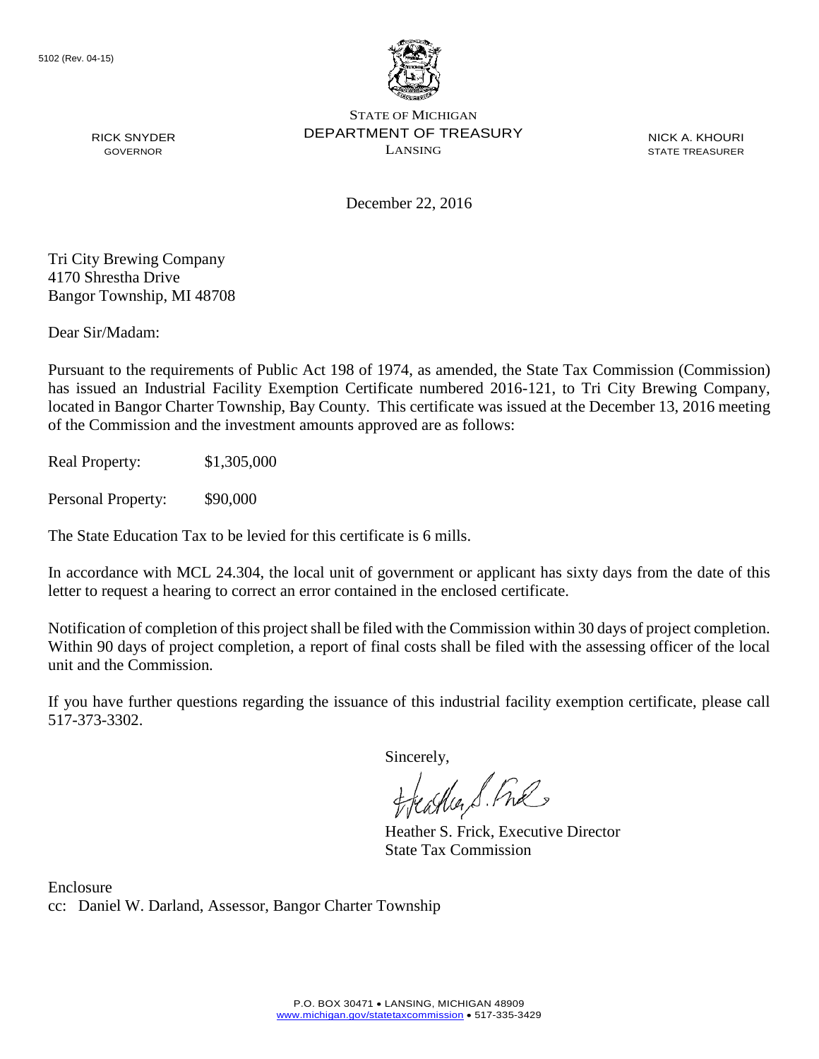5102 (Rev. 04-15)

STATE OF MICHIGAN
DEPARTMENT OF TREASURY
LANSING

RICK SNYDER
GOVERNOR

NICK A. KHOURI
STATE TREASURER

December 22, 2016

Tri City Brewing Company
4170 Shrestha Drive
Bangor Township, MI 48708

Dear Sir/Madam:

Pursuant to the requirements of Public Act 198 of 1974, as amended, the State Tax Commission (Commission) has issued an Industrial Facility Exemption Certificate numbered 2016-121, to Tri City Brewing Company, located in Bangor Charter Township, Bay County. This certificate was issued at the December 13, 2016 meeting of the Commission and the investment amounts approved are as follows:

Real Property: $1,305,000

Personal Property: $90,000

The State Education Tax to be levied for this certificate is 6 mills.

In accordance with MCL 24.304, the local unit of government or applicant has sixty days from the date of this letter to request a hearing to correct an error contained in the enclosed certificate.

Notification of completion of this project shall be filed with the Commission within 30 days of project completion. Within 90 days of project completion, a report of final costs shall be filed with the assessing officer of the local unit and the Commission.

If you have further questions regarding the issuance of this industrial facility exemption certificate, please call 517-373-3302.

Sincerely,

Heather S. Frick, Executive Director
State Tax Commission

Enclosure
cc: Daniel W. Darland, Assessor, Bangor Charter Township

P.O. BOX 30471 • LANSING, MICHIGAN 48909
www.michigan.gov/statetaxcommission • 517-335-3429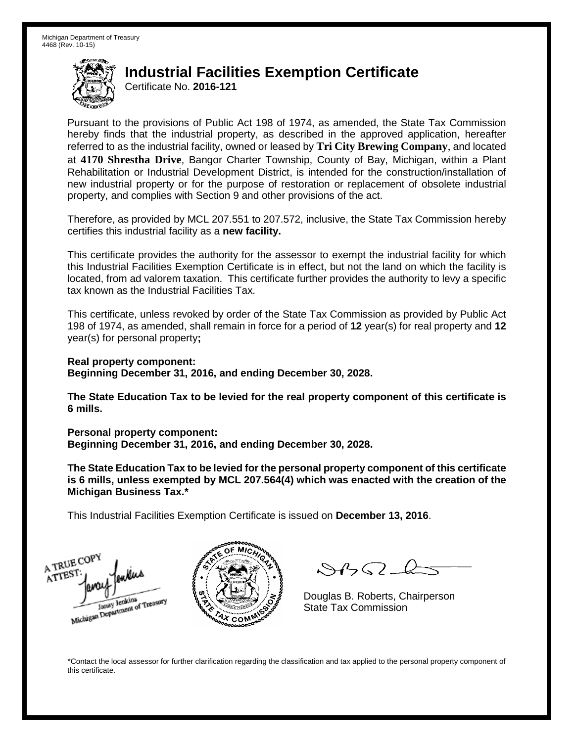Michigan Department of Treasury
4468 (Rev. 10-15)

# Industrial Facilities Exemption Certificate

Certificate No. **2016-121**

Pursuant to the provisions of Public Act 198 of 1974, as amended, the State Tax Commission hereby finds that the industrial property, as described in the approved application, hereafter referred to as the industrial facility, owned or leased by **Tri City Brewing Company**, and located at **4170 Shrestha Drive**, Bangor Charter Township, County of Bay, Michigan, within a Plant Rehabilitation or Industrial Development District, is intended for the construction/installation of new industrial property or for the purpose of restoration or replacement of obsolete industrial property, and complies with Section 9 and other provisions of the act.

Therefore, as provided by MCL 207.551 to 207.572, inclusive, the State Tax Commission hereby certifies this industrial facility as a **new facility.**

This certificate provides the authority for the assessor to exempt the industrial facility for which this Industrial Facilities Exemption Certificate is in effect, but not the land on which the facility is located, from ad valorem taxation. This certificate further provides the authority to levy a specific tax known as the Industrial Facilities Tax.

This certificate, unless revoked by order of the State Tax Commission as provided by Public Act 198 of 1974, as amended, shall remain in force for a period of **12** year(s) for real property and **12** year(s) for personal property**;**

**Real property component:**
**Beginning December 31, 2016, and ending December 30, 2028.**

**The State Education Tax to be levied for the real property component of this certificate is 6 mills.**

**Personal property component:**
**Beginning December 31, 2016, and ending December 30, 2028.**

**The State Education Tax to be levied for the personal property component of this certificate is 6 mills, unless exempted by MCL 207.564(4) which was enacted with the creation of the Michigan Business Tax.***

This Industrial Facilities Exemption Certificate is issued on **December 13, 2016**.

A TRUE COPY
ATTEST:
Janay Jenkins
Michigan Department of Treasury

Douglas B. Roberts, Chairperson
State Tax Commission

*Contact the local assessor for further clarification regarding the classification and tax applied to the personal property component of this certificate.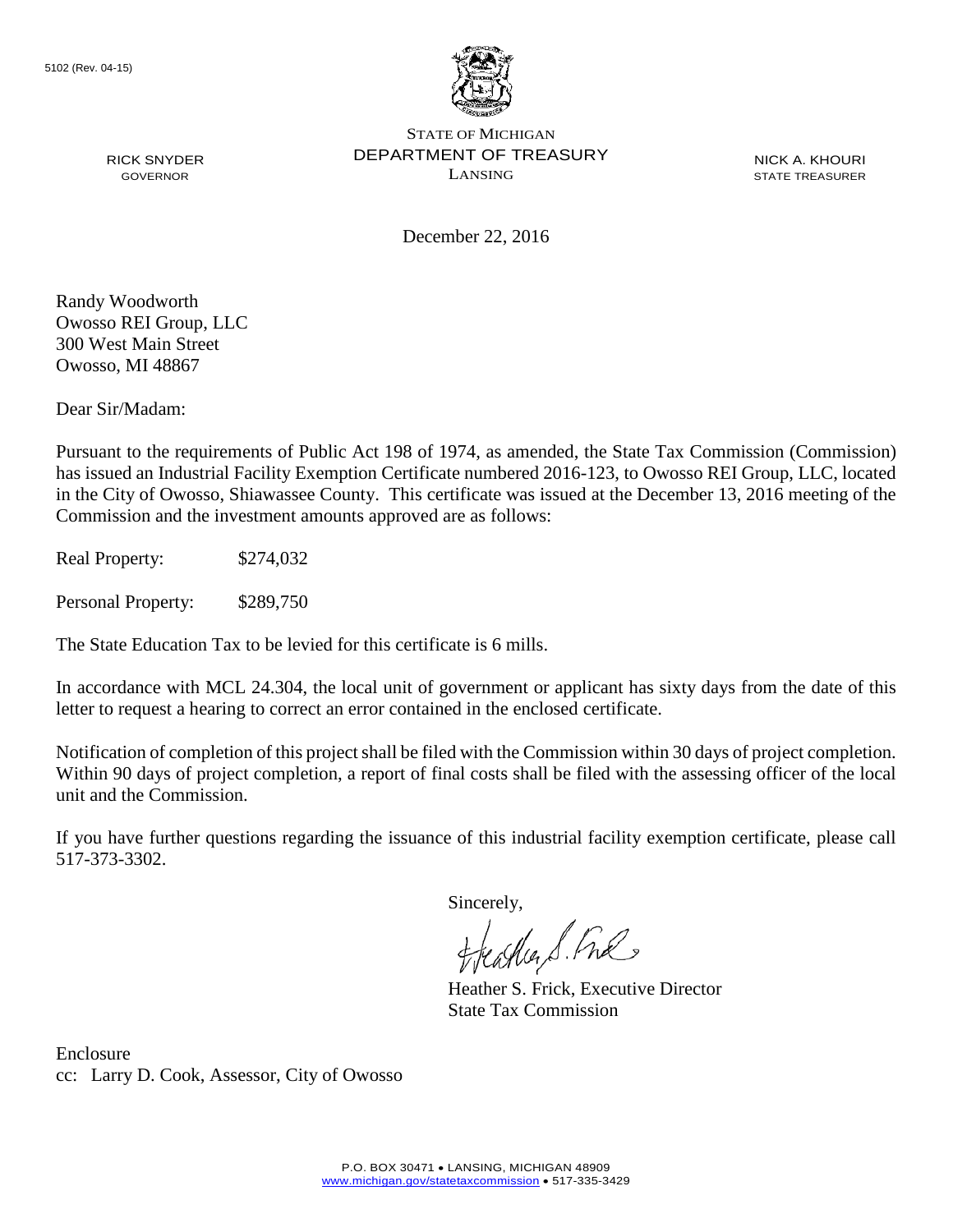5102 (Rev. 04-15)

STATE OF MICHIGAN
DEPARTMENT OF TREASURY
LANSING

RICK SNYDER
GOVERNOR

NICK A. KHOURI
STATE TREASURER

December 22, 2016

Randy Woodworth
Owosso REI Group, LLC
300 West Main Street
Owosso, MI 48867

Dear Sir/Madam:

Pursuant to the requirements of Public Act 198 of 1974, as amended, the State Tax Commission (Commission) has issued an Industrial Facility Exemption Certificate numbered 2016-123, to Owosso REI Group, LLC, located in the City of Owosso, Shiawassee County. This certificate was issued at the December 13, 2016 meeting of the Commission and the investment amounts approved are as follows:

Real Property: $274,032

Personal Property: $289,750

The State Education Tax to be levied for this certificate is 6 mills.

In accordance with MCL 24.304, the local unit of government or applicant has sixty days from the date of this letter to request a hearing to correct an error contained in the enclosed certificate.

Notification of completion of this project shall be filed with the Commission within 30 days of project completion. Within 90 days of project completion, a report of final costs shall be filed with the assessing officer of the local unit and the Commission.

If you have further questions regarding the issuance of this industrial facility exemption certificate, please call 517-373-3302.

Sincerely,

Heather S. Frick, Executive Director
State Tax Commission

Enclosure
cc: Larry D. Cook, Assessor, City of Owosso

P.O. BOX 30471 • LANSING, MICHIGAN 48909
www.michigan.gov/statetaxcommission • 517-335-3429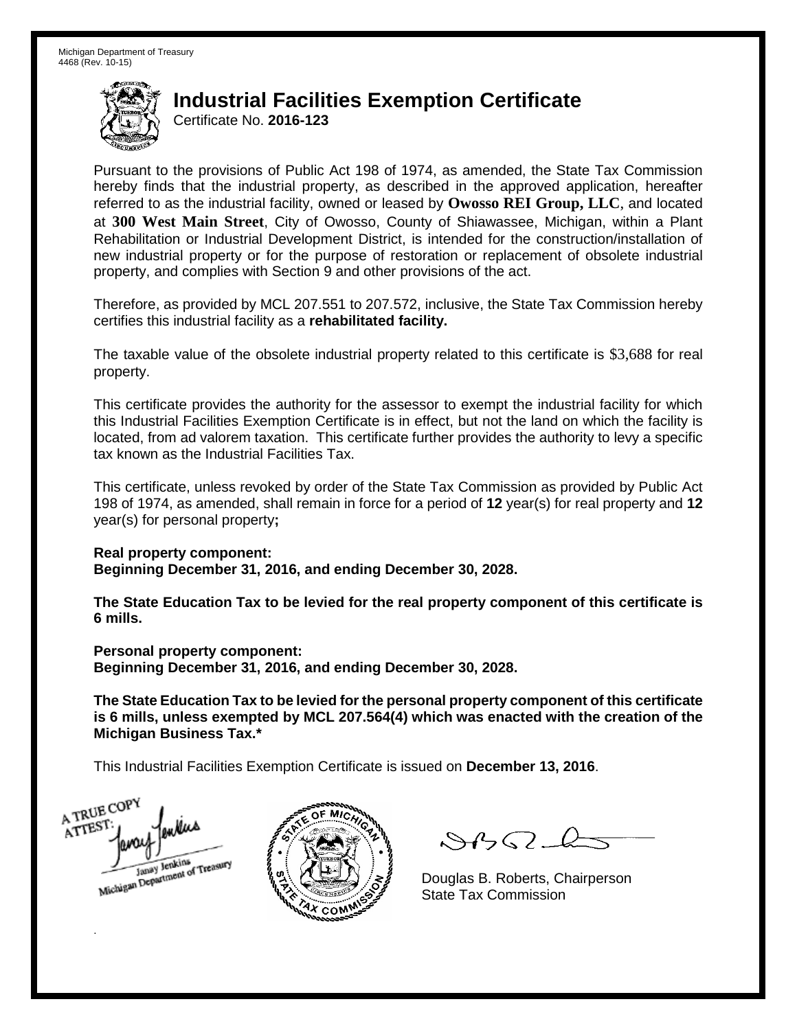Michigan Department of Treasury
4468 (Rev. 10-15)

# Industrial Facilities Exemption Certificate

Certificate No. **2016-123**

Pursuant to the provisions of Public Act 198 of 1974, as amended, the State Tax Commission hereby finds that the industrial property, as described in the approved application, hereafter referred to as the industrial facility, owned or leased by **Owosso REI Group, LLC**, and located at **300 West Main Street**, City of Owosso, County of Shiawassee, Michigan, within a Plant Rehabilitation or Industrial Development District, is intended for the construction/installation of new industrial property or for the purpose of restoration or replacement of obsolete industrial property, and complies with Section 9 and other provisions of the act.

Therefore, as provided by MCL 207.551 to 207.572, inclusive, the State Tax Commission hereby certifies this industrial facility as a **rehabilitated facility.**

The taxable value of the obsolete industrial property related to this certificate is $3,688 for real property.

This certificate provides the authority for the assessor to exempt the industrial facility for which this Industrial Facilities Exemption Certificate is in effect, but not the land on which the facility is located, from ad valorem taxation. This certificate further provides the authority to levy a specific tax known as the Industrial Facilities Tax.

This certificate, unless revoked by order of the State Tax Commission as provided by Public Act 198 of 1974, as amended, shall remain in force for a period of **12** year(s) for real property and **12** year(s) for personal property**;**

**Real property component:**
**Beginning December 31, 2016, and ending December 30, 2028.**

**The State Education Tax to be levied for the real property component of this certificate is 6 mills.**

**Personal property component:**
**Beginning December 31, 2016, and ending December 30, 2028.**

**The State Education Tax to be levied for the personal property component of this certificate is 6 mills, unless exempted by MCL 207.564(4) which was enacted with the creation of the Michigan Business Tax.***

This Industrial Facilities Exemption Certificate is issued on **December 13, 2016**.

A TRUE COPY
ATTEST:
Janay Jenkins
Michigan Department of Treasury

Douglas B. Roberts, Chairperson
State Tax Commission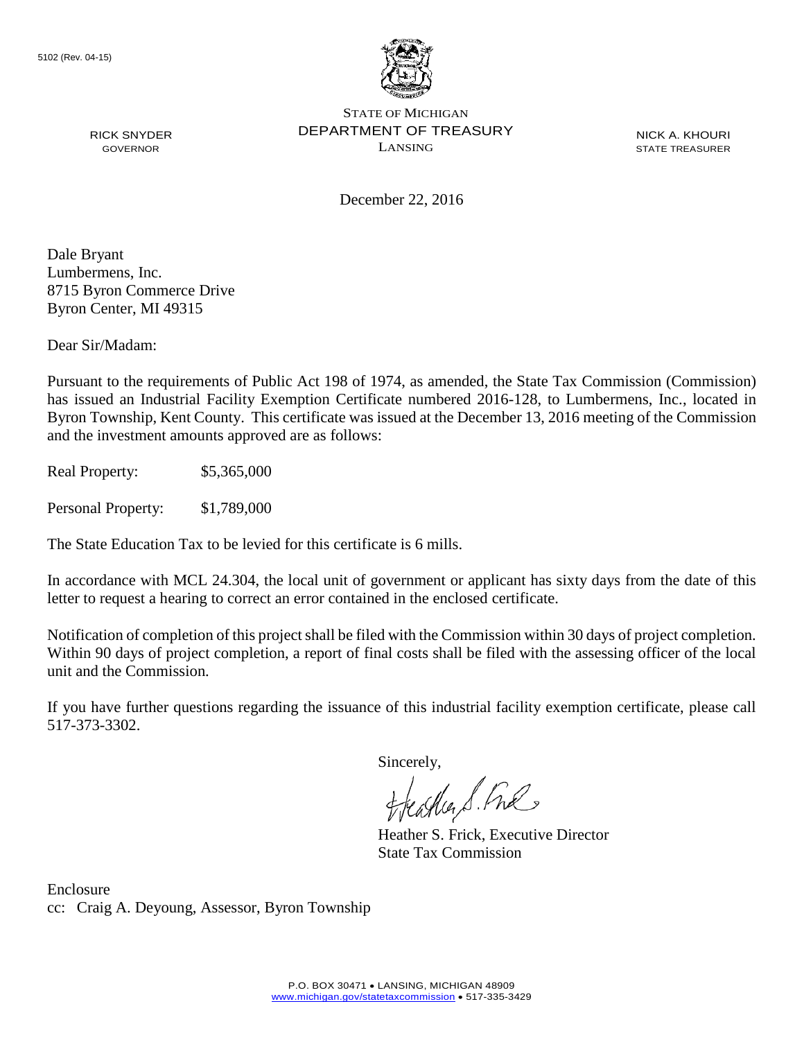5102 (Rev. 04-15)

STATE OF MICHIGAN
DEPARTMENT OF TREASURY
LANSING

RICK SNYDER
GOVERNOR

NICK A. KHOURI
STATE TREASURER

December 22, 2016

Dale Bryant
Lumbermens, Inc.
8715 Byron Commerce Drive
Byron Center, MI 49315

Dear Sir/Madam:

Pursuant to the requirements of Public Act 198 of 1974, as amended, the State Tax Commission (Commission) has issued an Industrial Facility Exemption Certificate numbered 2016-128, to Lumbermens, Inc., located in Byron Township, Kent County. This certificate was issued at the December 13, 2016 meeting of the Commission and the investment amounts approved are as follows:

Real Property: $5,365,000

Personal Property: $1,789,000

The State Education Tax to be levied for this certificate is 6 mills.

In accordance with MCL 24.304, the local unit of government or applicant has sixty days from the date of this letter to request a hearing to correct an error contained in the enclosed certificate.

Notification of completion of this project shall be filed with the Commission within 30 days of project completion. Within 90 days of project completion, a report of final costs shall be filed with the assessing officer of the local unit and the Commission.

If you have further questions regarding the issuance of this industrial facility exemption certificate, please call 517-373-3302.

Sincerely,

Heather S. Frick, Executive Director
State Tax Commission

Enclosure
cc: Craig A. Deyoung, Assessor, Byron Township

P.O. BOX 30471 • LANSING, MICHIGAN 48909
www.michigan.gov/statetaxcommission • 517-335-3429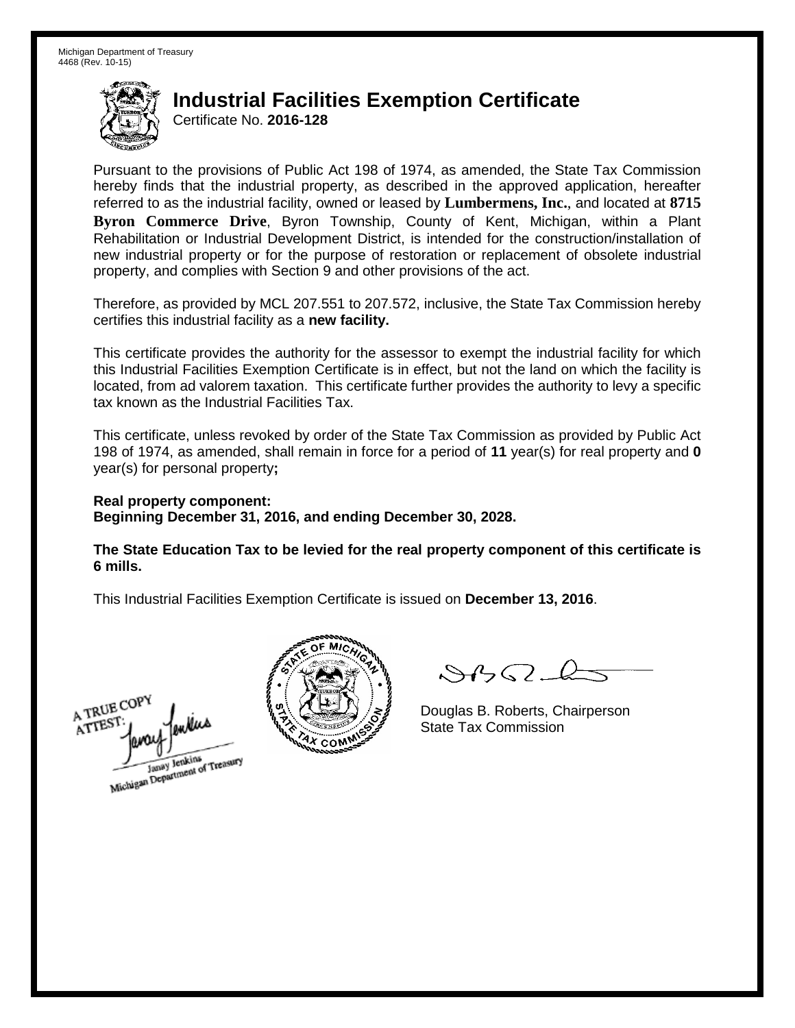Michigan Department of Treasury
4468 (Rev. 10-15)

# Industrial Facilities Exemption Certificate

Certificate No. **2016-128**

Pursuant to the provisions of Public Act 198 of 1974, as amended, the State Tax Commission hereby finds that the industrial property, as described in the approved application, hereafter referred to as the industrial facility, owned or leased by **Lumbermens, Inc.**, and located at **8715 Byron Commerce Drive**, Byron Township, County of Kent, Michigan, within a Plant Rehabilitation or Industrial Development District, is intended for the construction/installation of new industrial property or for the purpose of restoration or replacement of obsolete industrial property, and complies with Section 9 and other provisions of the act.

Therefore, as provided by MCL 207.551 to 207.572, inclusive, the State Tax Commission hereby certifies this industrial facility as a **new facility.**

This certificate provides the authority for the assessor to exempt the industrial facility for which this Industrial Facilities Exemption Certificate is in effect, but not the land on which the facility is located, from ad valorem taxation. This certificate further provides the authority to levy a specific tax known as the Industrial Facilities Tax.

This certificate, unless revoked by order of the State Tax Commission as provided by Public Act 198 of 1974, as amended, shall remain in force for a period of **11** year(s) for real property and **0** year(s) for personal property**;**

**Real property component:**
**Beginning December 31, 2016, and ending December 30, 2028.**

**The State Education Tax to be levied for the real property component of this certificate is 6 mills.**

This Industrial Facilities Exemption Certificate is issued on **December 13, 2016**.

A TRUE COPY
ATTEST:
Janay Jenkins
Michigan Department of Treasury

Douglas B. Roberts, Chairperson
State Tax Commission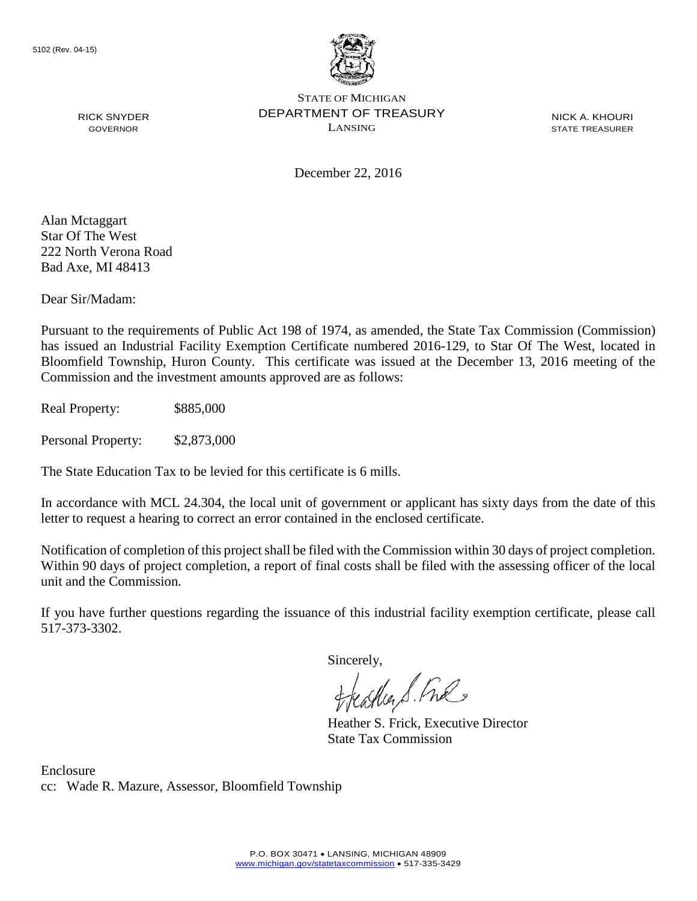5102 (Rev. 04-15)

STATE OF MICHIGAN
DEPARTMENT OF TREASURY
LANSING

RICK SNYDER
GOVERNOR

NICK A. KHOURI
STATE TREASURER

December 22, 2016

Alan Mctaggart
Star Of The West
222 North Verona Road
Bad Axe, MI 48413

Dear Sir/Madam:

Pursuant to the requirements of Public Act 198 of 1974, as amended, the State Tax Commission (Commission) has issued an Industrial Facility Exemption Certificate numbered 2016-129, to Star Of The West, located in Bloomfield Township, Huron County. This certificate was issued at the December 13, 2016 meeting of the Commission and the investment amounts approved are as follows:

Real Property: $885,000

Personal Property: $2,873,000

The State Education Tax to be levied for this certificate is 6 mills.

In accordance with MCL 24.304, the local unit of government or applicant has sixty days from the date of this letter to request a hearing to correct an error contained in the enclosed certificate.

Notification of completion of this project shall be filed with the Commission within 30 days of project completion. Within 90 days of project completion, a report of final costs shall be filed with the assessing officer of the local unit and the Commission.

If you have further questions regarding the issuance of this industrial facility exemption certificate, please call 517-373-3302.

Sincerely,

Heather S. Frick, Executive Director
State Tax Commission

Enclosure
cc: Wade R. Mazure, Assessor, Bloomfield Township

P.O. BOX 30471 • LANSING, MICHIGAN 48909
www.michigan.gov/statetaxcommission • 517-335-3429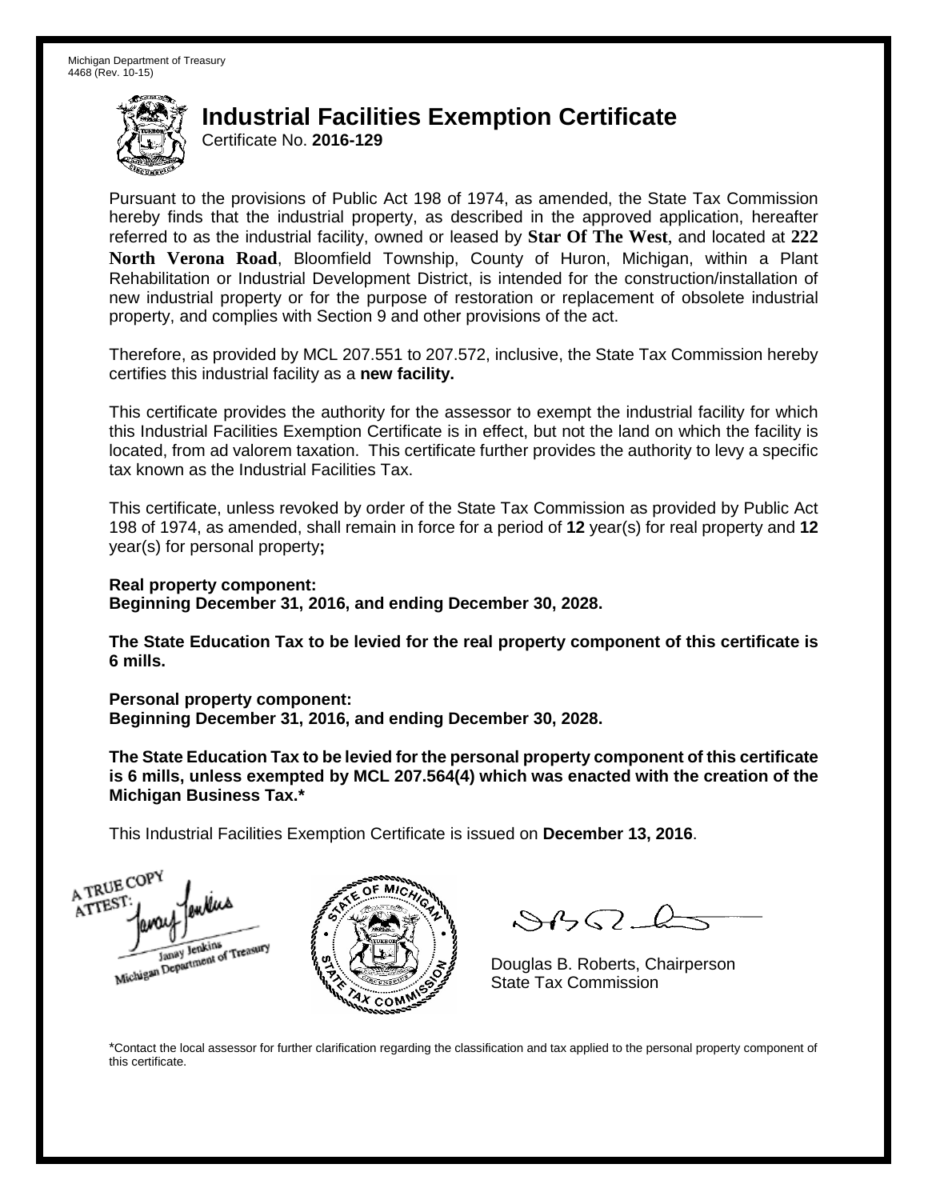Michigan Department of Treasury
4468 (Rev. 10-15)

# Industrial Facilities Exemption Certificate

Certificate No. **2016-129**

Pursuant to the provisions of Public Act 198 of 1974, as amended, the State Tax Commission hereby finds that the industrial property, as described in the approved application, hereafter referred to as the industrial facility, owned or leased by **Star Of The West**, and located at **222 North Verona Road**, Bloomfield Township, County of Huron, Michigan, within a Plant Rehabilitation or Industrial Development District, is intended for the construction/installation of new industrial property or for the purpose of restoration or replacement of obsolete industrial property, and complies with Section 9 and other provisions of the act.

Therefore, as provided by MCL 207.551 to 207.572, inclusive, the State Tax Commission hereby certifies this industrial facility as a **new facility.**

This certificate provides the authority for the assessor to exempt the industrial facility for which this Industrial Facilities Exemption Certificate is in effect, but not the land on which the facility is located, from ad valorem taxation. This certificate further provides the authority to levy a specific tax known as the Industrial Facilities Tax.

This certificate, unless revoked by order of the State Tax Commission as provided by Public Act 198 of 1974, as amended, shall remain in force for a period of **12** year(s) for real property and **12** year(s) for personal property**;**

**Real property component:**
**Beginning December 31, 2016, and ending December 30, 2028.**

**The State Education Tax to be levied for the real property component of this certificate is 6 mills.**

**Personal property component:**
**Beginning December 31, 2016, and ending December 30, 2028.**

**The State Education Tax to be levied for the personal property component of this certificate is 6 mills, unless exempted by MCL 207.564(4) which was enacted with the creation of the Michigan Business Tax.***

This Industrial Facilities Exemption Certificate is issued on **December 13, 2016**.

A TRUE COPY
ATTEST:
Janay Jenkins
Michigan Department of Treasury

Douglas B. Roberts, Chairperson
State Tax Commission

*Contact the local assessor for further clarification regarding the classification and tax applied to the personal property component of this certificate.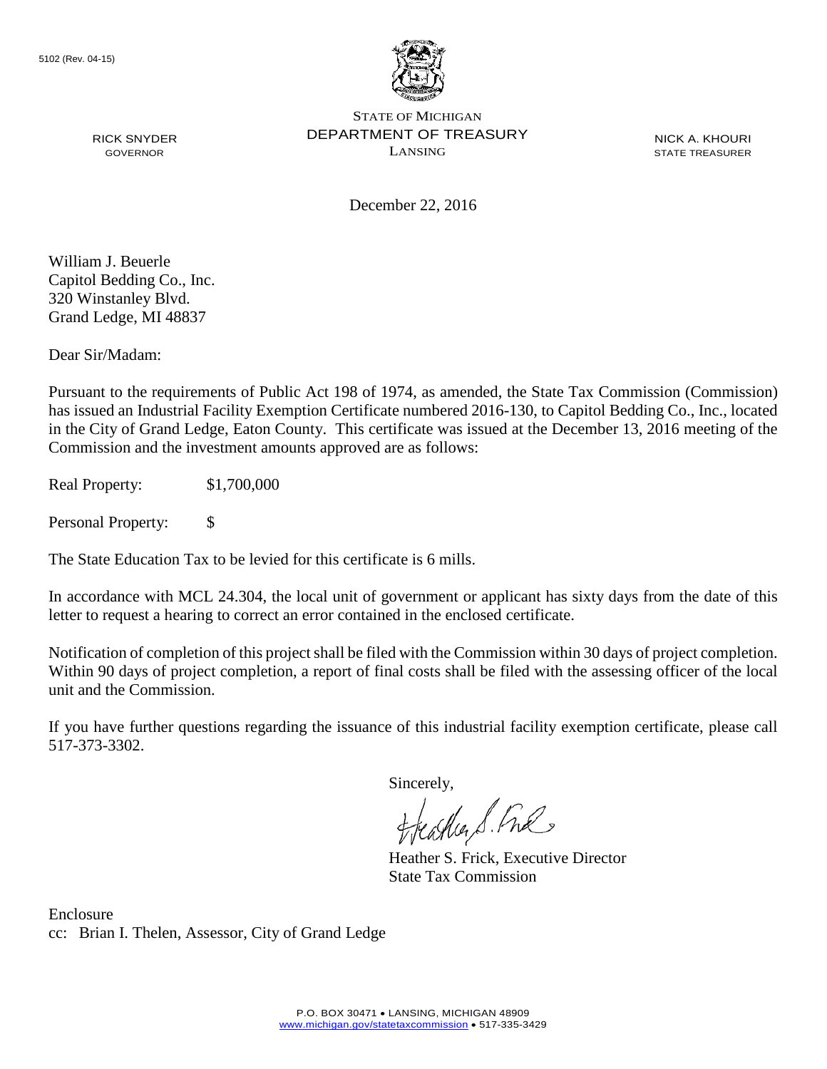5102 (Rev. 04-15)

STATE OF MICHIGAN
DEPARTMENT OF TREASURY
LANSING

RICK SNYDER
GOVERNOR

NICK A. KHOURI
STATE TREASURER

December 22, 2016

William J. Beuerle
Capitol Bedding Co., Inc.
320 Winstanley Blvd.
Grand Ledge, MI 48837

Dear Sir/Madam:

Pursuant to the requirements of Public Act 198 of 1974, as amended, the State Tax Commission (Commission) has issued an Industrial Facility Exemption Certificate numbered 2016-130, to Capitol Bedding Co., Inc., located in the City of Grand Ledge, Eaton County. This certificate was issued at the December 13, 2016 meeting of the Commission and the investment amounts approved are as follows:

Real Property: $1,700,000

Personal Property: $

The State Education Tax to be levied for this certificate is 6 mills.

In accordance with MCL 24.304, the local unit of government or applicant has sixty days from the date of this letter to request a hearing to correct an error contained in the enclosed certificate.

Notification of completion of this project shall be filed with the Commission within 30 days of project completion. Within 90 days of project completion, a report of final costs shall be filed with the assessing officer of the local unit and the Commission.

If you have further questions regarding the issuance of this industrial facility exemption certificate, please call 517-373-3302.

Sincerely,

Heather S. Frick, Executive Director
State Tax Commission

Enclosure
cc: Brian I. Thelen, Assessor, City of Grand Ledge

P.O. BOX 30471 • LANSING, MICHIGAN 48909
www.michigan.gov/statetaxcommission • 517-335-3429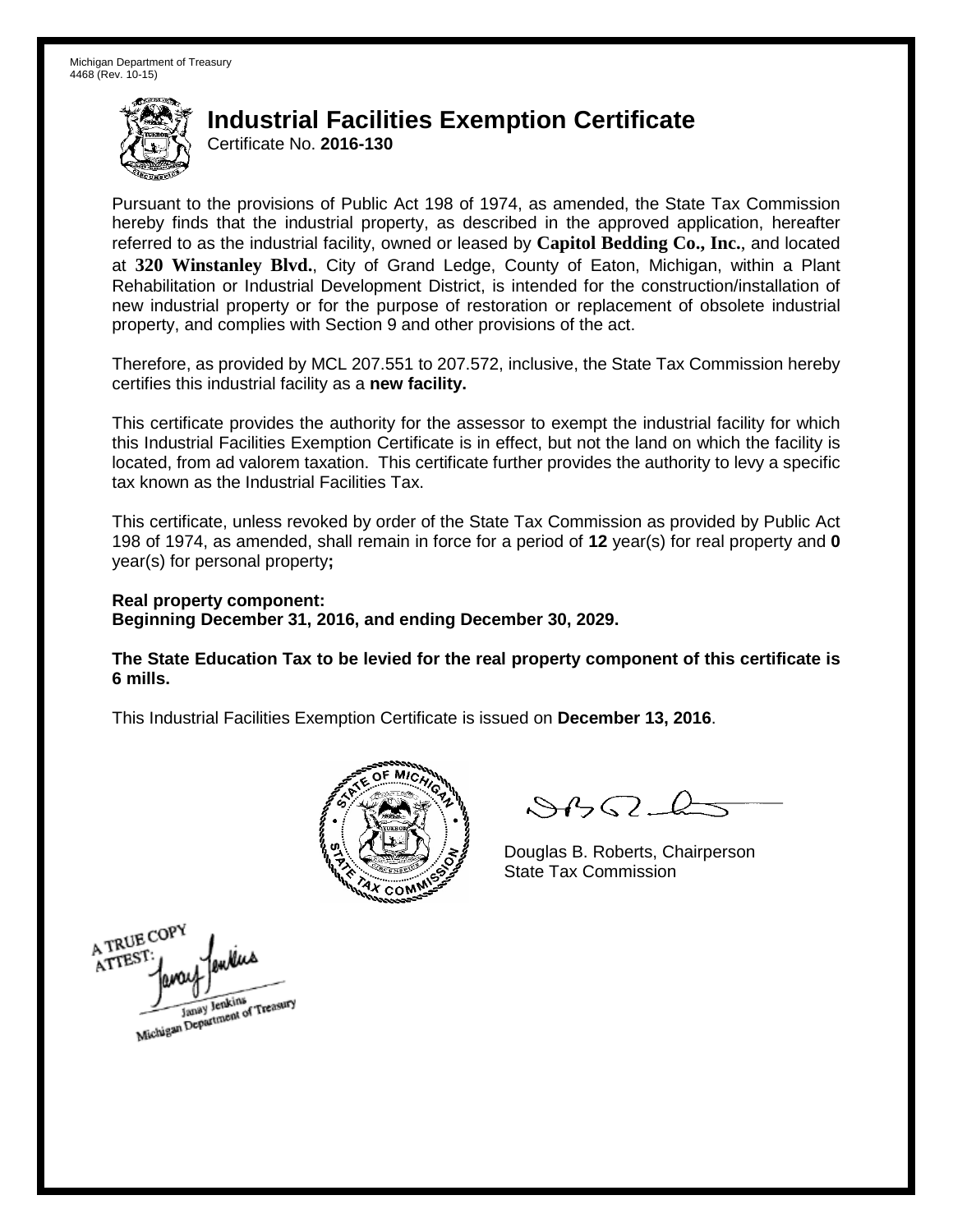Michigan Department of Treasury
4468 (Rev. 10-15)

# Industrial Facilities Exemption Certificate

Certificate No. **2016-130**

Pursuant to the provisions of Public Act 198 of 1974, as amended, the State Tax Commission hereby finds that the industrial property, as described in the approved application, hereafter referred to as the industrial facility, owned or leased by **Capitol Bedding Co., Inc.**, and located at **320 Winstanley Blvd.**, City of Grand Ledge, County of Eaton, Michigan, within a Plant Rehabilitation or Industrial Development District, is intended for the construction/installation of new industrial property or for the purpose of restoration or replacement of obsolete industrial property, and complies with Section 9 and other provisions of the act.

Therefore, as provided by MCL 207.551 to 207.572, inclusive, the State Tax Commission hereby certifies this industrial facility as a **new facility.**

This certificate provides the authority for the assessor to exempt the industrial facility for which this Industrial Facilities Exemption Certificate is in effect, but not the land on which the facility is located, from ad valorem taxation. This certificate further provides the authority to levy a specific tax known as the Industrial Facilities Tax.

This certificate, unless revoked by order of the State Tax Commission as provided by Public Act 198 of 1974, as amended, shall remain in force for a period of **12** year(s) for real property and **0** year(s) for personal property**;**

**Real property component:**
**Beginning December 31, 2016, and ending December 30, 2029.**

**The State Education Tax to be levied for the real property component of this certificate is 6 mills.**

This Industrial Facilities Exemption Certificate is issued on **December 13, 2016**.

Douglas B. Roberts, Chairperson
State Tax Commission

A TRUE COPY
ATTEST:
Janay Jenkins
Michigan Department of Treasury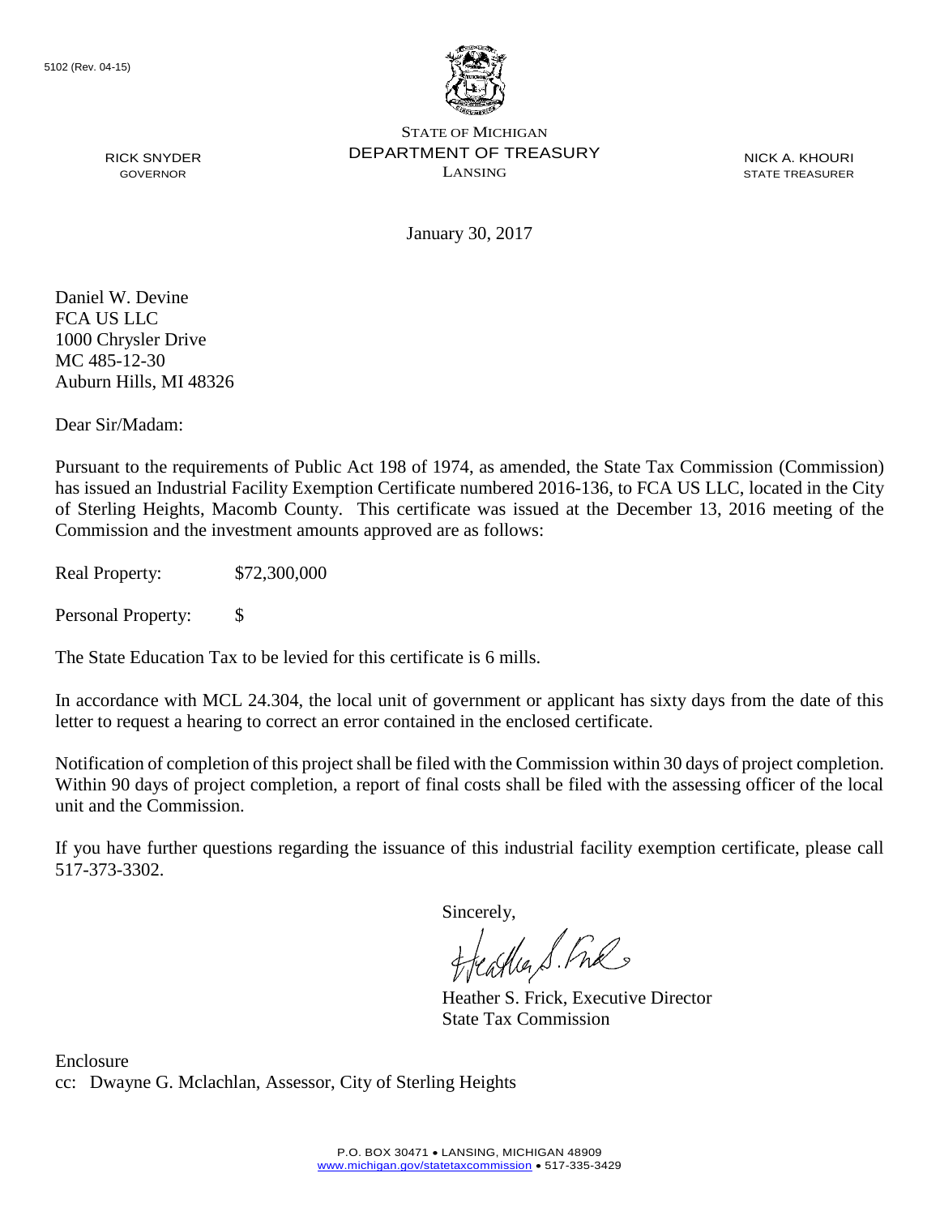5102 (Rev. 04-15)

STATE OF MICHIGAN
DEPARTMENT OF TREASURY
LANSING

RICK SNYDER
GOVERNOR

NICK A. KHOURI
STATE TREASURER

January 30, 2017

Daniel W. Devine
FCA US LLC
1000 Chrysler Drive
MC 485-12-30
Auburn Hills, MI 48326

Dear Sir/Madam:

Pursuant to the requirements of Public Act 198 of 1974, as amended, the State Tax Commission (Commission) has issued an Industrial Facility Exemption Certificate numbered 2016-136, to FCA US LLC, located in the City of Sterling Heights, Macomb County. This certificate was issued at the December 13, 2016 meeting of the Commission and the investment amounts approved are as follows:

Real Property: $72,300,000

Personal Property: $

The State Education Tax to be levied for this certificate is 6 mills.

In accordance with MCL 24.304, the local unit of government or applicant has sixty days from the date of this letter to request a hearing to correct an error contained in the enclosed certificate.

Notification of completion of this project shall be filed with the Commission within 30 days of project completion. Within 90 days of project completion, a report of final costs shall be filed with the assessing officer of the local unit and the Commission.

If you have further questions regarding the issuance of this industrial facility exemption certificate, please call 517-373-3302.

Sincerely,

Heather S. Frick, Executive Director
State Tax Commission

Enclosure
cc: Dwayne G. Mclachlan, Assessor, City of Sterling Heights

P.O. BOX 30471 • LANSING, MICHIGAN 48909
www.michigan.gov/statetaxcommission • 517-335-3429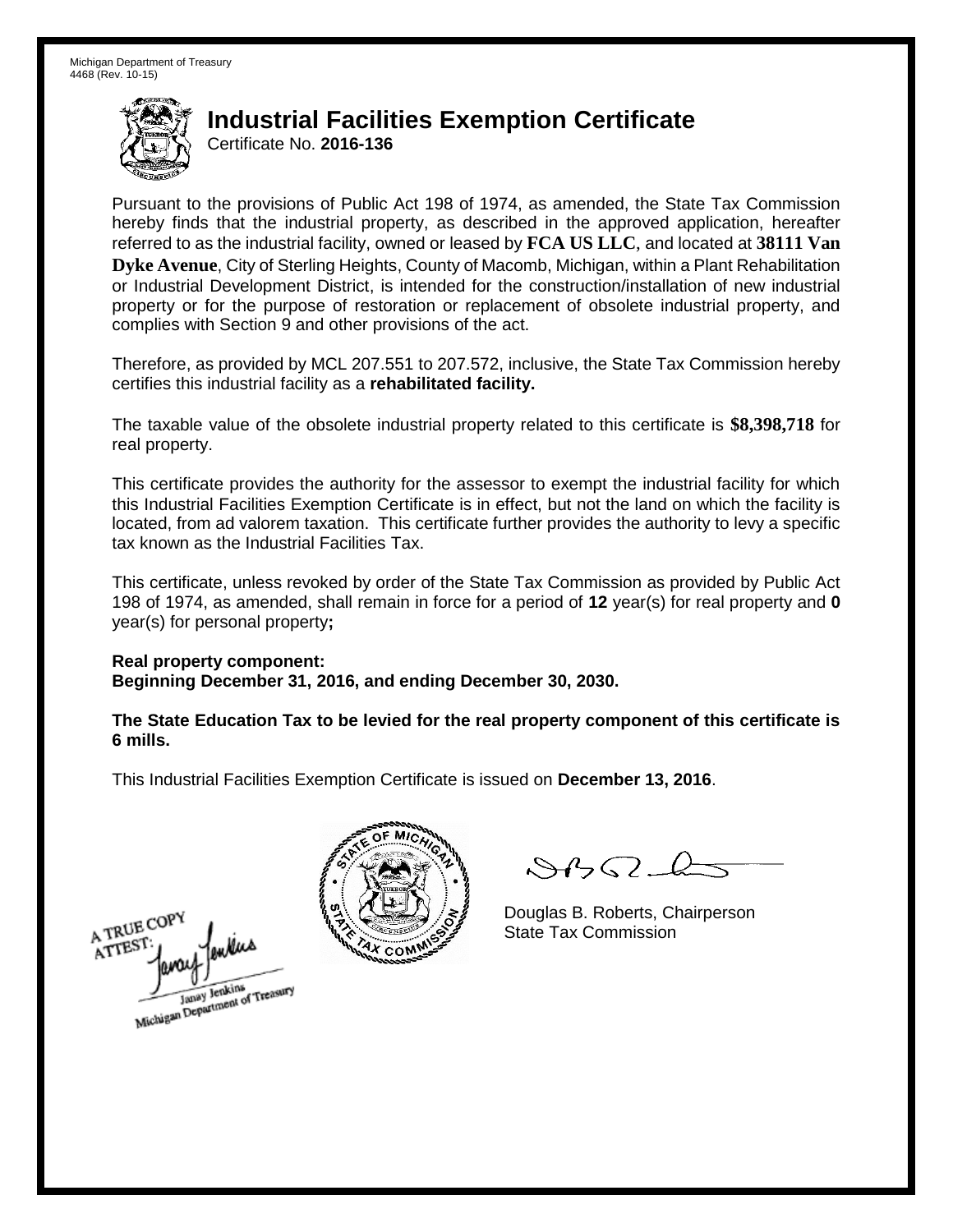Michigan Department of Treasury
4468 (Rev. 10-15)

# Industrial Facilities Exemption Certificate

Certificate No. **2016-136**

Pursuant to the provisions of Public Act 198 of 1974, as amended, the State Tax Commission hereby finds that the industrial property, as described in the approved application, hereafter referred to as the industrial facility, owned or leased by **FCA US LLC**, and located at **38111 Van Dyke Avenue**, City of Sterling Heights, County of Macomb, Michigan, within a Plant Rehabilitation or Industrial Development District, is intended for the construction/installation of new industrial property or for the purpose of restoration or replacement of obsolete industrial property, and complies with Section 9 and other provisions of the act.

Therefore, as provided by MCL 207.551 to 207.572, inclusive, the State Tax Commission hereby certifies this industrial facility as a **rehabilitated facility.**

The taxable value of the obsolete industrial property related to this certificate is **$8,398,718** for real property.

This certificate provides the authority for the assessor to exempt the industrial facility for which this Industrial Facilities Exemption Certificate is in effect, but not the land on which the facility is located, from ad valorem taxation. This certificate further provides the authority to levy a specific tax known as the Industrial Facilities Tax.

This certificate, unless revoked by order of the State Tax Commission as provided by Public Act 198 of 1974, as amended, shall remain in force for a period of **12** year(s) for real property and **0** year(s) for personal property**;**

**Real property component:**
**Beginning December 31, 2016, and ending December 30, 2030.**

**The State Education Tax to be levied for the real property component of this certificate is 6 mills.**

This Industrial Facilities Exemption Certificate is issued on **December 13, 2016**.

A TRUE COPY
ATTEST:
Janay Jenkins
Michigan Department of Treasury

Douglas B. Roberts, Chairperson
State Tax Commission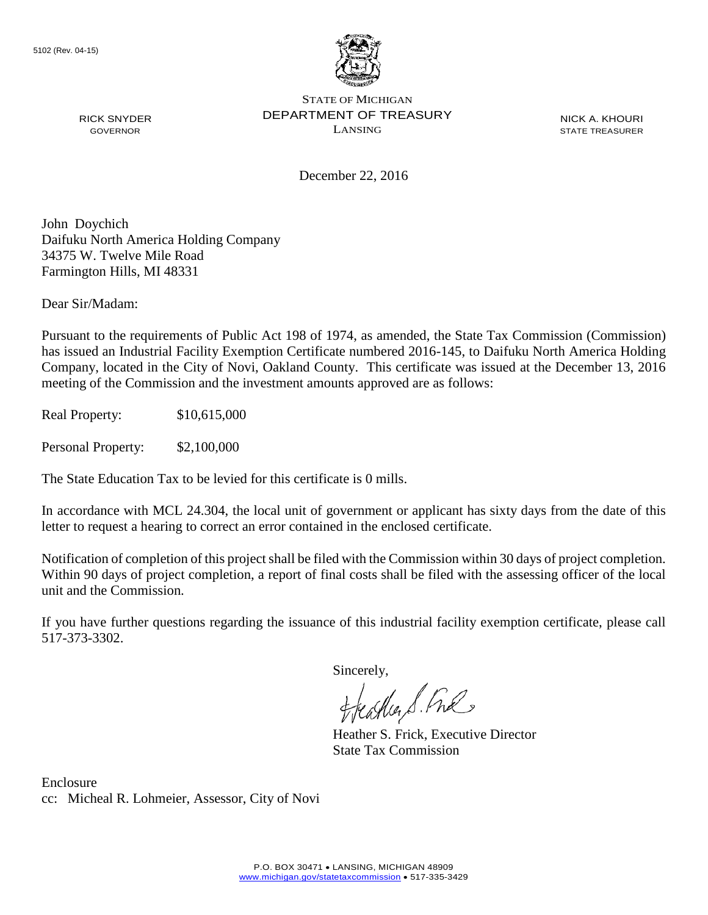5102 (Rev. 04-15)

STATE OF MICHIGAN
DEPARTMENT OF TREASURY
LANSING

RICK SNYDER
GOVERNOR

NICK A. KHOURI
STATE TREASURER

December 22, 2016

John Doychich
Daifuku North America Holding Company
34375 W. Twelve Mile Road
Farmington Hills, MI 48331

Dear Sir/Madam:

Pursuant to the requirements of Public Act 198 of 1974, as amended, the State Tax Commission (Commission) has issued an Industrial Facility Exemption Certificate numbered 2016-145, to Daifuku North America Holding Company, located in the City of Novi, Oakland County. This certificate was issued at the December 13, 2016 meeting of the Commission and the investment amounts approved are as follows:

Real Property: $10,615,000

Personal Property: $2,100,000

The State Education Tax to be levied for this certificate is 0 mills.

In accordance with MCL 24.304, the local unit of government or applicant has sixty days from the date of this letter to request a hearing to correct an error contained in the enclosed certificate.

Notification of completion of this project shall be filed with the Commission within 30 days of project completion. Within 90 days of project completion, a report of final costs shall be filed with the assessing officer of the local unit and the Commission.

If you have further questions regarding the issuance of this industrial facility exemption certificate, please call 517-373-3302.

Sincerely,

Heather S. Frick, Executive Director
State Tax Commission

Enclosure
cc: Micheal R. Lohmeier, Assessor, City of Novi

P.O. BOX 30471 • LANSING, MICHIGAN 48909
www.michigan.gov/statetaxcommission • 517-335-3429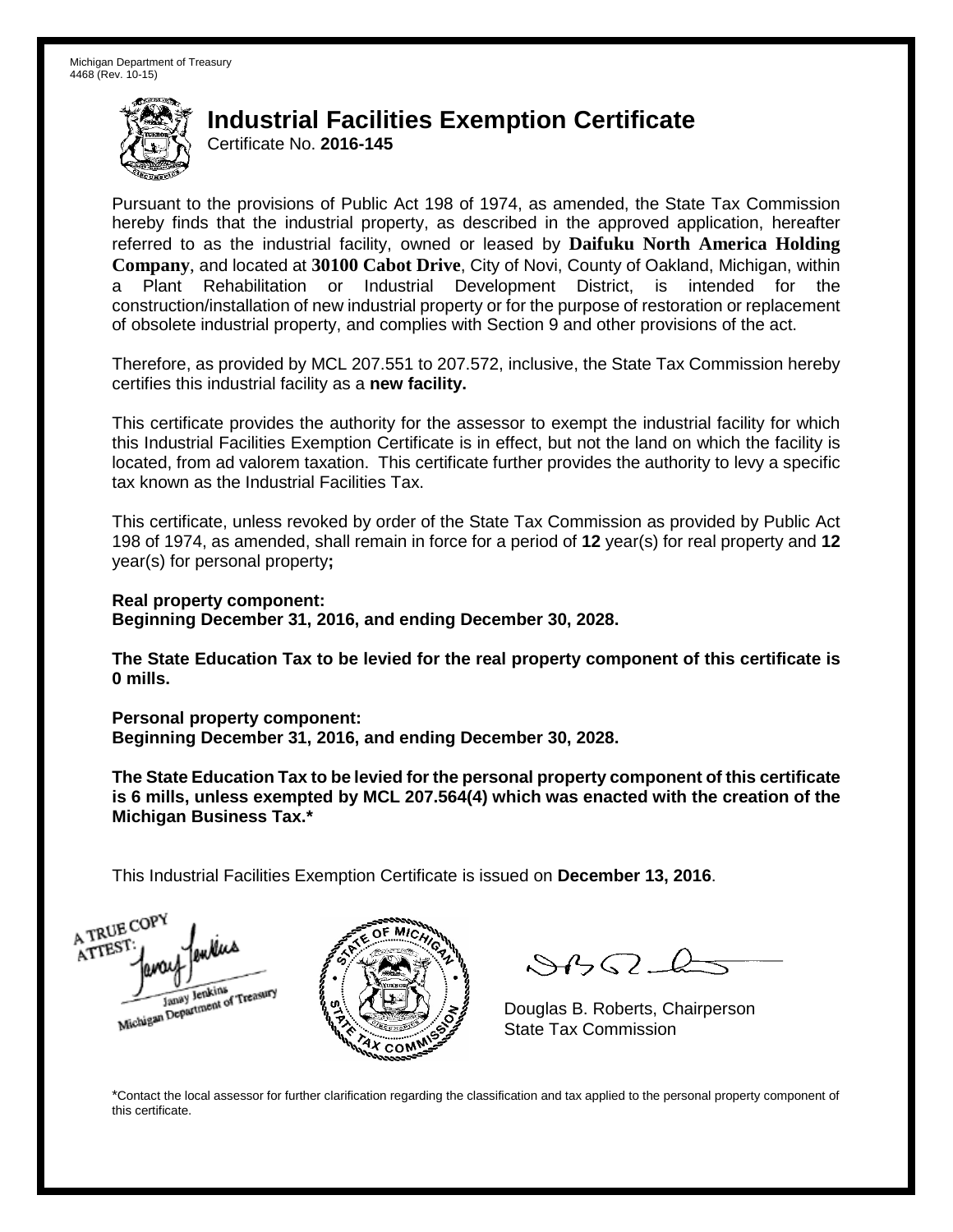Michigan Department of Treasury
4468 (Rev. 10-15)

# Industrial Facilities Exemption Certificate

Certificate No. **2016-145**

Pursuant to the provisions of Public Act 198 of 1974, as amended, the State Tax Commission hereby finds that the industrial property, as described in the approved application, hereafter referred to as the industrial facility, owned or leased by **Daifuku North America Holding Company**, and located at **30100 Cabot Drive**, City of Novi, County of Oakland, Michigan, within a Plant Rehabilitation or Industrial Development District, is intended for the construction/installation of new industrial property or for the purpose of restoration or replacement of obsolete industrial property, and complies with Section 9 and other provisions of the act.

Therefore, as provided by MCL 207.551 to 207.572, inclusive, the State Tax Commission hereby certifies this industrial facility as a **new facility.**

This certificate provides the authority for the assessor to exempt the industrial facility for which this Industrial Facilities Exemption Certificate is in effect, but not the land on which the facility is located, from ad valorem taxation. This certificate further provides the authority to levy a specific tax known as the Industrial Facilities Tax.

This certificate, unless revoked by order of the State Tax Commission as provided by Public Act 198 of 1974, as amended, shall remain in force for a period of **12** year(s) for real property and **12** year(s) for personal property**;**

**Real property component:**
**Beginning December 31, 2016, and ending December 30, 2028.**

**The State Education Tax to be levied for the real property component of this certificate is 0 mills.**

**Personal property component:**
**Beginning December 31, 2016, and ending December 30, 2028.**

**The State Education Tax to be levied for the personal property component of this certificate is 6 mills, unless exempted by MCL 207.564(4) which was enacted with the creation of the Michigan Business Tax.***

This Industrial Facilities Exemption Certificate is issued on **December 13, 2016**.

A TRUE COPY
ATTEST:
Janay Jenkins
Michigan Department of Treasury

Douglas B. Roberts, Chairperson
State Tax Commission

*Contact the local assessor for further clarification regarding the classification and tax applied to the personal property component of this certificate.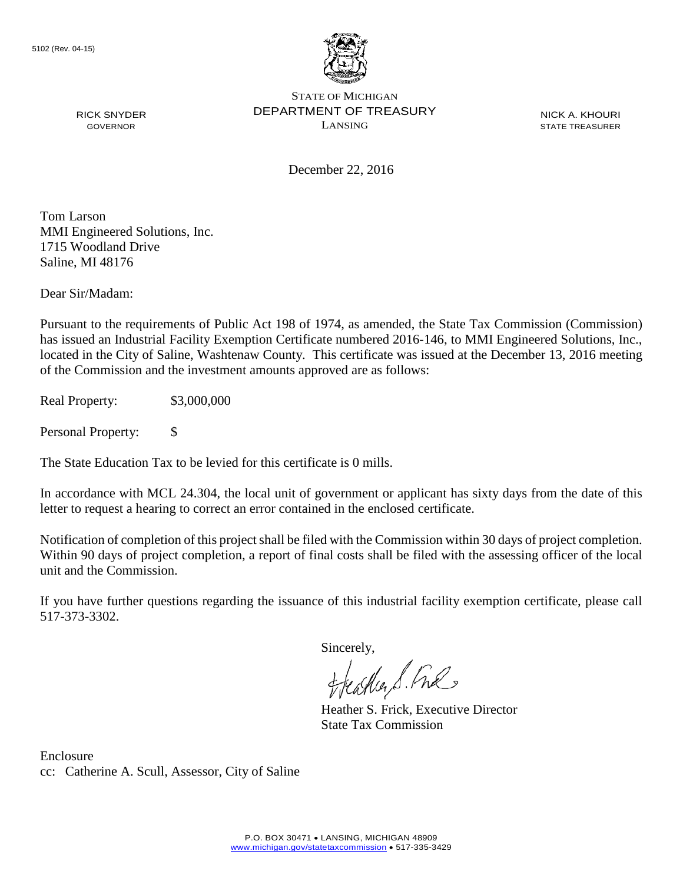5102 (Rev. 04-15)

STATE OF MICHIGAN
DEPARTMENT OF TREASURY
LANSING

RICK SNYDER
GOVERNOR

NICK A. KHOURI
STATE TREASURER

December 22, 2016

Tom Larson
MMI Engineered Solutions, Inc.
1715 Woodland Drive
Saline, MI 48176

Dear Sir/Madam:

Pursuant to the requirements of Public Act 198 of 1974, as amended, the State Tax Commission (Commission) has issued an Industrial Facility Exemption Certificate numbered 2016-146, to MMI Engineered Solutions, Inc., located in the City of Saline, Washtenaw County. This certificate was issued at the December 13, 2016 meeting of the Commission and the investment amounts approved are as follows:

Real Property: $3,000,000

Personal Property: $

The State Education Tax to be levied for this certificate is 0 mills.

In accordance with MCL 24.304, the local unit of government or applicant has sixty days from the date of this letter to request a hearing to correct an error contained in the enclosed certificate.

Notification of completion of this project shall be filed with the Commission within 30 days of project completion. Within 90 days of project completion, a report of final costs shall be filed with the assessing officer of the local unit and the Commission.

If you have further questions regarding the issuance of this industrial facility exemption certificate, please call 517-373-3302.

Sincerely,

Heather S. Frick, Executive Director
State Tax Commission

Enclosure
cc: Catherine A. Scull, Assessor, City of Saline

P.O. BOX 30471 • LANSING, MICHIGAN 48909
www.michigan.gov/statetaxcommission • 517-335-3429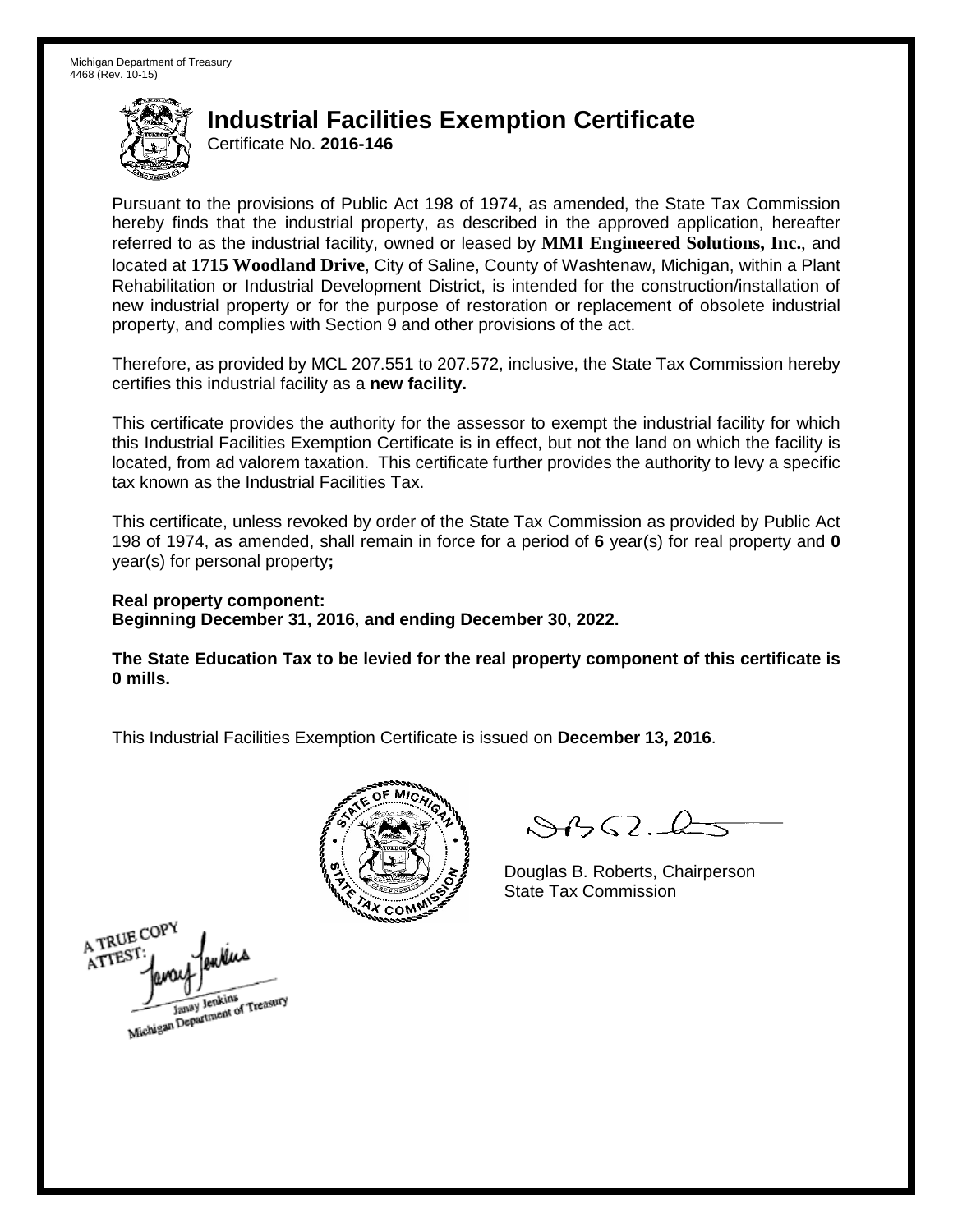Michigan Department of Treasury
4468 (Rev. 10-15)

# Industrial Facilities Exemption Certificate

Certificate No. **2016-146**

Pursuant to the provisions of Public Act 198 of 1974, as amended, the State Tax Commission hereby finds that the industrial property, as described in the approved application, hereafter referred to as the industrial facility, owned or leased by **MMI Engineered Solutions, Inc.**, and located at **1715 Woodland Drive**, City of Saline, County of Washtenaw, Michigan, within a Plant Rehabilitation or Industrial Development District, is intended for the construction/installation of new industrial property or for the purpose of restoration or replacement of obsolete industrial property, and complies with Section 9 and other provisions of the act.

Therefore, as provided by MCL 207.551 to 207.572, inclusive, the State Tax Commission hereby certifies this industrial facility as a **new facility.**

This certificate provides the authority for the assessor to exempt the industrial facility for which this Industrial Facilities Exemption Certificate is in effect, but not the land on which the facility is located, from ad valorem taxation. This certificate further provides the authority to levy a specific tax known as the Industrial Facilities Tax.

This certificate, unless revoked by order of the State Tax Commission as provided by Public Act 198 of 1974, as amended, shall remain in force for a period of **6** year(s) for real property and **0** year(s) for personal property**;**

**Real property component:**
**Beginning December 31, 2016, and ending December 30, 2022.**

**The State Education Tax to be levied for the real property component of this certificate is 0 mills.**

This Industrial Facilities Exemption Certificate is issued on **December 13, 2016**.

Douglas B. Roberts, Chairperson
State Tax Commission

A TRUE COPY
ATTEST:
Janay Jenkins
Michigan Department of Treasury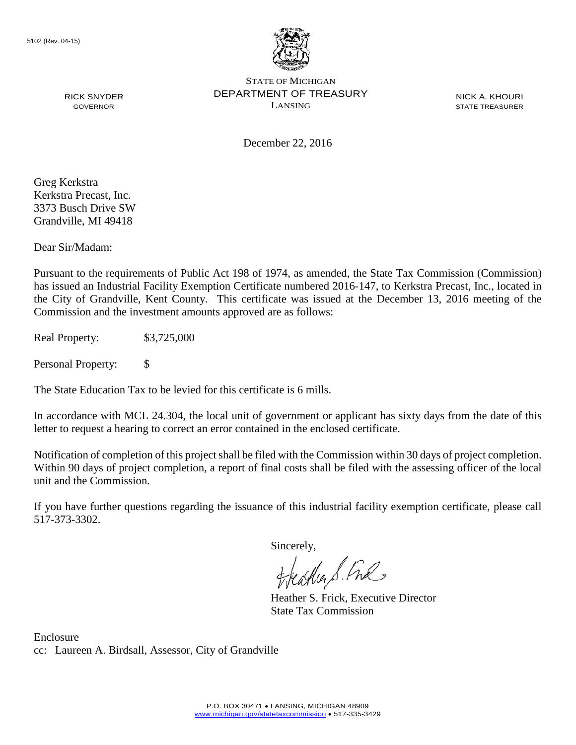5102 (Rev. 04-15)

STATE OF MICHIGAN
DEPARTMENT OF TREASURY
LANSING

RICK SNYDER
GOVERNOR

NICK A. KHOURI
STATE TREASURER

December 22, 2016

Greg Kerkstra
Kerkstra Precast, Inc.
3373 Busch Drive SW
Grandville, MI 49418

Dear Sir/Madam:

Pursuant to the requirements of Public Act 198 of 1974, as amended, the State Tax Commission (Commission) has issued an Industrial Facility Exemption Certificate numbered 2016-147, to Kerkstra Precast, Inc., located in the City of Grandville, Kent County. This certificate was issued at the December 13, 2016 meeting of the Commission and the investment amounts approved are as follows:

Real Property: $3,725,000

Personal Property: $

The State Education Tax to be levied for this certificate is 6 mills.

In accordance with MCL 24.304, the local unit of government or applicant has sixty days from the date of this letter to request a hearing to correct an error contained in the enclosed certificate.

Notification of completion of this project shall be filed with the Commission within 30 days of project completion. Within 90 days of project completion, a report of final costs shall be filed with the assessing officer of the local unit and the Commission.

If you have further questions regarding the issuance of this industrial facility exemption certificate, please call 517-373-3302.

Sincerely,

Heather S. Frick, Executive Director
State Tax Commission

Enclosure
cc: Laureen A. Birdsall, Assessor, City of Grandville

P.O. BOX 30471 • LANSING, MICHIGAN 48909
www.michigan.gov/statetaxcommission • 517-335-3429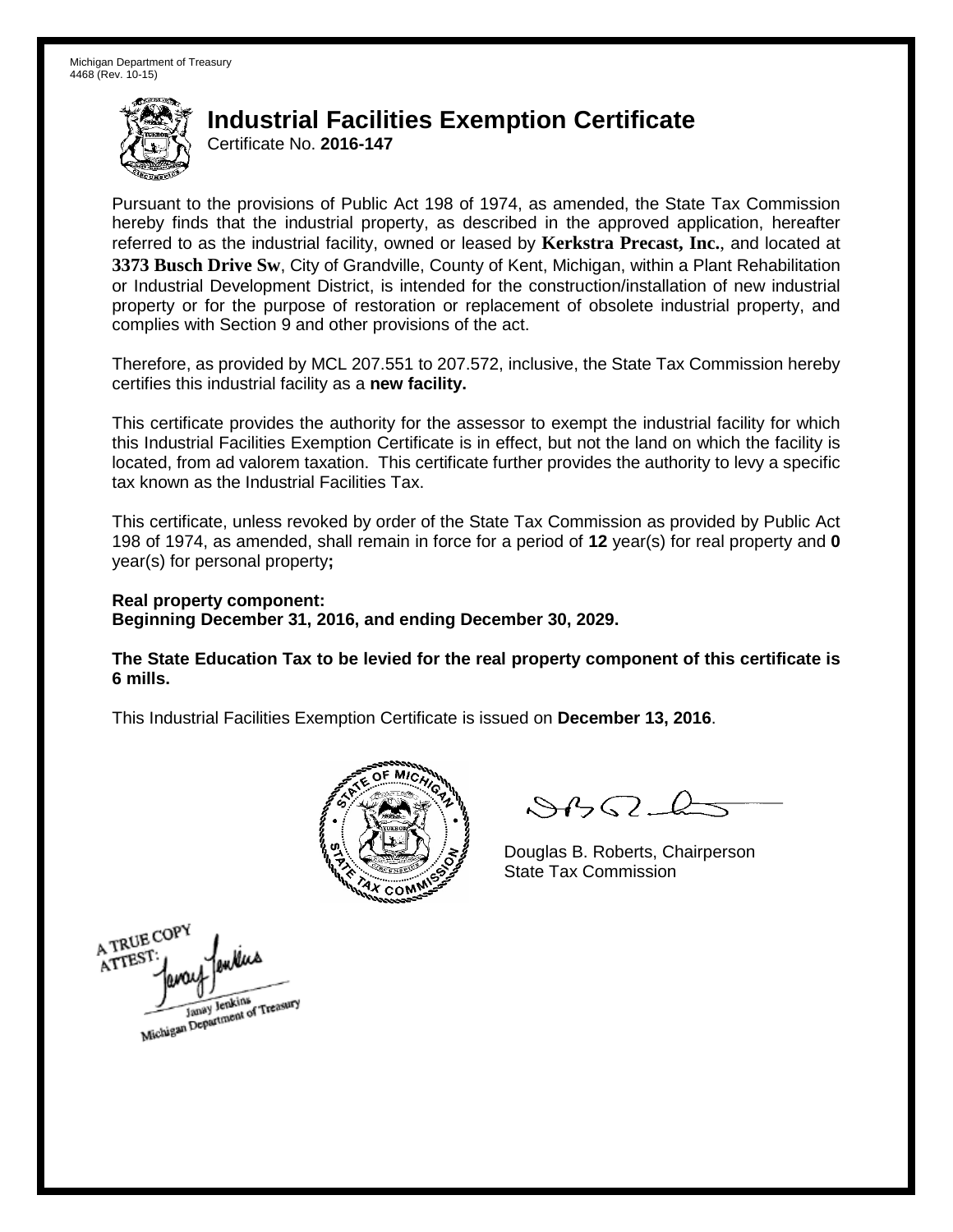Michigan Department of Treasury
4468 (Rev. 10-15)

# Industrial Facilities Exemption Certificate

Certificate No. **2016-147**

Pursuant to the provisions of Public Act 198 of 1974, as amended, the State Tax Commission hereby finds that the industrial property, as described in the approved application, hereafter referred to as the industrial facility, owned or leased by **Kerkstra Precast, Inc.**, and located at **3373 Busch Drive Sw**, City of Grandville, County of Kent, Michigan, within a Plant Rehabilitation or Industrial Development District, is intended for the construction/installation of new industrial property or for the purpose of restoration or replacement of obsolete industrial property, and complies with Section 9 and other provisions of the act.

Therefore, as provided by MCL 207.551 to 207.572, inclusive, the State Tax Commission hereby certifies this industrial facility as a **new facility.**

This certificate provides the authority for the assessor to exempt the industrial facility for which this Industrial Facilities Exemption Certificate is in effect, but not the land on which the facility is located, from ad valorem taxation. This certificate further provides the authority to levy a specific tax known as the Industrial Facilities Tax.

This certificate, unless revoked by order of the State Tax Commission as provided by Public Act 198 of 1974, as amended, shall remain in force for a period of **12** year(s) for real property and **0** year(s) for personal property**;**

**Real property component:**
**Beginning December 31, 2016, and ending December 30, 2029.**

**The State Education Tax to be levied for the real property component of this certificate is 6 mills.**

This Industrial Facilities Exemption Certificate is issued on **December 13, 2016**.

Douglas B. Roberts, Chairperson
State Tax Commission

A TRUE COPY
ATTEST:
Janay Jenkins
Michigan Department of Treasury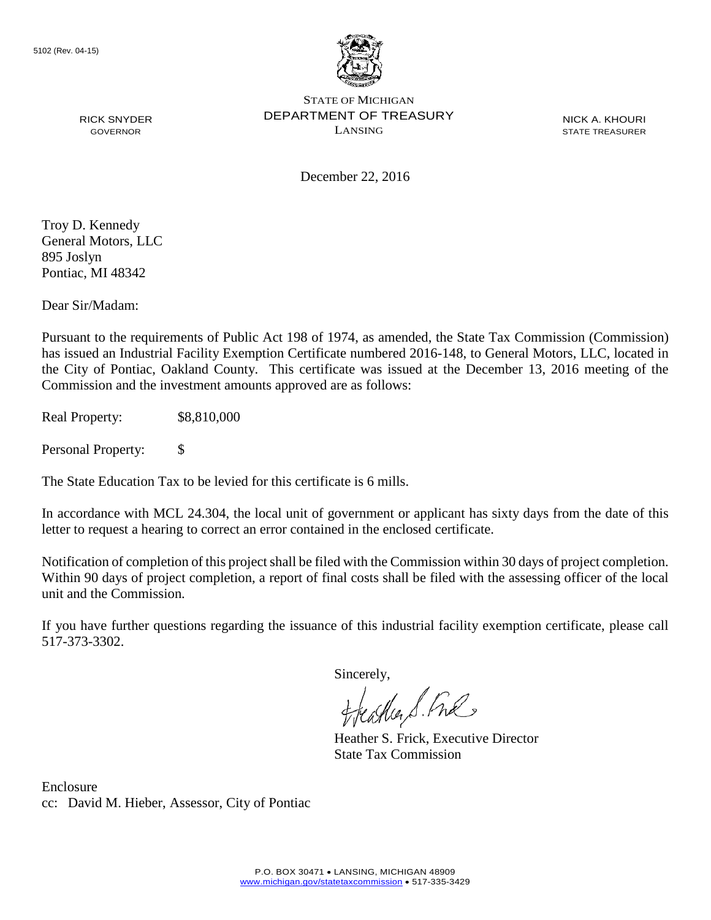5102 (Rev. 04-15)

STATE OF MICHIGAN
DEPARTMENT OF TREASURY
LANSING

RICK SNYDER
GOVERNOR

NICK A. KHOURI
STATE TREASURER

December 22, 2016

Troy D. Kennedy
General Motors, LLC
895 Joslyn
Pontiac, MI 48342

Dear Sir/Madam:

Pursuant to the requirements of Public Act 198 of 1974, as amended, the State Tax Commission (Commission) has issued an Industrial Facility Exemption Certificate numbered 2016-148, to General Motors, LLC, located in the City of Pontiac, Oakland County. This certificate was issued at the December 13, 2016 meeting of the Commission and the investment amounts approved are as follows:

Real Property: $8,810,000

Personal Property: $

The State Education Tax to be levied for this certificate is 6 mills.

In accordance with MCL 24.304, the local unit of government or applicant has sixty days from the date of this letter to request a hearing to correct an error contained in the enclosed certificate.

Notification of completion of this project shall be filed with the Commission within 30 days of project completion. Within 90 days of project completion, a report of final costs shall be filed with the assessing officer of the local unit and the Commission.

If you have further questions regarding the issuance of this industrial facility exemption certificate, please call 517-373-3302.

Sincerely,

Heather S. Frick, Executive Director
State Tax Commission

Enclosure
cc: David M. Hieber, Assessor, City of Pontiac

P.O. BOX 30471 • LANSING, MICHIGAN 48909
www.michigan.gov/statetaxcommission • 517-335-3429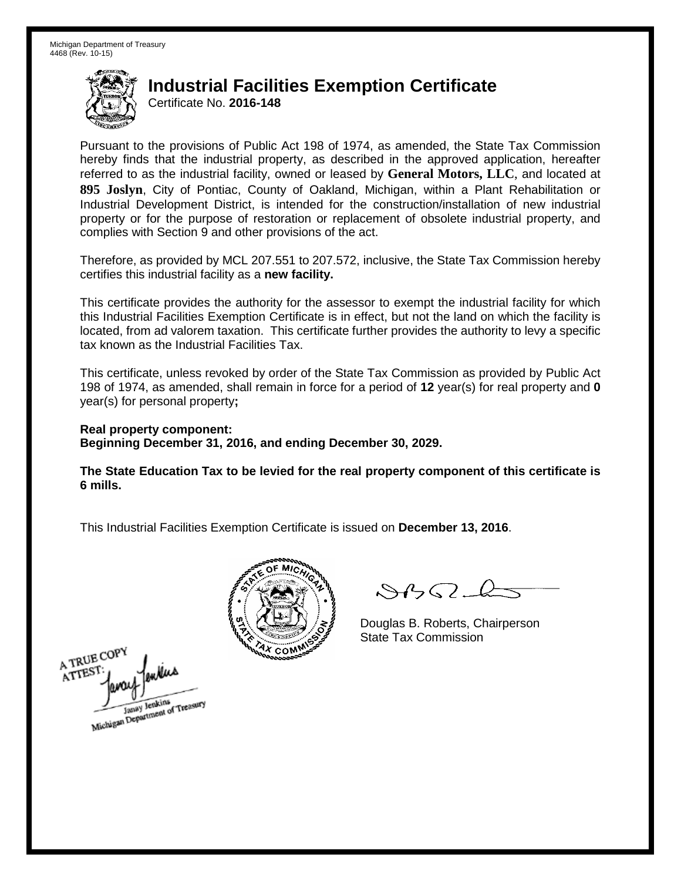Michigan Department of Treasury
4468 (Rev. 10-15)

# Industrial Facilities Exemption Certificate

Certificate No. **2016-148**

Pursuant to the provisions of Public Act 198 of 1974, as amended, the State Tax Commission hereby finds that the industrial property, as described in the approved application, hereafter referred to as the industrial facility, owned or leased by **General Motors, LLC**, and located at **895 Joslyn**, City of Pontiac, County of Oakland, Michigan, within a Plant Rehabilitation or Industrial Development District, is intended for the construction/installation of new industrial property or for the purpose of restoration or replacement of obsolete industrial property, and complies with Section 9 and other provisions of the act.

Therefore, as provided by MCL 207.551 to 207.572, inclusive, the State Tax Commission hereby certifies this industrial facility as a **new facility.**

This certificate provides the authority for the assessor to exempt the industrial facility for which this Industrial Facilities Exemption Certificate is in effect, but not the land on which the facility is located, from ad valorem taxation. This certificate further provides the authority to levy a specific tax known as the Industrial Facilities Tax.

This certificate, unless revoked by order of the State Tax Commission as provided by Public Act 198 of 1974, as amended, shall remain in force for a period of **12** year(s) for real property and **0** year(s) for personal property**;**

**Real property component:**
**Beginning December 31, 2016, and ending December 30, 2029.**

**The State Education Tax to be levied for the real property component of this certificate is 6 mills.**

This Industrial Facilities Exemption Certificate is issued on **December 13, 2016**.

Douglas B. Roberts, Chairperson
State Tax Commission

A TRUE COPY
ATTEST:
Janay Jenkins
Michigan Department of Treasury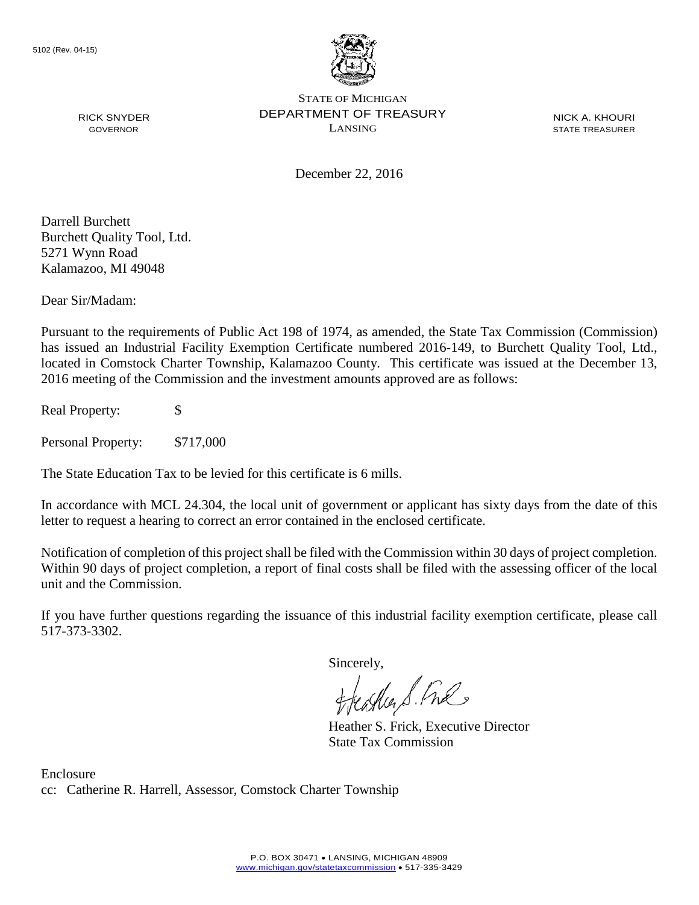5102 (Rev. 04-15)

STATE OF MICHIGAN
DEPARTMENT OF TREASURY
LANSING

RICK SNYDER
GOVERNOR

NICK A. KHOURI
STATE TREASURER

December 22, 2016

Darrell Burchett
Burchett Quality Tool, Ltd.
5271 Wynn Road
Kalamazoo, MI 49048

Dear Sir/Madam:

Pursuant to the requirements of Public Act 198 of 1974, as amended, the State Tax Commission (Commission) has issued an Industrial Facility Exemption Certificate numbered 2016-149, to Burchett Quality Tool, Ltd., located in Comstock Charter Township, Kalamazoo County. This certificate was issued at the December 13, 2016 meeting of the Commission and the investment amounts approved are as follows:

Real Property: $

Personal Property: $717,000

The State Education Tax to be levied for this certificate is 6 mills.

In accordance with MCL 24.304, the local unit of government or applicant has sixty days from the date of this letter to request a hearing to correct an error contained in the enclosed certificate.

Notification of completion of this project shall be filed with the Commission within 30 days of project completion. Within 90 days of project completion, a report of final costs shall be filed with the assessing officer of the local unit and the Commission.

If you have further questions regarding the issuance of this industrial facility exemption certificate, please call 517-373-3302.

Sincerely,

Heather S. Frick, Executive Director
State Tax Commission

Enclosure
cc: Catherine R. Harrell, Assessor, Comstock Charter Township

P.O. BOX 30471 • LANSING, MICHIGAN 48909
www.michigan.gov/statetaxcommission • 517-335-3429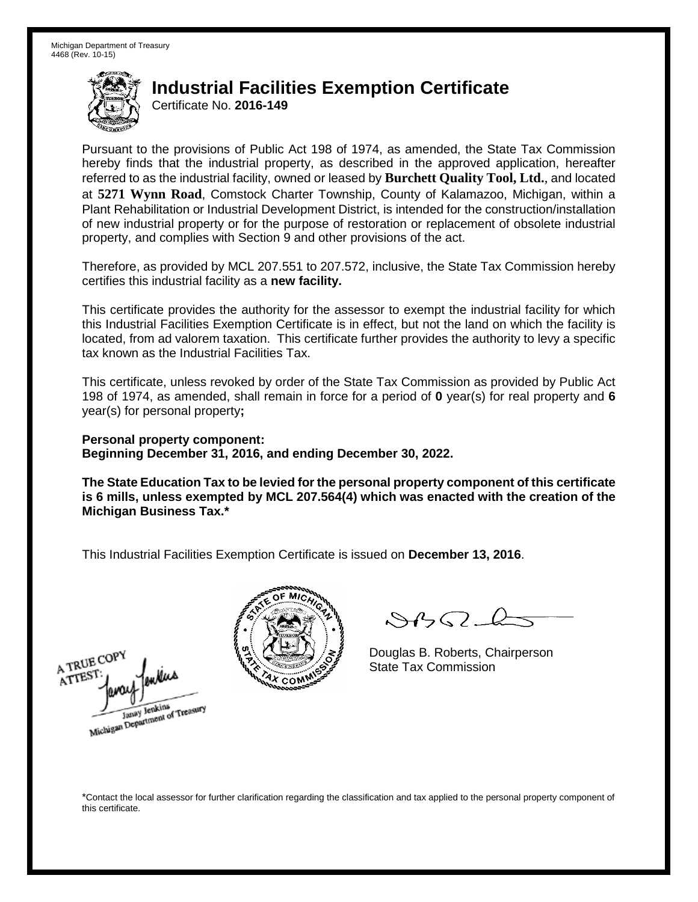Michigan Department of Treasury
4468 (Rev. 10-15)

# Industrial Facilities Exemption Certificate

Certificate No. **2016-149**

Pursuant to the provisions of Public Act 198 of 1974, as amended, the State Tax Commission hereby finds that the industrial property, as described in the approved application, hereafter referred to as the industrial facility, owned or leased by **Burchett Quality Tool, Ltd.**, and located at **5271 Wynn Road**, Comstock Charter Township, County of Kalamazoo, Michigan, within a Plant Rehabilitation or Industrial Development District, is intended for the construction/installation of new industrial property or for the purpose of restoration or replacement of obsolete industrial property, and complies with Section 9 and other provisions of the act.

Therefore, as provided by MCL 207.551 to 207.572, inclusive, the State Tax Commission hereby certifies this industrial facility as a **new facility.**

This certificate provides the authority for the assessor to exempt the industrial facility for which this Industrial Facilities Exemption Certificate is in effect, but not the land on which the facility is located, from ad valorem taxation. This certificate further provides the authority to levy a specific tax known as the Industrial Facilities Tax.

This certificate, unless revoked by order of the State Tax Commission as provided by Public Act 198 of 1974, as amended, shall remain in force for a period of **0** year(s) for real property and **6** year(s) for personal property**;**

**Personal property component:**
**Beginning December 31, 2016, and ending December 30, 2022.**

**The State Education Tax to be levied for the personal property component of this certificate is 6 mills, unless exempted by MCL 207.564(4) which was enacted with the creation of the Michigan Business Tax.***

This Industrial Facilities Exemption Certificate is issued on **December 13, 2016**.

A TRUE COPY
ATTEST:
Janay Jenkins
Michigan Department of Treasury

Douglas B. Roberts, Chairperson
State Tax Commission

*Contact the local assessor for further clarification regarding the classification and tax applied to the personal property component of this certificate.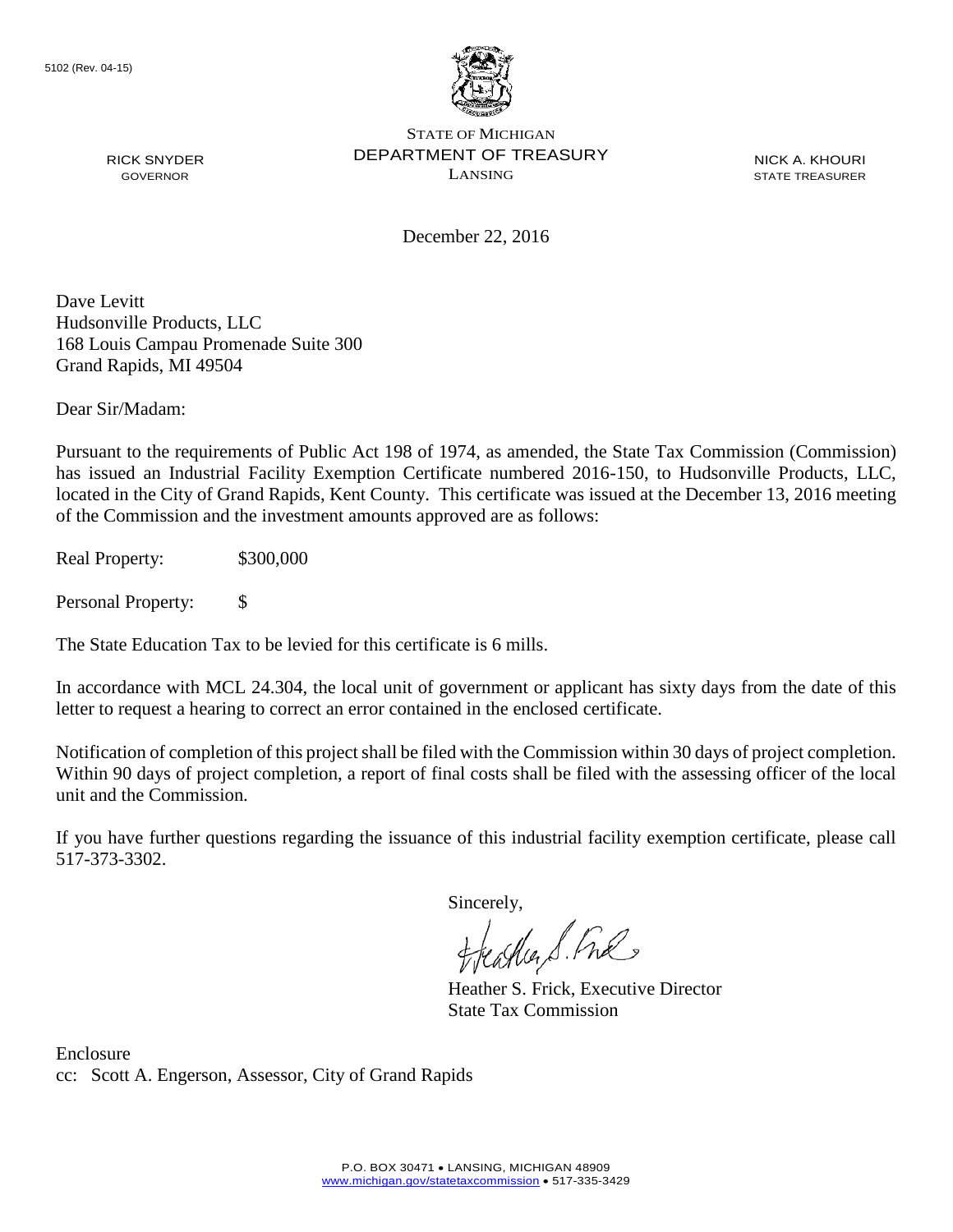5102 (Rev. 04-15)

STATE OF MICHIGAN
DEPARTMENT OF TREASURY
LANSING

RICK SNYDER
GOVERNOR

NICK A. KHOURI
STATE TREASURER

December 22, 2016

Dave Levitt
Hudsonville Products, LLC
168 Louis Campau Promenade Suite 300
Grand Rapids, MI 49504

Dear Sir/Madam:

Pursuant to the requirements of Public Act 198 of 1974, as amended, the State Tax Commission (Commission) has issued an Industrial Facility Exemption Certificate numbered 2016-150, to Hudsonville Products, LLC, located in the City of Grand Rapids, Kent County. This certificate was issued at the December 13, 2016 meeting of the Commission and the investment amounts approved are as follows:

Real Property: $300,000

Personal Property: $

The State Education Tax to be levied for this certificate is 6 mills.

In accordance with MCL 24.304, the local unit of government or applicant has sixty days from the date of this letter to request a hearing to correct an error contained in the enclosed certificate.

Notification of completion of this project shall be filed with the Commission within 30 days of project completion. Within 90 days of project completion, a report of final costs shall be filed with the assessing officer of the local unit and the Commission.

If you have further questions regarding the issuance of this industrial facility exemption certificate, please call 517-373-3302.

Sincerely,

Heather S. Frick, Executive Director
State Tax Commission

Enclosure
cc: Scott A. Engerson, Assessor, City of Grand Rapids

P.O. BOX 30471 • LANSING, MICHIGAN 48909
www.michigan.gov/statetaxcommission • 517-335-3429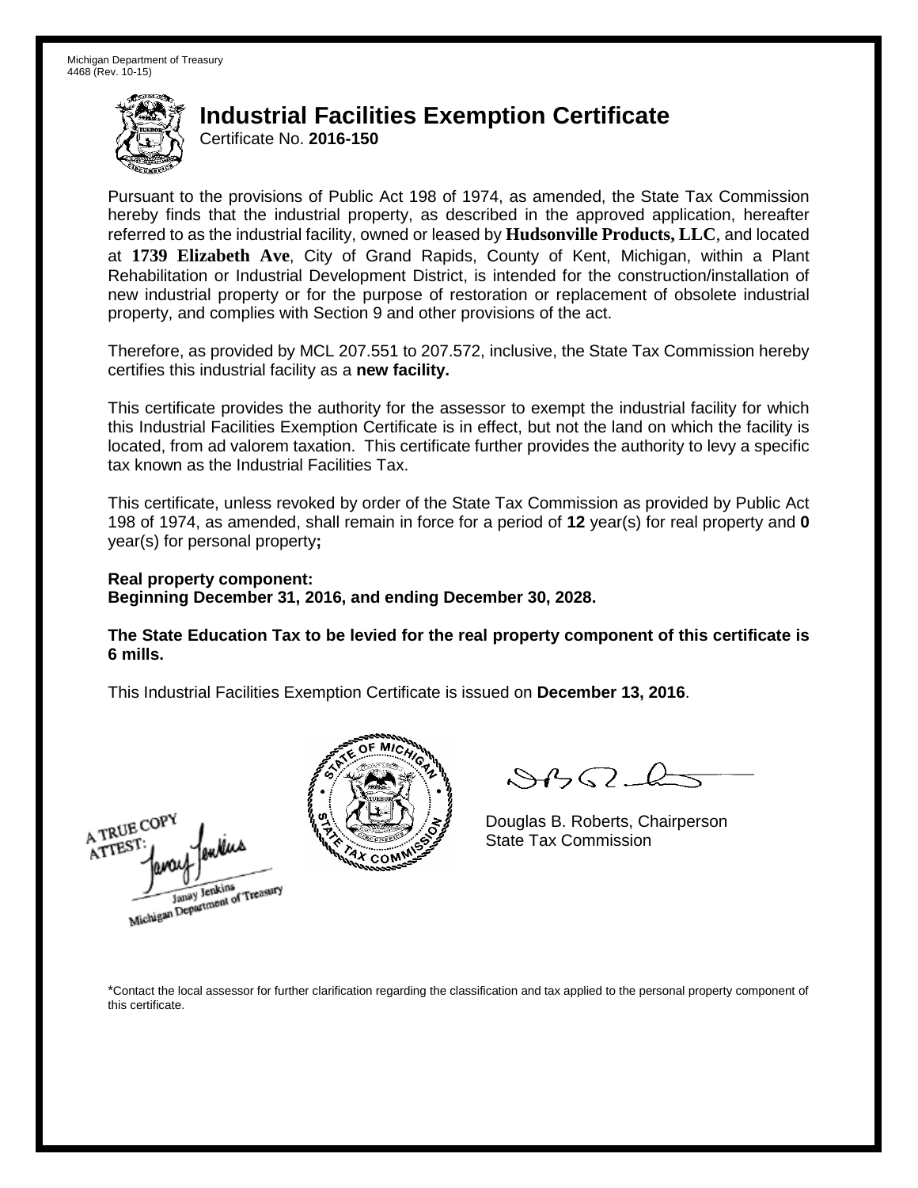Michigan Department of Treasury
4468 (Rev. 10-15)

# Industrial Facilities Exemption Certificate

Certificate No. **2016-150**

Pursuant to the provisions of Public Act 198 of 1974, as amended, the State Tax Commission hereby finds that the industrial property, as described in the approved application, hereafter referred to as the industrial facility, owned or leased by **Hudsonville Products, LLC**, and located at **1739 Elizabeth Ave**, City of Grand Rapids, County of Kent, Michigan, within a Plant Rehabilitation or Industrial Development District, is intended for the construction/installation of new industrial property or for the purpose of restoration or replacement of obsolete industrial property, and complies with Section 9 and other provisions of the act.

Therefore, as provided by MCL 207.551 to 207.572, inclusive, the State Tax Commission hereby certifies this industrial facility as a **new facility.**

This certificate provides the authority for the assessor to exempt the industrial facility for which this Industrial Facilities Exemption Certificate is in effect, but not the land on which the facility is located, from ad valorem taxation. This certificate further provides the authority to levy a specific tax known as the Industrial Facilities Tax.

This certificate, unless revoked by order of the State Tax Commission as provided by Public Act 198 of 1974, as amended, shall remain in force for a period of **12** year(s) for real property and **0** year(s) for personal property**;**

**Real property component:**
**Beginning December 31, 2016, and ending December 30, 2028.**

**The State Education Tax to be levied for the real property component of this certificate is 6 mills.**

This Industrial Facilities Exemption Certificate is issued on **December 13, 2016**.

A TRUE COPY
ATTEST:
Janay Jenkins
Michigan Department of Treasury

Douglas B. Roberts, Chairperson
State Tax Commission

*Contact the local assessor for further clarification regarding the classification and tax applied to the personal property component of this certificate.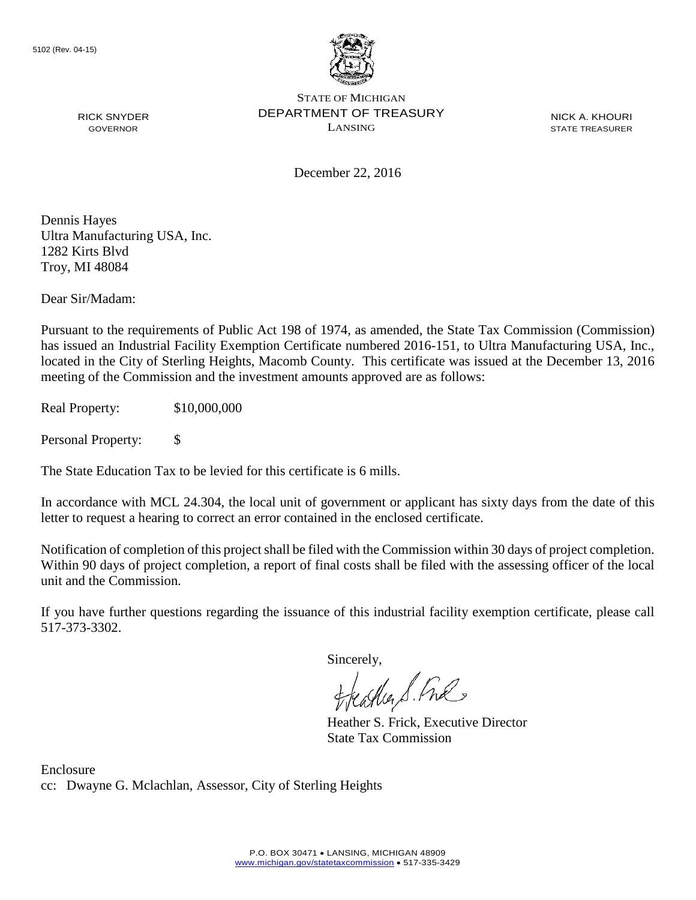5102 (Rev. 04-15)

STATE OF MICHIGAN
DEPARTMENT OF TREASURY
LANSING

RICK SNYDER
GOVERNOR

NICK A. KHOURI
STATE TREASURER

December 22, 2016

Dennis Hayes
Ultra Manufacturing USA, Inc.
1282 Kirts Blvd
Troy, MI 48084

Dear Sir/Madam:

Pursuant to the requirements of Public Act 198 of 1974, as amended, the State Tax Commission (Commission) has issued an Industrial Facility Exemption Certificate numbered 2016-151, to Ultra Manufacturing USA, Inc., located in the City of Sterling Heights, Macomb County. This certificate was issued at the December 13, 2016 meeting of the Commission and the investment amounts approved are as follows:

Real Property: $10,000,000

Personal Property: $

The State Education Tax to be levied for this certificate is 6 mills.

In accordance with MCL 24.304, the local unit of government or applicant has sixty days from the date of this letter to request a hearing to correct an error contained in the enclosed certificate.

Notification of completion of this project shall be filed with the Commission within 30 days of project completion. Within 90 days of project completion, a report of final costs shall be filed with the assessing officer of the local unit and the Commission.

If you have further questions regarding the issuance of this industrial facility exemption certificate, please call 517-373-3302.

Sincerely,

Heather S. Frick, Executive Director
State Tax Commission

Enclosure
cc: Dwayne G. Mclachlan, Assessor, City of Sterling Heights

P.O. BOX 30471 • LANSING, MICHIGAN 48909
www.michigan.gov/statetaxcommission • 517-335-3429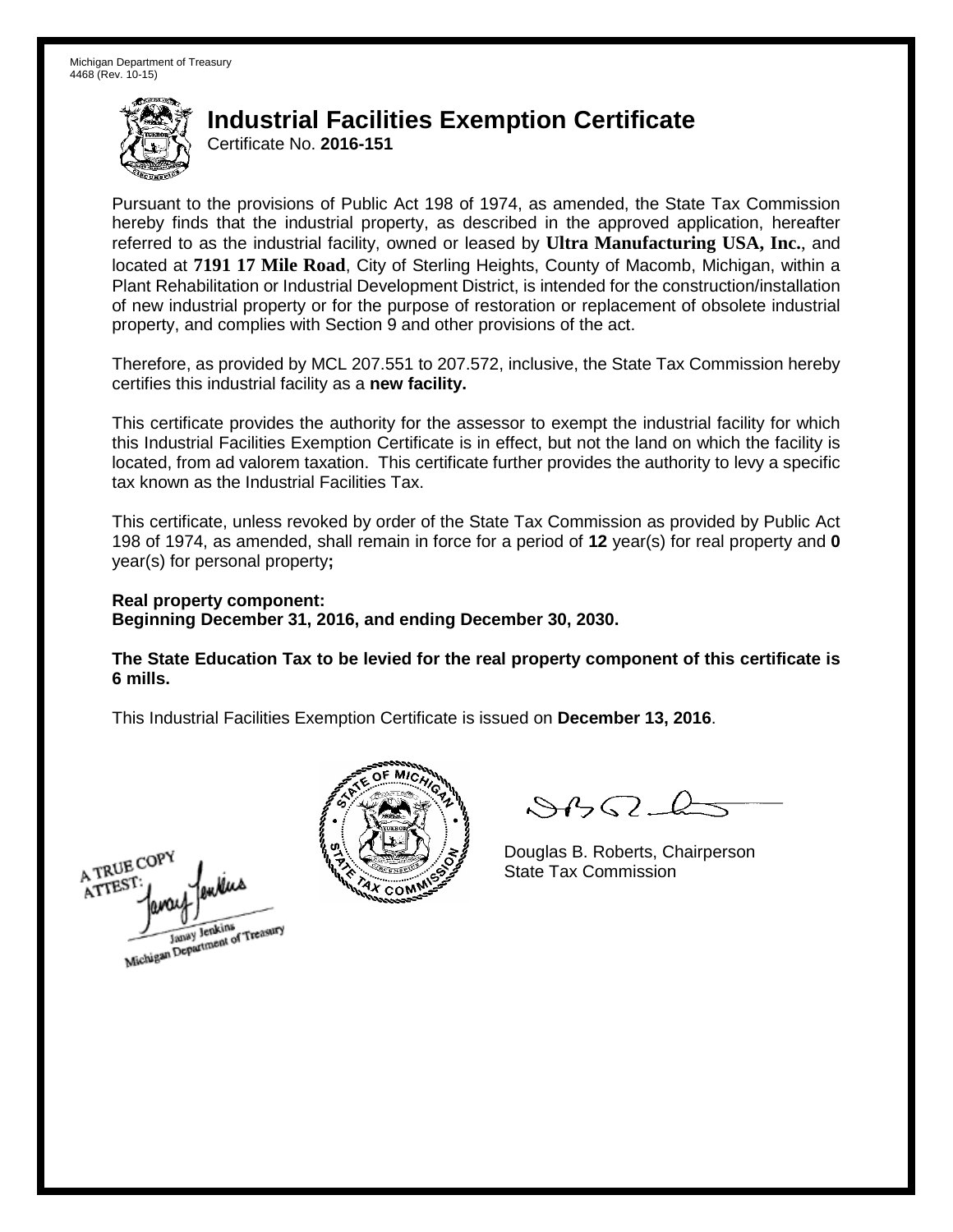Michigan Department of Treasury
4468 (Rev. 10-15)

# Industrial Facilities Exemption Certificate

Certificate No. **2016-151**

Pursuant to the provisions of Public Act 198 of 1974, as amended, the State Tax Commission hereby finds that the industrial property, as described in the approved application, hereafter referred to as the industrial facility, owned or leased by **Ultra Manufacturing USA, Inc.**, and located at **7191 17 Mile Road**, City of Sterling Heights, County of Macomb, Michigan, within a Plant Rehabilitation or Industrial Development District, is intended for the construction/installation of new industrial property or for the purpose of restoration or replacement of obsolete industrial property, and complies with Section 9 and other provisions of the act.

Therefore, as provided by MCL 207.551 to 207.572, inclusive, the State Tax Commission hereby certifies this industrial facility as a **new facility.**

This certificate provides the authority for the assessor to exempt the industrial facility for which this Industrial Facilities Exemption Certificate is in effect, but not the land on which the facility is located, from ad valorem taxation. This certificate further provides the authority to levy a specific tax known as the Industrial Facilities Tax.

This certificate, unless revoked by order of the State Tax Commission as provided by Public Act 198 of 1974, as amended, shall remain in force for a period of **12** year(s) for real property and **0** year(s) for personal property**;**

**Real property component:**
**Beginning December 31, 2016, and ending December 30, 2030.**

**The State Education Tax to be levied for the real property component of this certificate is 6 mills.**

This Industrial Facilities Exemption Certificate is issued on **December 13, 2016**.

A TRUE COPY
ATTEST:
Janay Jenkins
Michigan Department of Treasury

Douglas B. Roberts, Chairperson
State Tax Commission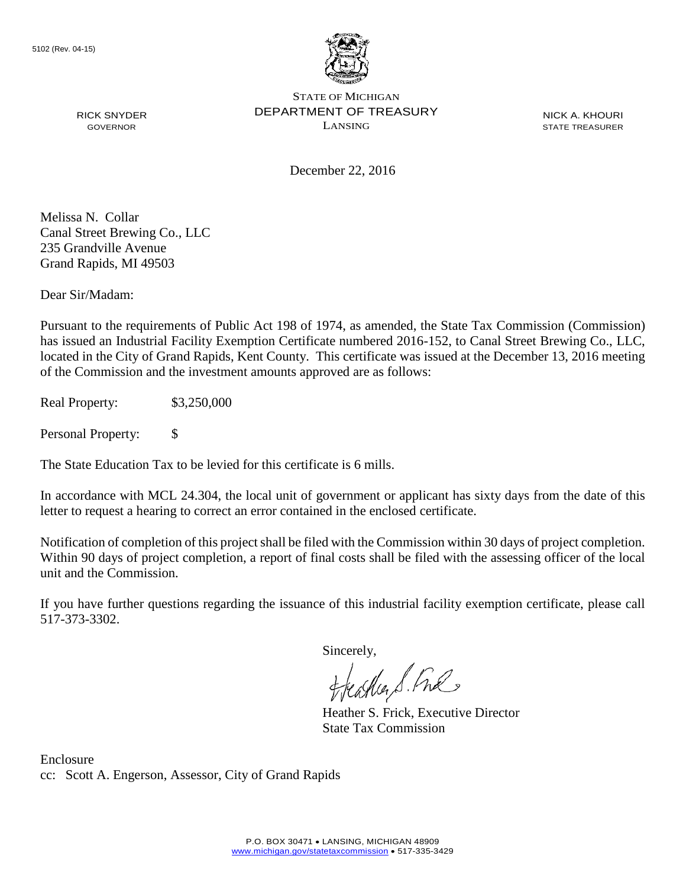5102 (Rev. 04-15)

STATE OF MICHIGAN
DEPARTMENT OF TREASURY
LANSING

RICK SNYDER
GOVERNOR

NICK A. KHOURI
STATE TREASURER

December 22, 2016

Melissa N. Collar
Canal Street Brewing Co., LLC
235 Grandville Avenue
Grand Rapids, MI 49503

Dear Sir/Madam:

Pursuant to the requirements of Public Act 198 of 1974, as amended, the State Tax Commission (Commission) has issued an Industrial Facility Exemption Certificate numbered 2016-152, to Canal Street Brewing Co., LLC, located in the City of Grand Rapids, Kent County. This certificate was issued at the December 13, 2016 meeting of the Commission and the investment amounts approved are as follows:

Real Property: $3,250,000

Personal Property: $

The State Education Tax to be levied for this certificate is 6 mills.

In accordance with MCL 24.304, the local unit of government or applicant has sixty days from the date of this letter to request a hearing to correct an error contained in the enclosed certificate.

Notification of completion of this project shall be filed with the Commission within 30 days of project completion. Within 90 days of project completion, a report of final costs shall be filed with the assessing officer of the local unit and the Commission.

If you have further questions regarding the issuance of this industrial facility exemption certificate, please call 517-373-3302.

Sincerely,

Heather S. Frick, Executive Director
State Tax Commission

Enclosure
cc: Scott A. Engerson, Assessor, City of Grand Rapids

P.O. BOX 30471 • LANSING, MICHIGAN 48909
www.michigan.gov/statetaxcommission • 517-335-3429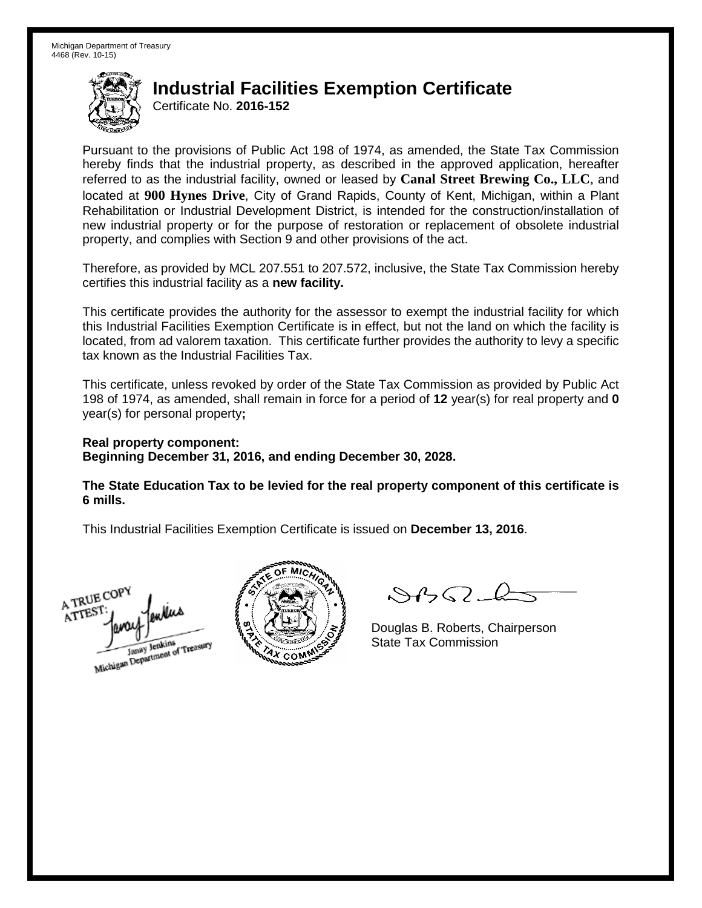Michigan Department of Treasury
4468 (Rev. 10-15)

# Industrial Facilities Exemption Certificate

Certificate No. **2016-152**

Pursuant to the provisions of Public Act 198 of 1974, as amended, the State Tax Commission hereby finds that the industrial property, as described in the approved application, hereafter referred to as the industrial facility, owned or leased by **Canal Street Brewing Co., LLC**, and located at **900 Hynes Drive**, City of Grand Rapids, County of Kent, Michigan, within a Plant Rehabilitation or Industrial Development District, is intended for the construction/installation of new industrial property or for the purpose of restoration or replacement of obsolete industrial property, and complies with Section 9 and other provisions of the act.

Therefore, as provided by MCL 207.551 to 207.572, inclusive, the State Tax Commission hereby certifies this industrial facility as a **new facility.**

This certificate provides the authority for the assessor to exempt the industrial facility for which this Industrial Facilities Exemption Certificate is in effect, but not the land on which the facility is located, from ad valorem taxation. This certificate further provides the authority to levy a specific tax known as the Industrial Facilities Tax.

This certificate, unless revoked by order of the State Tax Commission as provided by Public Act 198 of 1974, as amended, shall remain in force for a period of **12** year(s) for real property and **0** year(s) for personal property**;**

**Real property component:**
**Beginning December 31, 2016, and ending December 30, 2028.**

**The State Education Tax to be levied for the real property component of this certificate is 6 mills.**

This Industrial Facilities Exemption Certificate is issued on **December 13, 2016**.

A TRUE COPY
ATTEST:
Janay Jenkins
Michigan Department of Treasury

Douglas B. Roberts, Chairperson
State Tax Commission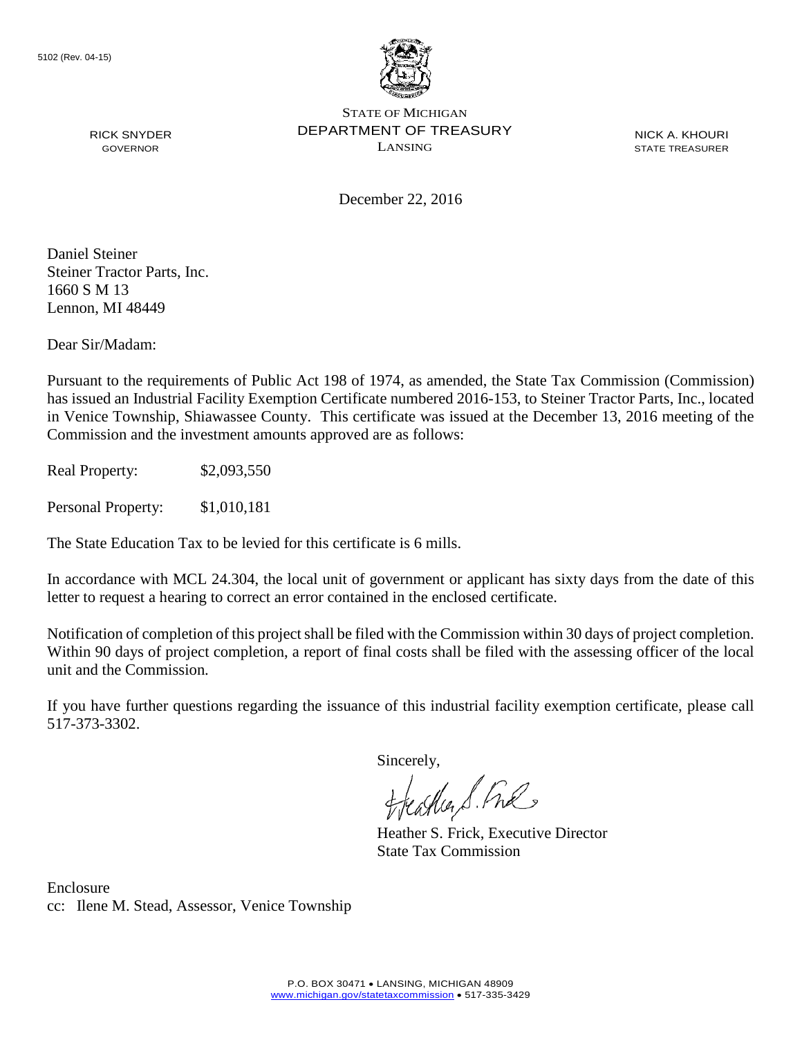5102 (Rev. 04-15)

STATE OF MICHIGAN
DEPARTMENT OF TREASURY
LANSING

RICK SNYDER
GOVERNOR

NICK A. KHOURI
STATE TREASURER

December 22, 2016

Daniel Steiner
Steiner Tractor Parts, Inc.
1660 S M 13
Lennon, MI 48449

Dear Sir/Madam:

Pursuant to the requirements of Public Act 198 of 1974, as amended, the State Tax Commission (Commission) has issued an Industrial Facility Exemption Certificate numbered 2016-153, to Steiner Tractor Parts, Inc., located in Venice Township, Shiawassee County. This certificate was issued at the December 13, 2016 meeting of the Commission and the investment amounts approved are as follows:

Real Property: $2,093,550

Personal Property: $1,010,181

The State Education Tax to be levied for this certificate is 6 mills.

In accordance with MCL 24.304, the local unit of government or applicant has sixty days from the date of this letter to request a hearing to correct an error contained in the enclosed certificate.

Notification of completion of this project shall be filed with the Commission within 30 days of project completion. Within 90 days of project completion, a report of final costs shall be filed with the assessing officer of the local unit and the Commission.

If you have further questions regarding the issuance of this industrial facility exemption certificate, please call 517-373-3302.

Sincerely,

Heather S. Frick, Executive Director
State Tax Commission

Enclosure
cc: Ilene M. Stead, Assessor, Venice Township

P.O. BOX 30471 • LANSING, MICHIGAN 48909
www.michigan.gov/statetaxcommission • 517-335-3429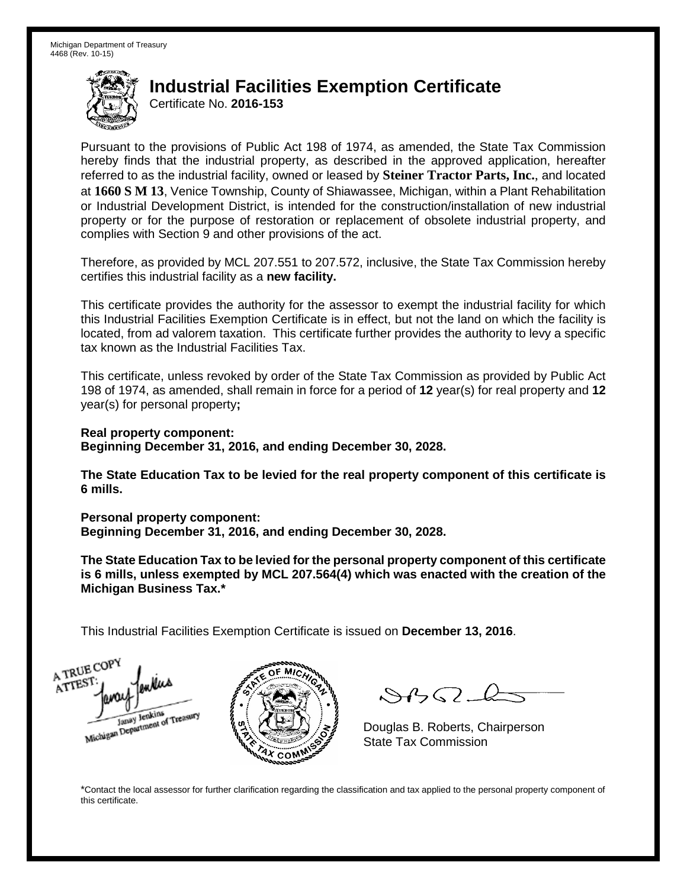Michigan Department of Treasury
4468 (Rev. 10-15)

# Industrial Facilities Exemption Certificate

Certificate No. **2016-153**

Pursuant to the provisions of Public Act 198 of 1974, as amended, the State Tax Commission hereby finds that the industrial property, as described in the approved application, hereafter referred to as the industrial facility, owned or leased by **Steiner Tractor Parts, Inc.**, and located at **1660 S M 13**, Venice Township, County of Shiawassee, Michigan, within a Plant Rehabilitation or Industrial Development District, is intended for the construction/installation of new industrial property or for the purpose of restoration or replacement of obsolete industrial property, and complies with Section 9 and other provisions of the act.

Therefore, as provided by MCL 207.551 to 207.572, inclusive, the State Tax Commission hereby certifies this industrial facility as a **new facility.**

This certificate provides the authority for the assessor to exempt the industrial facility for which this Industrial Facilities Exemption Certificate is in effect, but not the land on which the facility is located, from ad valorem taxation. This certificate further provides the authority to levy a specific tax known as the Industrial Facilities Tax.

This certificate, unless revoked by order of the State Tax Commission as provided by Public Act 198 of 1974, as amended, shall remain in force for a period of **12** year(s) for real property and **12** year(s) for personal property**;**

**Real property component:**
**Beginning December 31, 2016, and ending December 30, 2028.**

**The State Education Tax to be levied for the real property component of this certificate is 6 mills.**

**Personal property component:**
**Beginning December 31, 2016, and ending December 30, 2028.**

**The State Education Tax to be levied for the personal property component of this certificate is 6 mills, unless exempted by MCL 207.564(4) which was enacted with the creation of the Michigan Business Tax.***

This Industrial Facilities Exemption Certificate is issued on **December 13, 2016**.

A TRUE COPY
ATTEST:
Janay Jenkins
Michigan Department of Treasury

Douglas B. Roberts, Chairperson
State Tax Commission

*Contact the local assessor for further clarification regarding the classification and tax applied to the personal property component of this certificate.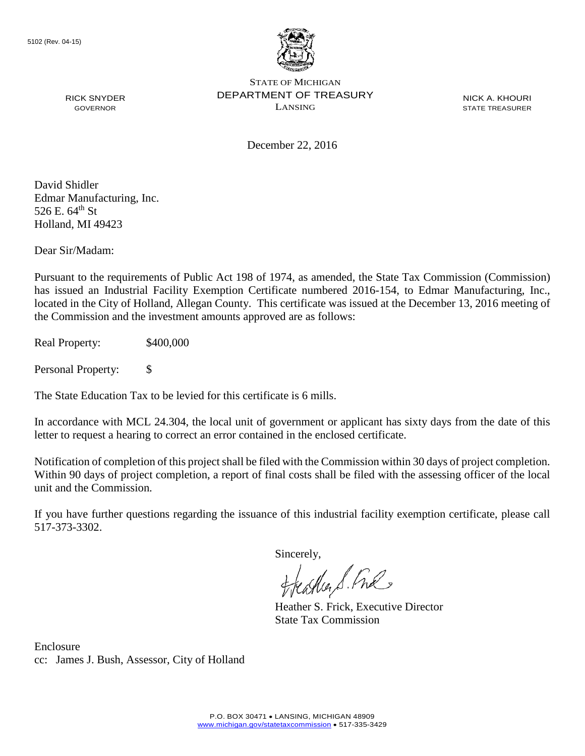5102 (Rev. 04-15)

STATE OF MICHIGAN
DEPARTMENT OF TREASURY
LANSING

RICK SNYDER
GOVERNOR

NICK A. KHOURI
STATE TREASURER

December 22, 2016

David Shidler
Edmar Manufacturing, Inc.
526 E. 64th St
Holland, MI 49423

Dear Sir/Madam:

Pursuant to the requirements of Public Act 198 of 1974, as amended, the State Tax Commission (Commission) has issued an Industrial Facility Exemption Certificate numbered 2016-154, to Edmar Manufacturing, Inc., located in the City of Holland, Allegan County. This certificate was issued at the December 13, 2016 meeting of the Commission and the investment amounts approved are as follows:

Real Property: $400,000

Personal Property: $

The State Education Tax to be levied for this certificate is 6 mills.

In accordance with MCL 24.304, the local unit of government or applicant has sixty days from the date of this letter to request a hearing to correct an error contained in the enclosed certificate.

Notification of completion of this project shall be filed with the Commission within 30 days of project completion. Within 90 days of project completion, a report of final costs shall be filed with the assessing officer of the local unit and the Commission.

If you have further questions regarding the issuance of this industrial facility exemption certificate, please call 517-373-3302.

Sincerely,

Heather S. Frick, Executive Director
State Tax Commission

Enclosure
cc: James J. Bush, Assessor, City of Holland

P.O. BOX 30471 • LANSING, MICHIGAN 48909
www.michigan.gov/statetaxcommission • 517-335-3429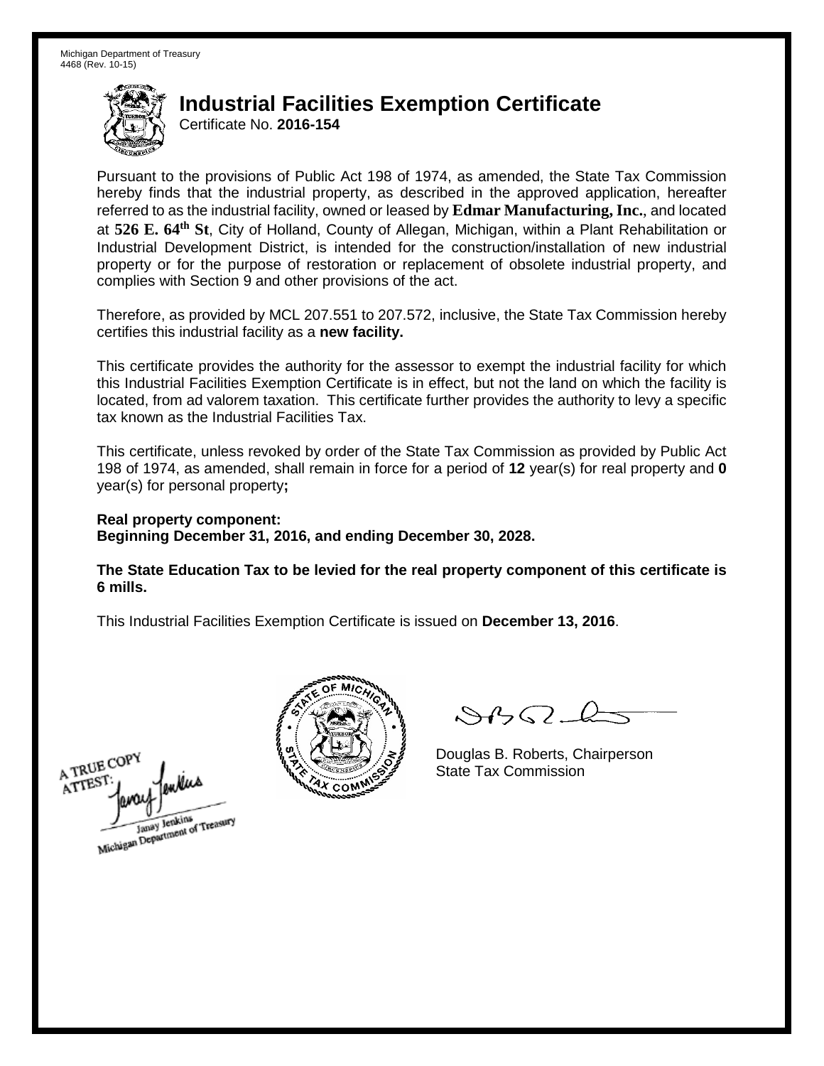Michigan Department of Treasury
4468 (Rev. 10-15)

# Industrial Facilities Exemption Certificate

Certificate No. **2016-154**

Pursuant to the provisions of Public Act 198 of 1974, as amended, the State Tax Commission hereby finds that the industrial property, as described in the approved application, hereafter referred to as the industrial facility, owned or leased by **Edmar Manufacturing, Inc.**, and located at **526 E. 64th St**, City of Holland, County of Allegan, Michigan, within a Plant Rehabilitation or Industrial Development District, is intended for the construction/installation of new industrial property or for the purpose of restoration or replacement of obsolete industrial property, and complies with Section 9 and other provisions of the act.

Therefore, as provided by MCL 207.551 to 207.572, inclusive, the State Tax Commission hereby certifies this industrial facility as a **new facility.**

This certificate provides the authority for the assessor to exempt the industrial facility for which this Industrial Facilities Exemption Certificate is in effect, but not the land on which the facility is located, from ad valorem taxation. This certificate further provides the authority to levy a specific tax known as the Industrial Facilities Tax.

This certificate, unless revoked by order of the State Tax Commission as provided by Public Act 198 of 1974, as amended, shall remain in force for a period of **12** year(s) for real property and **0** year(s) for personal property**;**

**Real property component:**
**Beginning December 31, 2016, and ending December 30, 2028.**

**The State Education Tax to be levied for the real property component of this certificate is 6 mills.**

This Industrial Facilities Exemption Certificate is issued on **December 13, 2016**.

A TRUE COPY
ATTEST:
Janay Jenkins
Michigan Department of Treasury

Douglas B. Roberts, Chairperson
State Tax Commission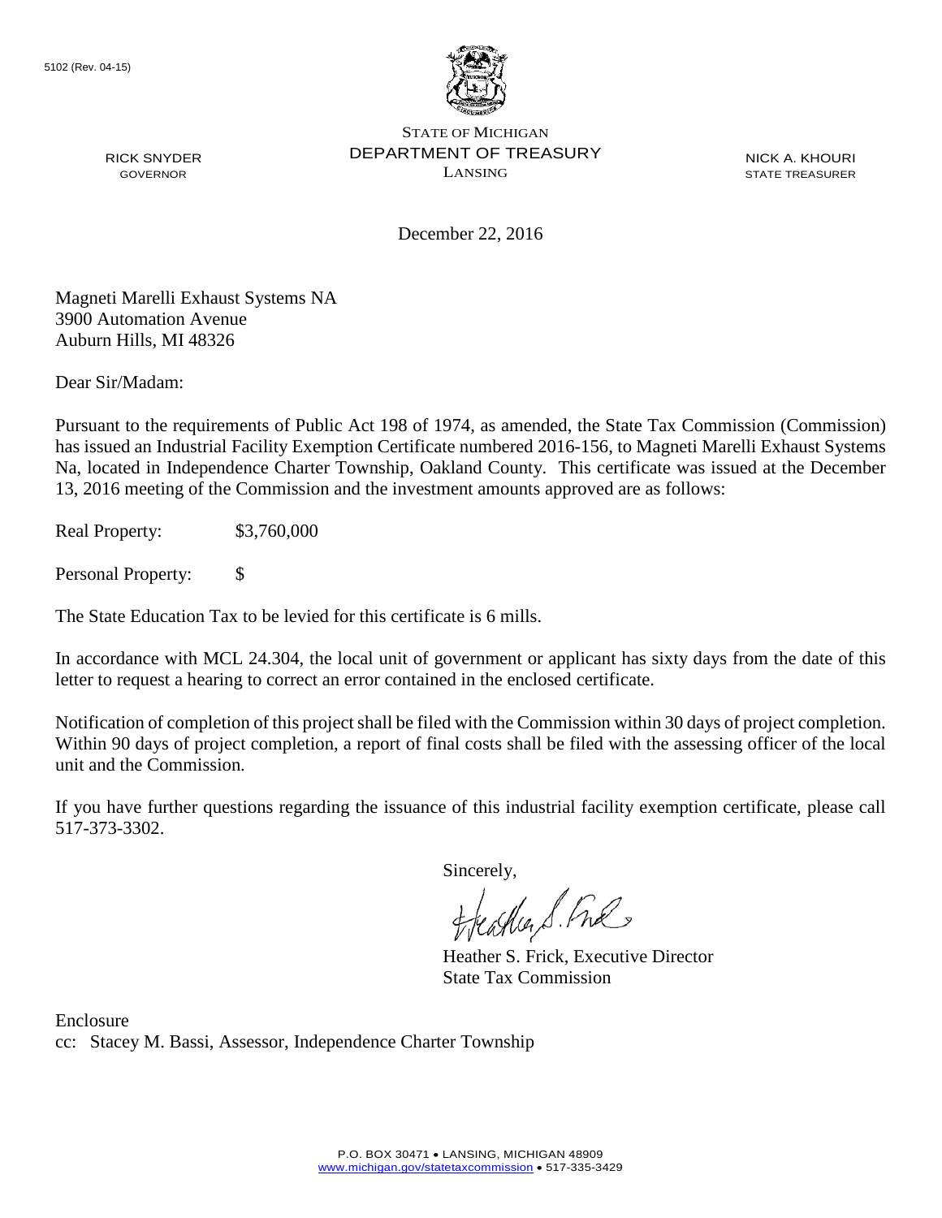5102 (Rev. 04-15)

STATE OF MICHIGAN
DEPARTMENT OF TREASURY
LANSING

RICK SNYDER
GOVERNOR

NICK A. KHOURI
STATE TREASURER

December 22, 2016

Magneti Marelli Exhaust Systems NA
3900 Automation Avenue
Auburn Hills, MI 48326

Dear Sir/Madam:

Pursuant to the requirements of Public Act 198 of 1974, as amended, the State Tax Commission (Commission) has issued an Industrial Facility Exemption Certificate numbered 2016-156, to Magneti Marelli Exhaust Systems Na, located in Independence Charter Township, Oakland County. This certificate was issued at the December 13, 2016 meeting of the Commission and the investment amounts approved are as follows:

Real Property: $3,760,000

Personal Property: $

The State Education Tax to be levied for this certificate is 6 mills.

In accordance with MCL 24.304, the local unit of government or applicant has sixty days from the date of this letter to request a hearing to correct an error contained in the enclosed certificate.

Notification of completion of this project shall be filed with the Commission within 30 days of project completion. Within 90 days of project completion, a report of final costs shall be filed with the assessing officer of the local unit and the Commission.

If you have further questions regarding the issuance of this industrial facility exemption certificate, please call 517-373-3302.

Sincerely,

Heather S. Frick, Executive Director
State Tax Commission

Enclosure
cc: Stacey M. Bassi, Assessor, Independence Charter Township

P.O. BOX 30471 • LANSING, MICHIGAN 48909
www.michigan.gov/statetaxcommission • 517-335-3429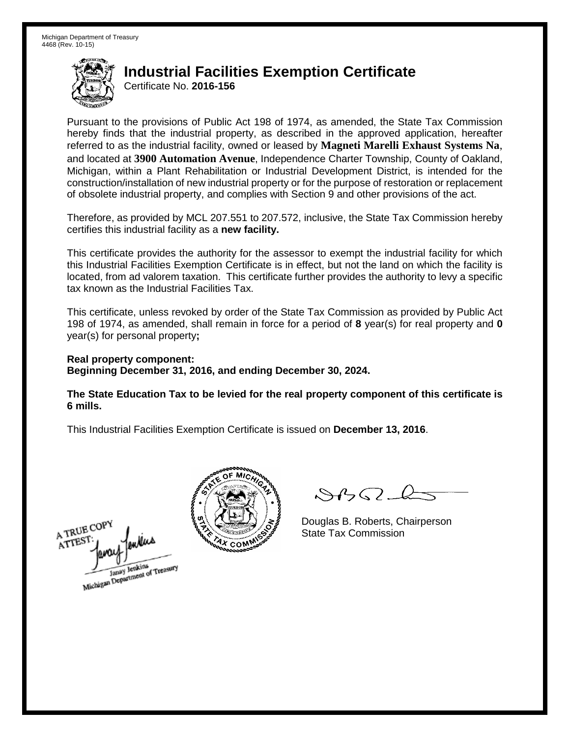Michigan Department of Treasury
4468 (Rev. 10-15)

# Industrial Facilities Exemption Certificate

Certificate No. **2016-156**

Pursuant to the provisions of Public Act 198 of 1974, as amended, the State Tax Commission hereby finds that the industrial property, as described in the approved application, hereafter referred to as the industrial facility, owned or leased by **Magneti Marelli Exhaust Systems Na**, and located at **3900 Automation Avenue**, Independence Charter Township, County of Oakland, Michigan, within a Plant Rehabilitation or Industrial Development District, is intended for the construction/installation of new industrial property or for the purpose of restoration or replacement of obsolete industrial property, and complies with Section 9 and other provisions of the act.

Therefore, as provided by MCL 207.551 to 207.572, inclusive, the State Tax Commission hereby certifies this industrial facility as a **new facility.**

This certificate provides the authority for the assessor to exempt the industrial facility for which this Industrial Facilities Exemption Certificate is in effect, but not the land on which the facility is located, from ad valorem taxation. This certificate further provides the authority to levy a specific tax known as the Industrial Facilities Tax.

This certificate, unless revoked by order of the State Tax Commission as provided by Public Act 198 of 1974, as amended, shall remain in force for a period of **8** year(s) for real property and **0** year(s) for personal property**;**

**Real property component:**
**Beginning December 31, 2016, and ending December 30, 2024.**

**The State Education Tax to be levied for the real property component of this certificate is 6 mills.**

This Industrial Facilities Exemption Certificate is issued on **December 13, 2016**.

A TRUE COPY
ATTEST:
Janay Jenkins
Michigan Department of Treasury

Douglas B. Roberts, Chairperson
State Tax Commission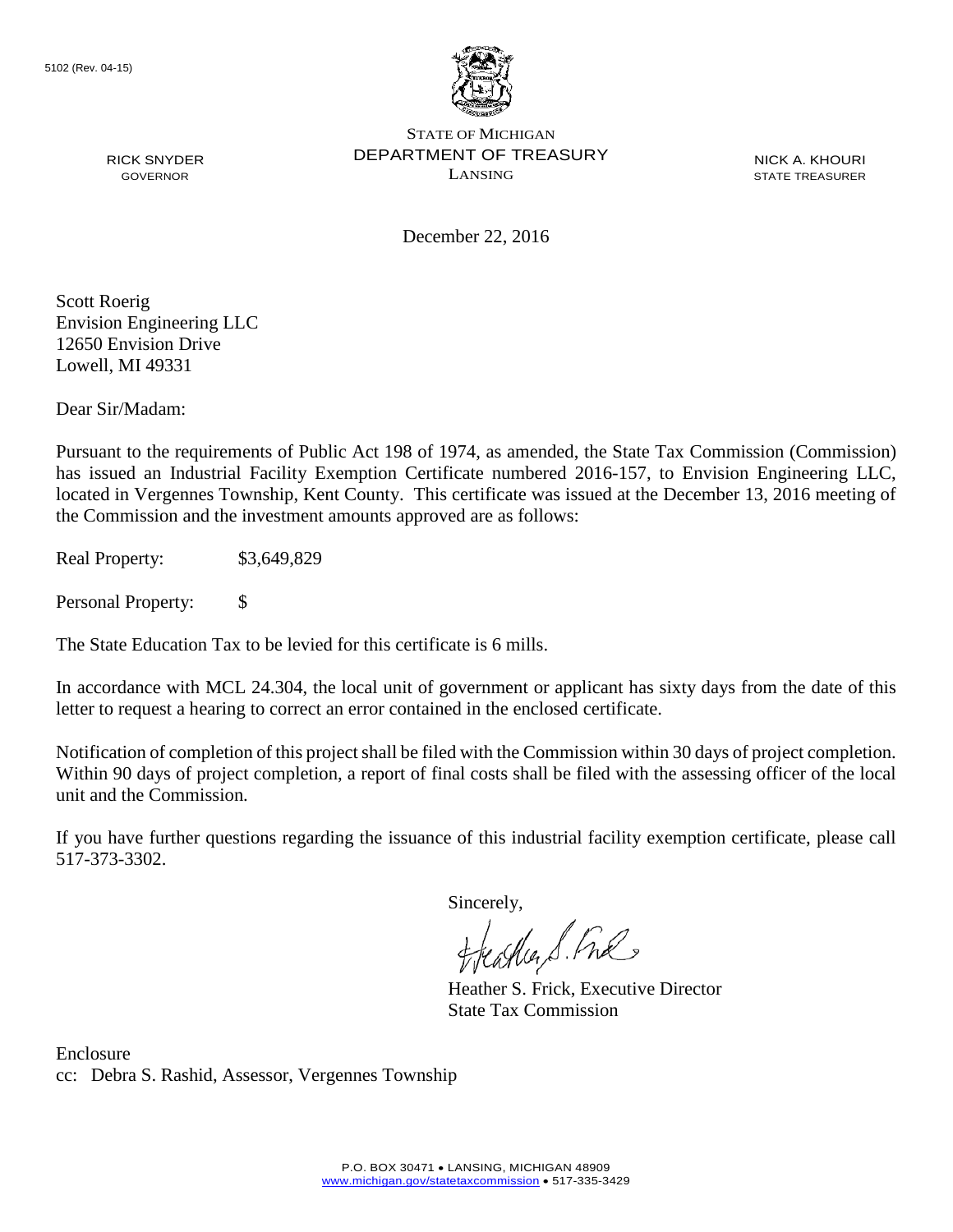5102 (Rev. 04-15)

STATE OF MICHIGAN
DEPARTMENT OF TREASURY
LANSING

RICK SNYDER
GOVERNOR

NICK A. KHOURI
STATE TREASURER

December 22, 2016

Scott Roerig
Envision Engineering LLC
12650 Envision Drive
Lowell, MI 49331

Dear Sir/Madam:

Pursuant to the requirements of Public Act 198 of 1974, as amended, the State Tax Commission (Commission) has issued an Industrial Facility Exemption Certificate numbered 2016-157, to Envision Engineering LLC, located in Vergennes Township, Kent County. This certificate was issued at the December 13, 2016 meeting of the Commission and the investment amounts approved are as follows:

Real Property: $3,649,829

Personal Property: $

The State Education Tax to be levied for this certificate is 6 mills.

In accordance with MCL 24.304, the local unit of government or applicant has sixty days from the date of this letter to request a hearing to correct an error contained in the enclosed certificate.

Notification of completion of this project shall be filed with the Commission within 30 days of project completion. Within 90 days of project completion, a report of final costs shall be filed with the assessing officer of the local unit and the Commission.

If you have further questions regarding the issuance of this industrial facility exemption certificate, please call 517-373-3302.

Sincerely,

Heather S. Frick, Executive Director
State Tax Commission

Enclosure
cc: Debra S. Rashid, Assessor, Vergennes Township

P.O. BOX 30471 • LANSING, MICHIGAN 48909
www.michigan.gov/statetaxcommission • 517-335-3429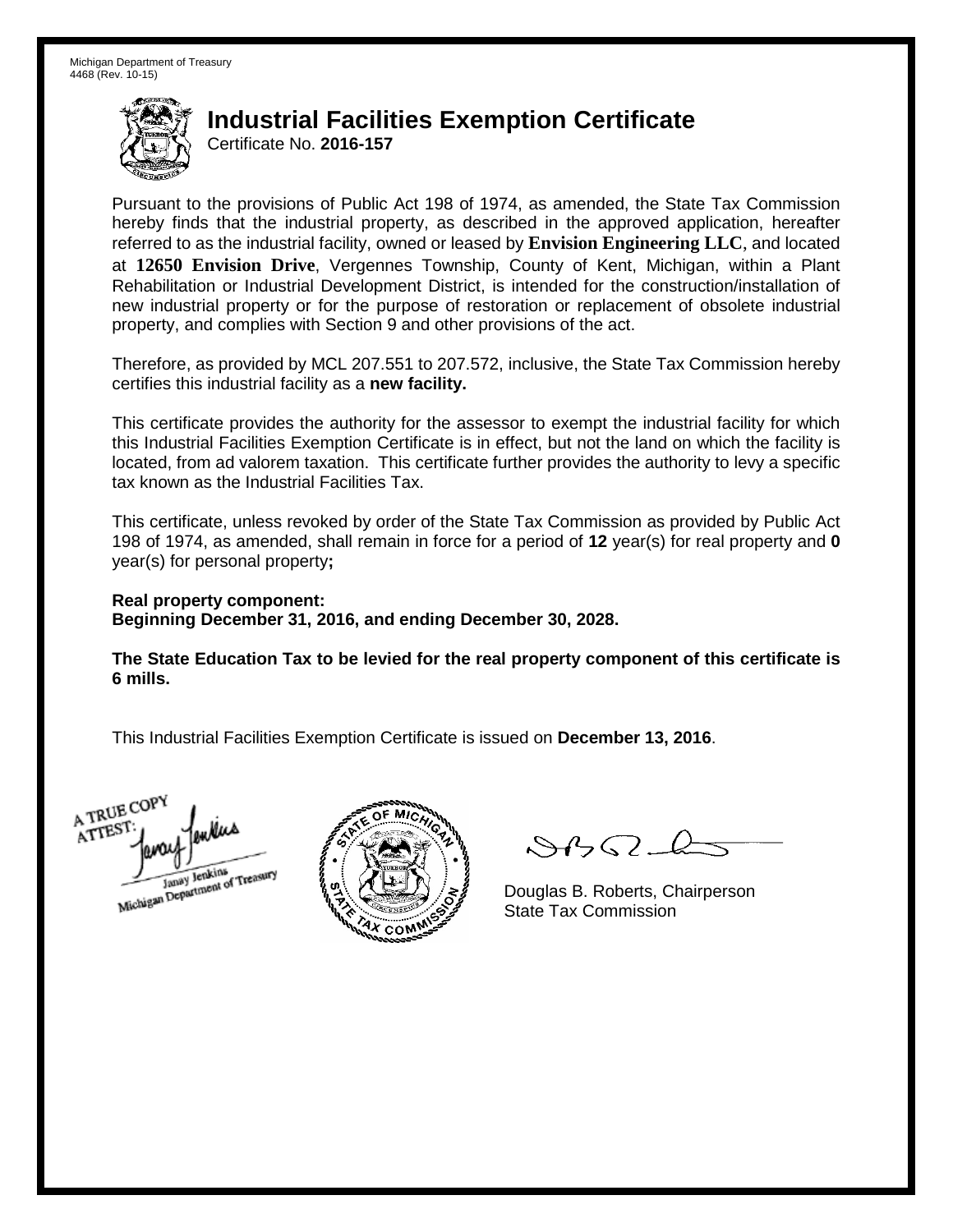Michigan Department of Treasury
4468 (Rev. 10-15)

# Industrial Facilities Exemption Certificate

Certificate No. **2016-157**

Pursuant to the provisions of Public Act 198 of 1974, as amended, the State Tax Commission hereby finds that the industrial property, as described in the approved application, hereafter referred to as the industrial facility, owned or leased by **Envision Engineering LLC**, and located at **12650 Envision Drive**, Vergennes Township, County of Kent, Michigan, within a Plant Rehabilitation or Industrial Development District, is intended for the construction/installation of new industrial property or for the purpose of restoration or replacement of obsolete industrial property, and complies with Section 9 and other provisions of the act.

Therefore, as provided by MCL 207.551 to 207.572, inclusive, the State Tax Commission hereby certifies this industrial facility as a **new facility.**

This certificate provides the authority for the assessor to exempt the industrial facility for which this Industrial Facilities Exemption Certificate is in effect, but not the land on which the facility is located, from ad valorem taxation. This certificate further provides the authority to levy a specific tax known as the Industrial Facilities Tax.

This certificate, unless revoked by order of the State Tax Commission as provided by Public Act 198 of 1974, as amended, shall remain in force for a period of **12** year(s) for real property and **0** year(s) for personal property**;**

**Real property component:**
**Beginning December 31, 2016, and ending December 30, 2028.**

**The State Education Tax to be levied for the real property component of this certificate is 6 mills.**

This Industrial Facilities Exemption Certificate is issued on **December 13, 2016**.

A TRUE COPY
ATTEST:
Janay Jenkins
Michigan Department of Treasury

Douglas B. Roberts, Chairperson
State Tax Commission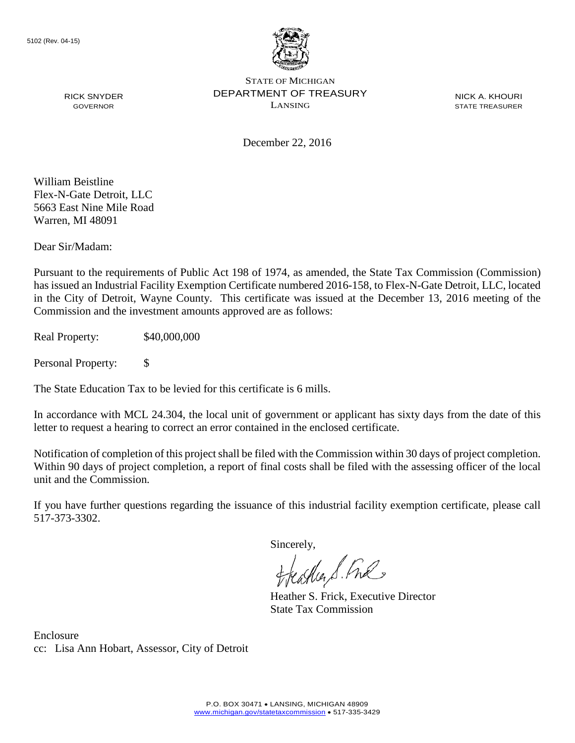5102 (Rev. 04-15)

STATE OF MICHIGAN
DEPARTMENT OF TREASURY
LANSING

RICK SNYDER
GOVERNOR

NICK A. KHOURI
STATE TREASURER

December 22, 2016

William Beistline
Flex-N-Gate Detroit, LLC
5663 East Nine Mile Road
Warren, MI 48091

Dear Sir/Madam:

Pursuant to the requirements of Public Act 198 of 1974, as amended, the State Tax Commission (Commission) has issued an Industrial Facility Exemption Certificate numbered 2016-158, to Flex-N-Gate Detroit, LLC, located in the City of Detroit, Wayne County. This certificate was issued at the December 13, 2016 meeting of the Commission and the investment amounts approved are as follows:

Real Property: $40,000,000

Personal Property: $

The State Education Tax to be levied for this certificate is 6 mills.

In accordance with MCL 24.304, the local unit of government or applicant has sixty days from the date of this letter to request a hearing to correct an error contained in the enclosed certificate.

Notification of completion of this project shall be filed with the Commission within 30 days of project completion. Within 90 days of project completion, a report of final costs shall be filed with the assessing officer of the local unit and the Commission.

If you have further questions regarding the issuance of this industrial facility exemption certificate, please call 517-373-3302.

Sincerely,

Heather S. Frick, Executive Director
State Tax Commission

Enclosure
cc: Lisa Ann Hobart, Assessor, City of Detroit

P.O. BOX 30471 • LANSING, MICHIGAN 48909
www.michigan.gov/statetaxcommission • 517-335-3429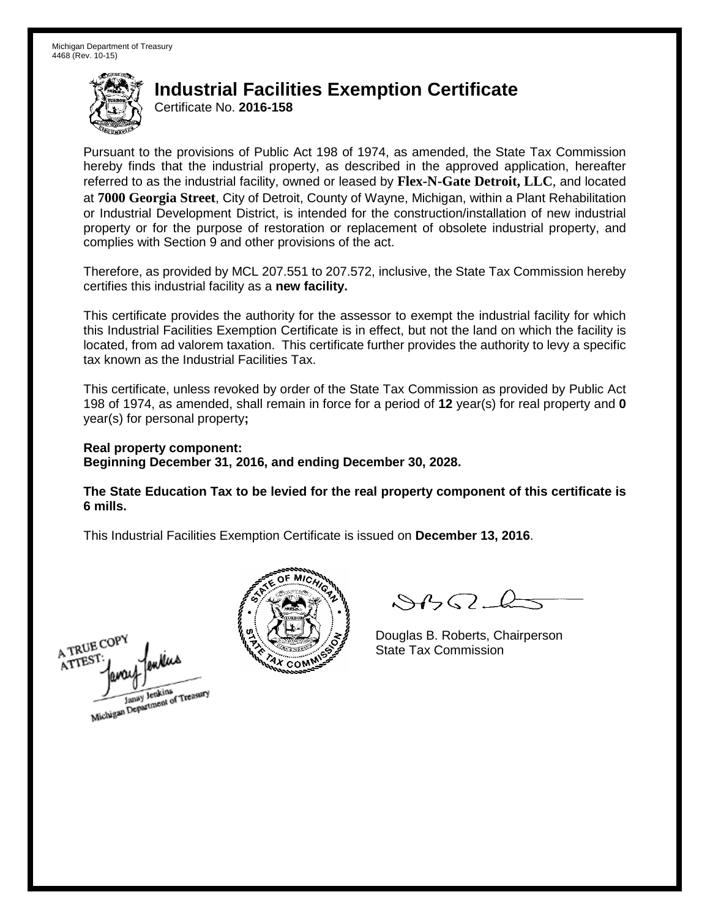Michigan Department of Treasury
4468 (Rev. 10-15)

# Industrial Facilities Exemption Certificate

Certificate No. **2016-158**

Pursuant to the provisions of Public Act 198 of 1974, as amended, the State Tax Commission hereby finds that the industrial property, as described in the approved application, hereafter referred to as the industrial facility, owned or leased by **Flex-N-Gate Detroit, LLC**, and located at **7000 Georgia Street**, City of Detroit, County of Wayne, Michigan, within a Plant Rehabilitation or Industrial Development District, is intended for the construction/installation of new industrial property or for the purpose of restoration or replacement of obsolete industrial property, and complies with Section 9 and other provisions of the act.

Therefore, as provided by MCL 207.551 to 207.572, inclusive, the State Tax Commission hereby certifies this industrial facility as a **new facility.**

This certificate provides the authority for the assessor to exempt the industrial facility for which this Industrial Facilities Exemption Certificate is in effect, but not the land on which the facility is located, from ad valorem taxation. This certificate further provides the authority to levy a specific tax known as the Industrial Facilities Tax.

This certificate, unless revoked by order of the State Tax Commission as provided by Public Act 198 of 1974, as amended, shall remain in force for a period of **12** year(s) for real property and **0** year(s) for personal property**;**

**Real property component:**
**Beginning December 31, 2016, and ending December 30, 2028.**

**The State Education Tax to be levied for the real property component of this certificate is 6 mills.**

This Industrial Facilities Exemption Certificate is issued on **December 13, 2016**.

A TRUE COPY
ATTEST:
Janay Jenkins
Michigan Department of Treasury

Douglas B. Roberts, Chairperson
State Tax Commission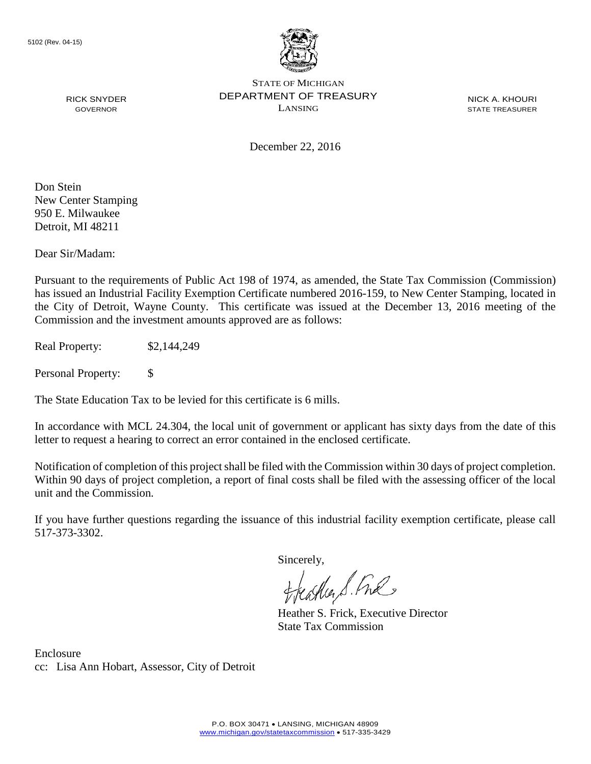5102 (Rev. 04-15)

STATE OF MICHIGAN
DEPARTMENT OF TREASURY
LANSING

RICK SNYDER
GOVERNOR

NICK A. KHOURI
STATE TREASURER

December 22, 2016

Don Stein
New Center Stamping
950 E. Milwaukee
Detroit, MI 48211

Dear Sir/Madam:

Pursuant to the requirements of Public Act 198 of 1974, as amended, the State Tax Commission (Commission) has issued an Industrial Facility Exemption Certificate numbered 2016-159, to New Center Stamping, located in the City of Detroit, Wayne County. This certificate was issued at the December 13, 2016 meeting of the Commission and the investment amounts approved are as follows:

Real Property: $2,144,249

Personal Property: $

The State Education Tax to be levied for this certificate is 6 mills.

In accordance with MCL 24.304, the local unit of government or applicant has sixty days from the date of this letter to request a hearing to correct an error contained in the enclosed certificate.

Notification of completion of this project shall be filed with the Commission within 30 days of project completion. Within 90 days of project completion, a report of final costs shall be filed with the assessing officer of the local unit and the Commission.

If you have further questions regarding the issuance of this industrial facility exemption certificate, please call 517-373-3302.

Sincerely,

Heather S. Frick, Executive Director
State Tax Commission

Enclosure
cc: Lisa Ann Hobart, Assessor, City of Detroit

P.O. BOX 30471 • LANSING, MICHIGAN 48909
www.michigan.gov/statetaxcommission • 517-335-3429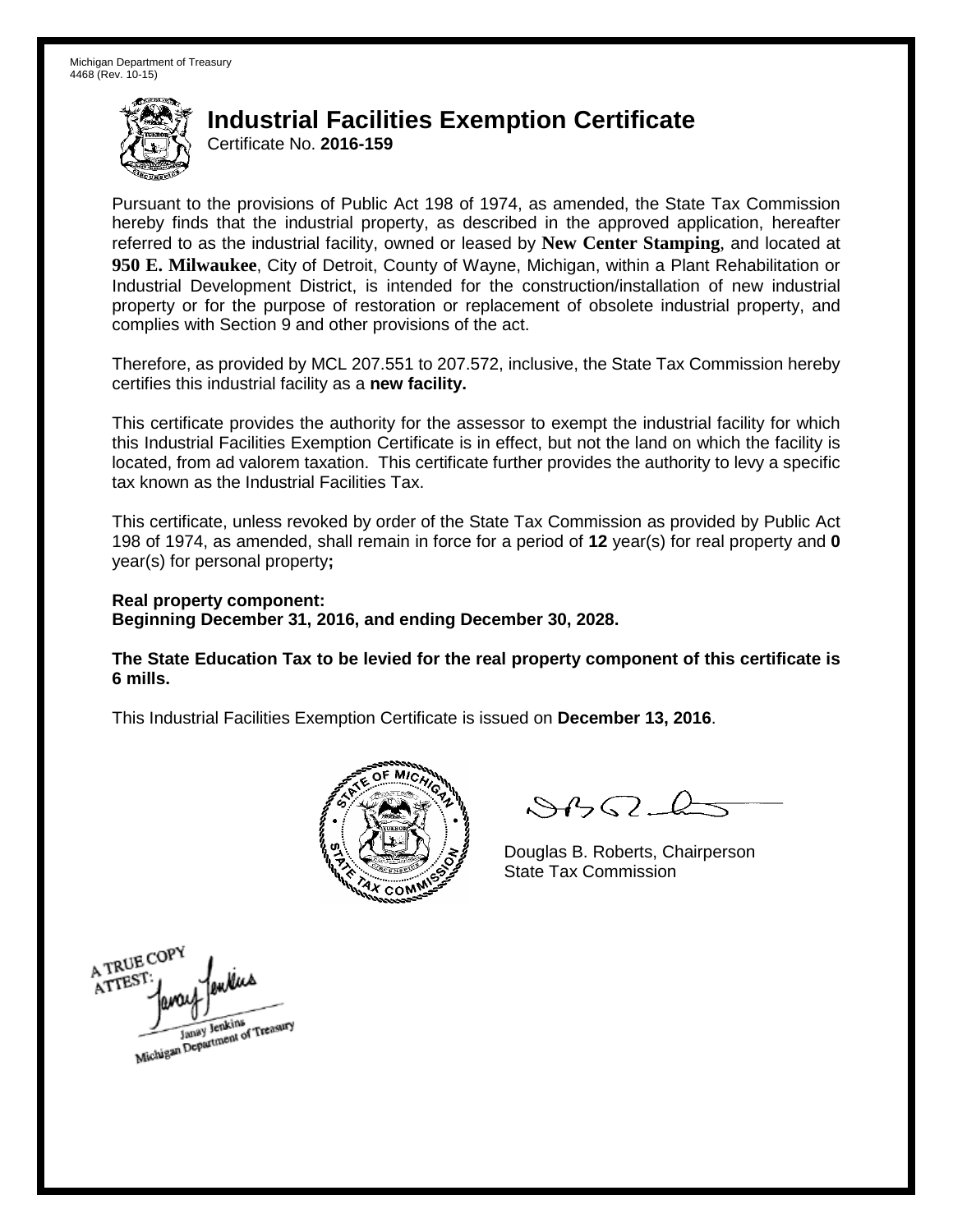Michigan Department of Treasury
4468 (Rev. 10-15)

# Industrial Facilities Exemption Certificate

Certificate No. **2016-159**

Pursuant to the provisions of Public Act 198 of 1974, as amended, the State Tax Commission hereby finds that the industrial property, as described in the approved application, hereafter referred to as the industrial facility, owned or leased by **New Center Stamping**, and located at **950 E. Milwaukee**, City of Detroit, County of Wayne, Michigan, within a Plant Rehabilitation or Industrial Development District, is intended for the construction/installation of new industrial property or for the purpose of restoration or replacement of obsolete industrial property, and complies with Section 9 and other provisions of the act.

Therefore, as provided by MCL 207.551 to 207.572, inclusive, the State Tax Commission hereby certifies this industrial facility as a **new facility.**

This certificate provides the authority for the assessor to exempt the industrial facility for which this Industrial Facilities Exemption Certificate is in effect, but not the land on which the facility is located, from ad valorem taxation. This certificate further provides the authority to levy a specific tax known as the Industrial Facilities Tax.

This certificate, unless revoked by order of the State Tax Commission as provided by Public Act 198 of 1974, as amended, shall remain in force for a period of **12** year(s) for real property and **0** year(s) for personal property**;**

**Real property component:**
**Beginning December 31, 2016, and ending December 30, 2028.**

**The State Education Tax to be levied for the real property component of this certificate is 6 mills.**

This Industrial Facilities Exemption Certificate is issued on **December 13, 2016**.

Douglas B. Roberts, Chairperson
State Tax Commission

A TRUE COPY
ATTEST:
Janay Jenkins
Michigan Department of Treasury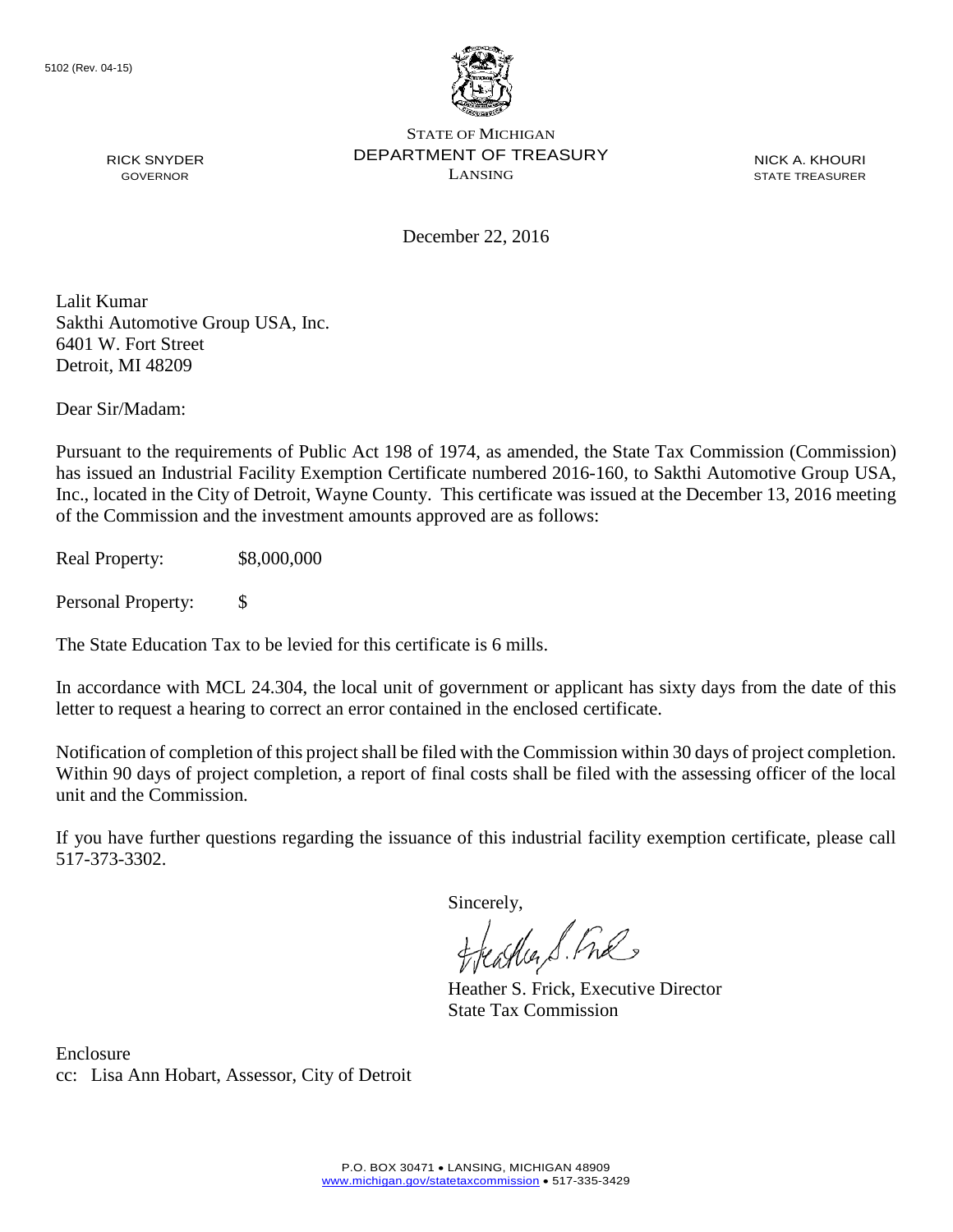5102 (Rev. 04-15)

RICK SNYDER
GOVERNOR

STATE OF MICHIGAN
DEPARTMENT OF TREASURY
LANSING

NICK A. KHOURI
STATE TREASURER

December 22, 2016

Lalit Kumar
Sakthi Automotive Group USA, Inc.
6401 W. Fort Street
Detroit, MI 48209

Dear Sir/Madam:

Pursuant to the requirements of Public Act 198 of 1974, as amended, the State Tax Commission (Commission) has issued an Industrial Facility Exemption Certificate numbered 2016-160, to Sakthi Automotive Group USA, Inc., located in the City of Detroit, Wayne County. This certificate was issued at the December 13, 2016 meeting of the Commission and the investment amounts approved are as follows:

Real Property: $8,000,000

Personal Property: $

The State Education Tax to be levied for this certificate is 6 mills.

In accordance with MCL 24.304, the local unit of government or applicant has sixty days from the date of this letter to request a hearing to correct an error contained in the enclosed certificate.

Notification of completion of this project shall be filed with the Commission within 30 days of project completion. Within 90 days of project completion, a report of final costs shall be filed with the assessing officer of the local unit and the Commission.

If you have further questions regarding the issuance of this industrial facility exemption certificate, please call 517-373-3302.

Sincerely,

Heather S. Frick, Executive Director
State Tax Commission

Enclosure
cc: Lisa Ann Hobart, Assessor, City of Detroit

P.O. BOX 30471 • LANSING, MICHIGAN 48909
www.michigan.gov/statetaxcommission • 517-335-3429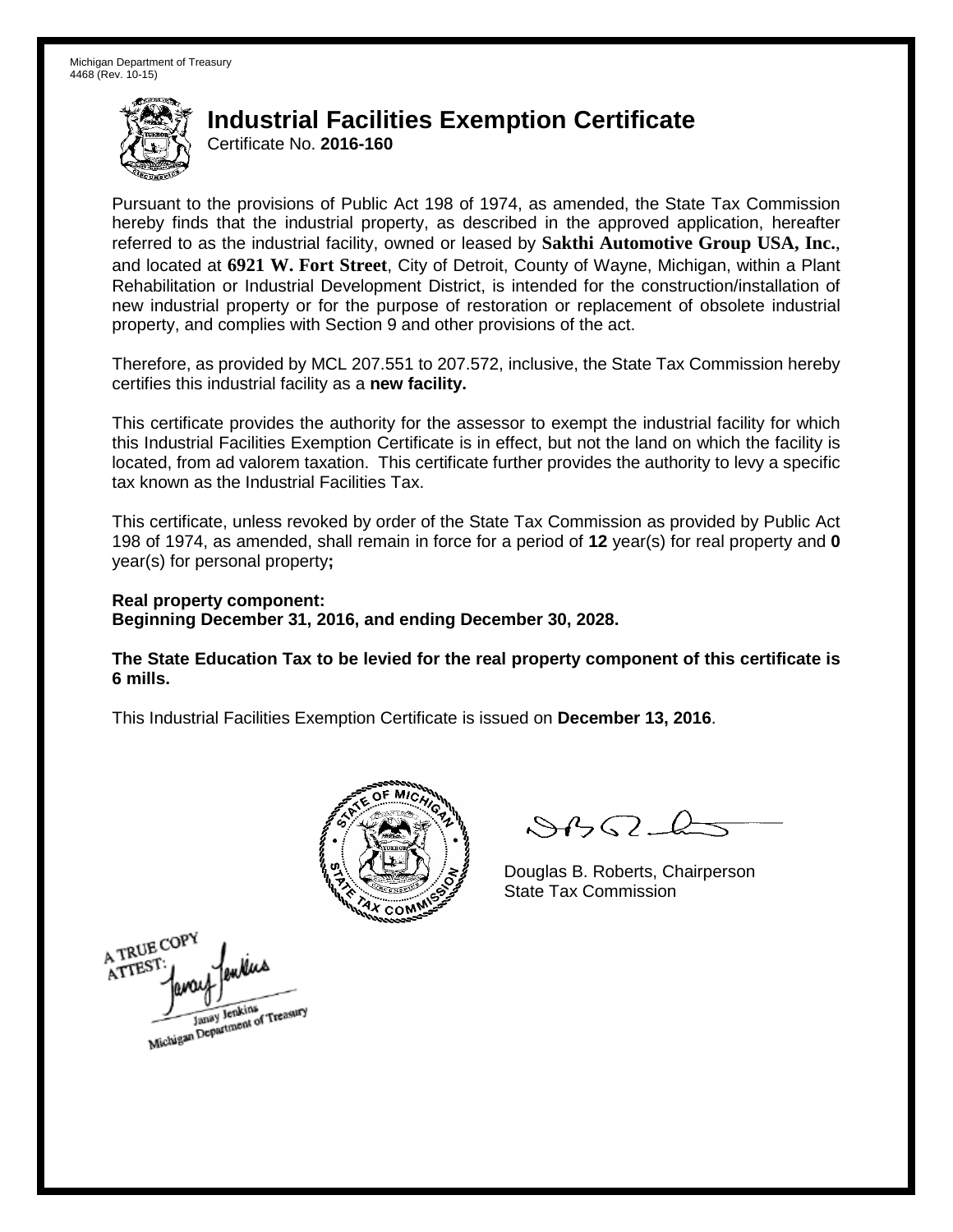Michigan Department of Treasury
4468 (Rev. 10-15)

# Industrial Facilities Exemption Certificate

Certificate No. **2016-160**

Pursuant to the provisions of Public Act 198 of 1974, as amended, the State Tax Commission hereby finds that the industrial property, as described in the approved application, hereafter referred to as the industrial facility, owned or leased by **Sakthi Automotive Group USA, Inc.**, and located at **6921 W. Fort Street**, City of Detroit, County of Wayne, Michigan, within a Plant Rehabilitation or Industrial Development District, is intended for the construction/installation of new industrial property or for the purpose of restoration or replacement of obsolete industrial property, and complies with Section 9 and other provisions of the act.

Therefore, as provided by MCL 207.551 to 207.572, inclusive, the State Tax Commission hereby certifies this industrial facility as a **new facility.**

This certificate provides the authority for the assessor to exempt the industrial facility for which this Industrial Facilities Exemption Certificate is in effect, but not the land on which the facility is located, from ad valorem taxation. This certificate further provides the authority to levy a specific tax known as the Industrial Facilities Tax.

This certificate, unless revoked by order of the State Tax Commission as provided by Public Act 198 of 1974, as amended, shall remain in force for a period of **12** year(s) for real property and **0** year(s) for personal property**;**

**Real property component:**
**Beginning December 31, 2016, and ending December 30, 2028.**

**The State Education Tax to be levied for the real property component of this certificate is 6 mills.**

This Industrial Facilities Exemption Certificate is issued on **December 13, 2016**.

Douglas B. Roberts, Chairperson
State Tax Commission

A TRUE COPY
ATTEST:
Janay Jenkins
Michigan Department of Treasury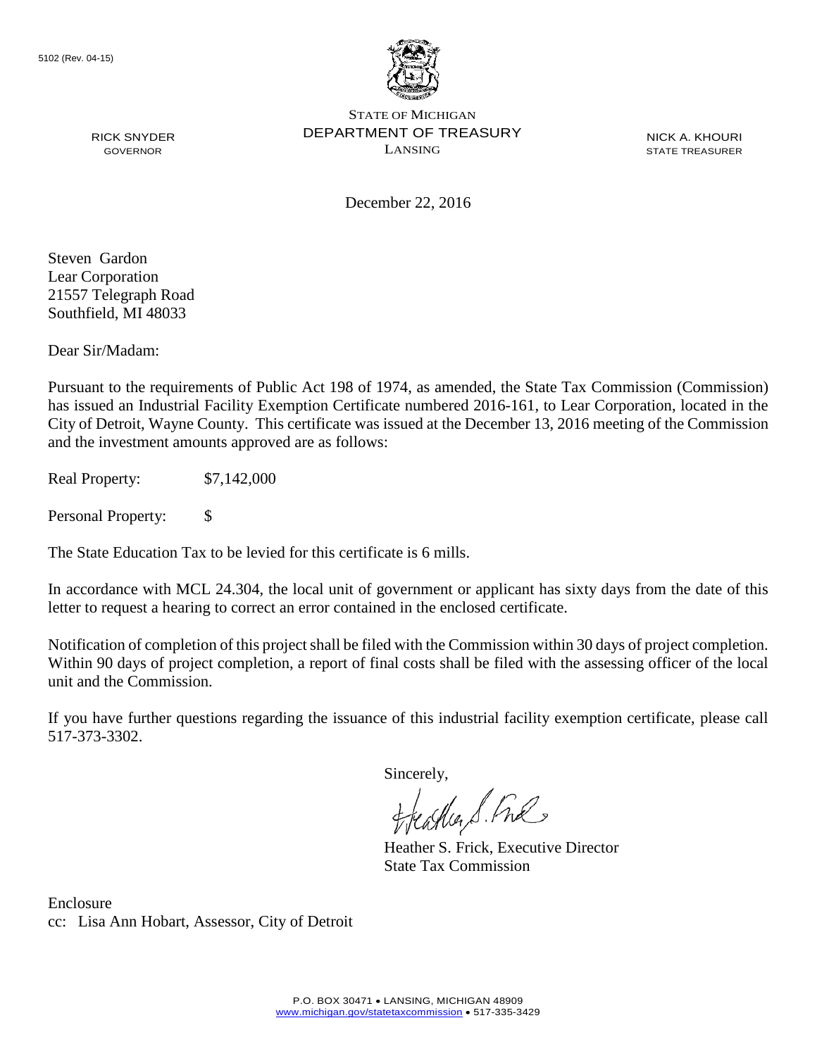5102 (Rev. 04-15)

STATE OF MICHIGAN
DEPARTMENT OF TREASURY
LANSING

RICK SNYDER
GOVERNOR

NICK A. KHOURI
STATE TREASURER

December 22, 2016

Steven Gardon
Lear Corporation
21557 Telegraph Road
Southfield, MI 48033

Dear Sir/Madam:

Pursuant to the requirements of Public Act 198 of 1974, as amended, the State Tax Commission (Commission) has issued an Industrial Facility Exemption Certificate numbered 2016-161, to Lear Corporation, located in the City of Detroit, Wayne County. This certificate was issued at the December 13, 2016 meeting of the Commission and the investment amounts approved are as follows:

Real Property: $7,142,000

Personal Property: $

The State Education Tax to be levied for this certificate is 6 mills.

In accordance with MCL 24.304, the local unit of government or applicant has sixty days from the date of this letter to request a hearing to correct an error contained in the enclosed certificate.

Notification of completion of this project shall be filed with the Commission within 30 days of project completion. Within 90 days of project completion, a report of final costs shall be filed with the assessing officer of the local unit and the Commission.

If you have further questions regarding the issuance of this industrial facility exemption certificate, please call 517-373-3302.

Sincerely,

Heather S. Frick, Executive Director
State Tax Commission

Enclosure
cc: Lisa Ann Hobart, Assessor, City of Detroit

P.O. BOX 30471 • LANSING, MICHIGAN 48909
www.michigan.gov/statetaxcommission • 517-335-3429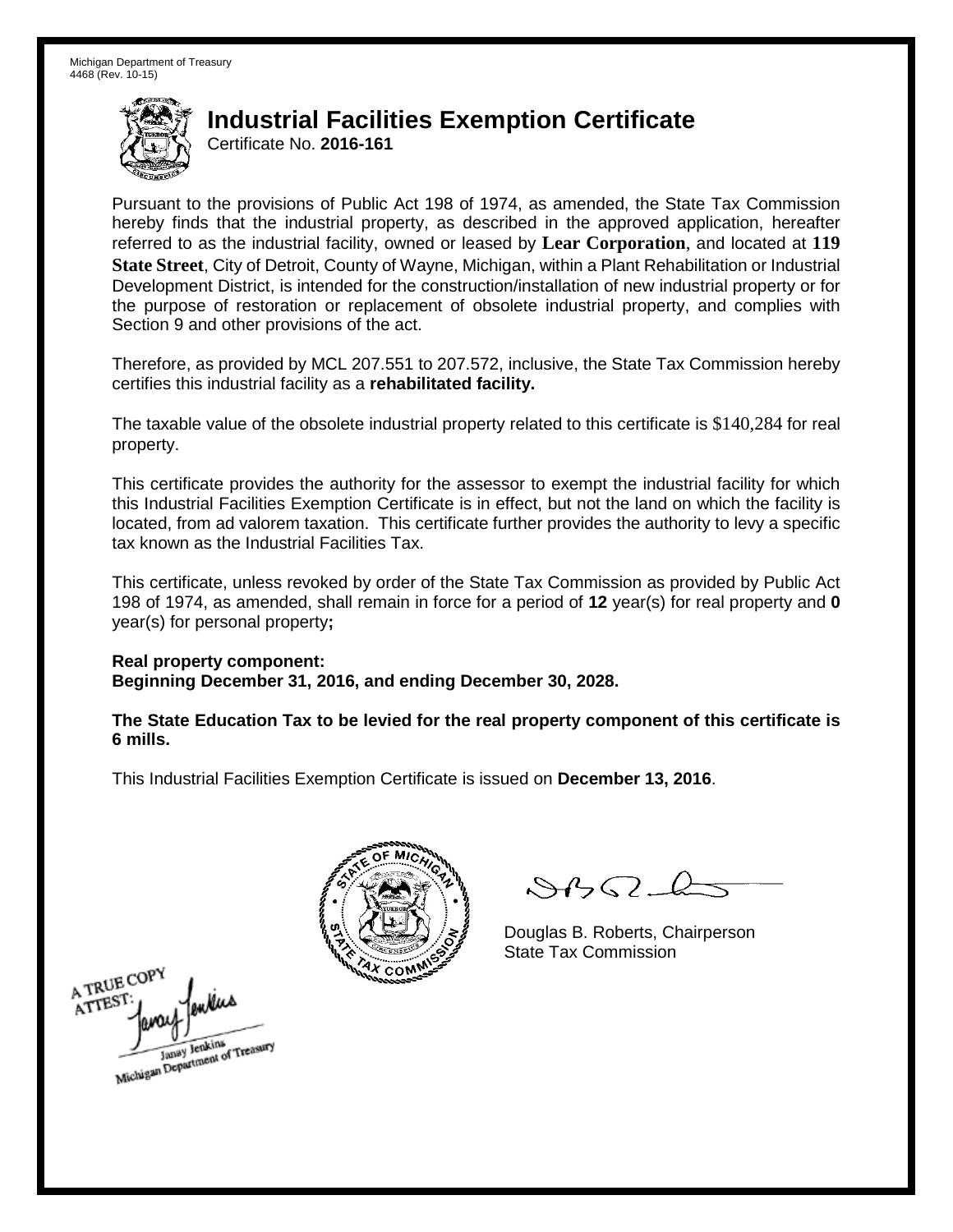Michigan Department of Treasury
4468 (Rev. 10-15)

# Industrial Facilities Exemption Certificate

Certificate No. **2016-161**

Pursuant to the provisions of Public Act 198 of 1974, as amended, the State Tax Commission hereby finds that the industrial property, as described in the approved application, hereafter referred to as the industrial facility, owned or leased by **Lear Corporation**, and located at **119 State Street**, City of Detroit, County of Wayne, Michigan, within a Plant Rehabilitation or Industrial Development District, is intended for the construction/installation of new industrial property or for the purpose of restoration or replacement of obsolete industrial property, and complies with Section 9 and other provisions of the act.

Therefore, as provided by MCL 207.551 to 207.572, inclusive, the State Tax Commission hereby certifies this industrial facility as a **rehabilitated facility.**

The taxable value of the obsolete industrial property related to this certificate is $140,284 for real property.

This certificate provides the authority for the assessor to exempt the industrial facility for which this Industrial Facilities Exemption Certificate is in effect, but not the land on which the facility is located, from ad valorem taxation. This certificate further provides the authority to levy a specific tax known as the Industrial Facilities Tax.

This certificate, unless revoked by order of the State Tax Commission as provided by Public Act 198 of 1974, as amended, shall remain in force for a period of **12** year(s) for real property and **0** year(s) for personal property**;**

**Real property component:**
**Beginning December 31, 2016, and ending December 30, 2028.**

**The State Education Tax to be levied for the real property component of this certificate is 6 mills.**

This Industrial Facilities Exemption Certificate is issued on **December 13, 2016**.

Douglas B. Roberts, Chairperson
State Tax Commission

A TRUE COPY
ATTEST:
Janay Jenkins
Michigan Department of Treasury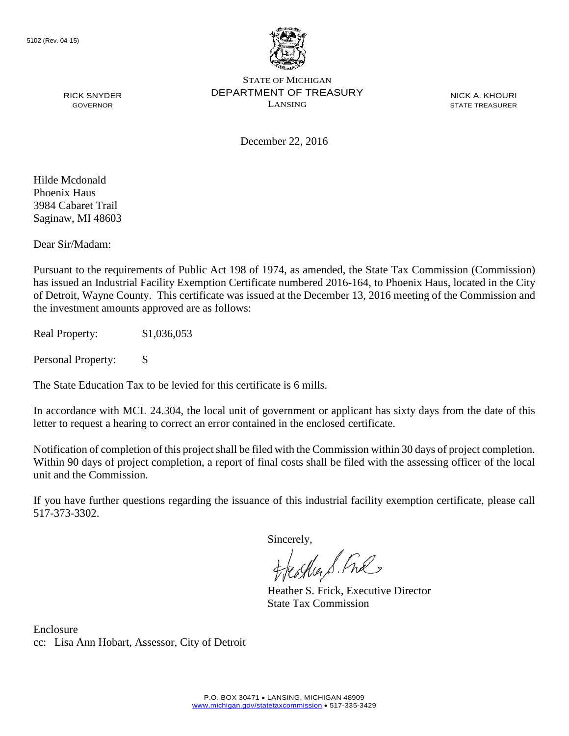5102 (Rev. 04-15)

STATE OF MICHIGAN
DEPARTMENT OF TREASURY
LANSING

RICK SNYDER
GOVERNOR

NICK A. KHOURI
STATE TREASURER

December 22, 2016

Hilde Mcdonald
Phoenix Haus
3984 Cabaret Trail
Saginaw, MI 48603

Dear Sir/Madam:

Pursuant to the requirements of Public Act 198 of 1974, as amended, the State Tax Commission (Commission) has issued an Industrial Facility Exemption Certificate numbered 2016-164, to Phoenix Haus, located in the City of Detroit, Wayne County. This certificate was issued at the December 13, 2016 meeting of the Commission and the investment amounts approved are as follows:

Real Property: $1,036,053

Personal Property: $

The State Education Tax to be levied for this certificate is 6 mills.

In accordance with MCL 24.304, the local unit of government or applicant has sixty days from the date of this letter to request a hearing to correct an error contained in the enclosed certificate.

Notification of completion of this project shall be filed with the Commission within 30 days of project completion. Within 90 days of project completion, a report of final costs shall be filed with the assessing officer of the local unit and the Commission.

If you have further questions regarding the issuance of this industrial facility exemption certificate, please call 517-373-3302.

Sincerely,

Heather S. Frick, Executive Director
State Tax Commission

Enclosure
cc: Lisa Ann Hobart, Assessor, City of Detroit

P.O. BOX 30471 • LANSING, MICHIGAN 48909
www.michigan.gov/statetaxcommission • 517-335-3429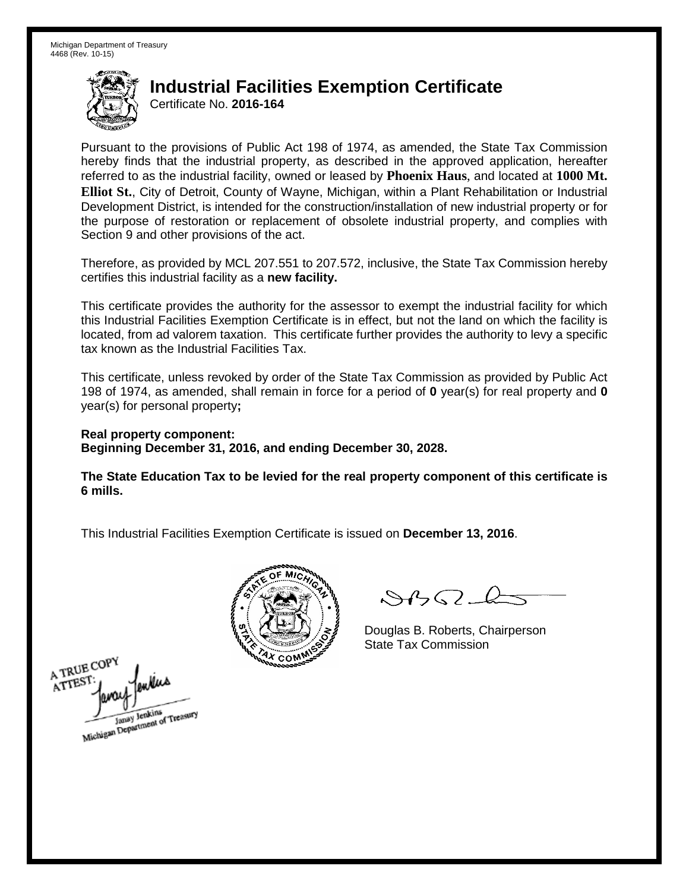Michigan Department of Treasury
4468 (Rev. 10-15)

# Industrial Facilities Exemption Certificate

Certificate No. **2016-164**

Pursuant to the provisions of Public Act 198 of 1974, as amended, the State Tax Commission hereby finds that the industrial property, as described in the approved application, hereafter referred to as the industrial facility, owned or leased by **Phoenix Haus**, and located at **1000 Mt. Elliot St.**, City of Detroit, County of Wayne, Michigan, within a Plant Rehabilitation or Industrial Development District, is intended for the construction/installation of new industrial property or for the purpose of restoration or replacement of obsolete industrial property, and complies with Section 9 and other provisions of the act.

Therefore, as provided by MCL 207.551 to 207.572, inclusive, the State Tax Commission hereby certifies this industrial facility as a **new facility.**

This certificate provides the authority for the assessor to exempt the industrial facility for which this Industrial Facilities Exemption Certificate is in effect, but not the land on which the facility is located, from ad valorem taxation. This certificate further provides the authority to levy a specific tax known as the Industrial Facilities Tax.

This certificate, unless revoked by order of the State Tax Commission as provided by Public Act 198 of 1974, as amended, shall remain in force for a period of **0** year(s) for real property and **0** year(s) for personal property**;**

**Real property component:**
**Beginning December 31, 2016, and ending December 30, 2028.**

**The State Education Tax to be levied for the real property component of this certificate is 6 mills.**

This Industrial Facilities Exemption Certificate is issued on **December 13, 2016**.

Douglas B. Roberts, Chairperson
State Tax Commission

A TRUE COPY
ATTEST:
Janay Jenkins
Michigan Department of Treasury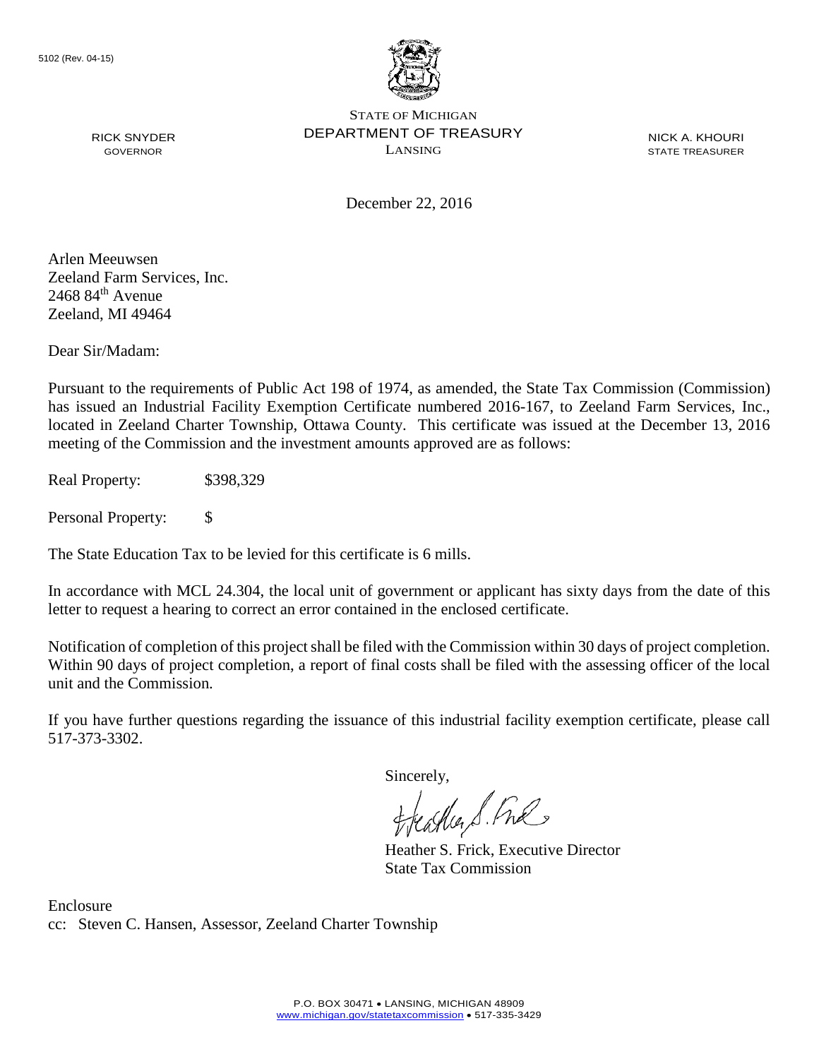5102 (Rev. 04-15)

STATE OF MICHIGAN
DEPARTMENT OF TREASURY
LANSING

RICK SNYDER
GOVERNOR

NICK A. KHOURI
STATE TREASURER

December 22, 2016

Arlen Meeuwsen
Zeeland Farm Services, Inc.
2468 84th Avenue
Zeeland, MI 49464

Dear Sir/Madam:

Pursuant to the requirements of Public Act 198 of 1974, as amended, the State Tax Commission (Commission) has issued an Industrial Facility Exemption Certificate numbered 2016-167, to Zeeland Farm Services, Inc., located in Zeeland Charter Township, Ottawa County. This certificate was issued at the December 13, 2016 meeting of the Commission and the investment amounts approved are as follows:

Real Property: $398,329

Personal Property: $

The State Education Tax to be levied for this certificate is 6 mills.

In accordance with MCL 24.304, the local unit of government or applicant has sixty days from the date of this letter to request a hearing to correct an error contained in the enclosed certificate.

Notification of completion of this project shall be filed with the Commission within 30 days of project completion. Within 90 days of project completion, a report of final costs shall be filed with the assessing officer of the local unit and the Commission.

If you have further questions regarding the issuance of this industrial facility exemption certificate, please call 517-373-3302.

Sincerely,

Heather S. Frick, Executive Director
State Tax Commission

Enclosure
cc: Steven C. Hansen, Assessor, Zeeland Charter Township

P.O. BOX 30471 • LANSING, MICHIGAN 48909
www.michigan.gov/statetaxcommission • 517-335-3429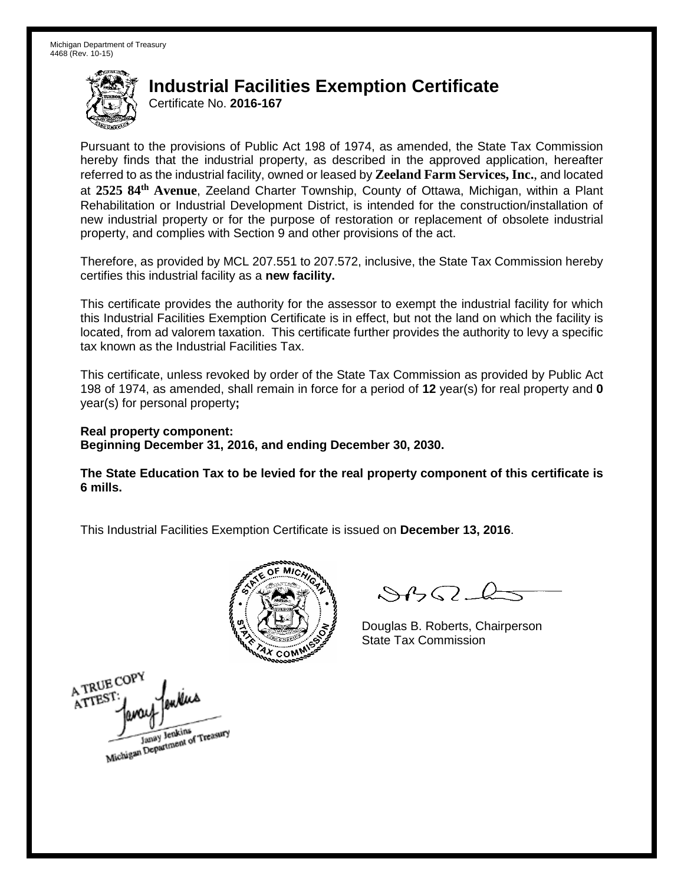Michigan Department of Treasury
4468 (Rev. 10-15)

# Industrial Facilities Exemption Certificate

Certificate No. **2016-167**

Pursuant to the provisions of Public Act 198 of 1974, as amended, the State Tax Commission hereby finds that the industrial property, as described in the approved application, hereafter referred to as the industrial facility, owned or leased by **Zeeland Farm Services, Inc.**, and located at **2525 84th Avenue**, Zeeland Charter Township, County of Ottawa, Michigan, within a Plant Rehabilitation or Industrial Development District, is intended for the construction/installation of new industrial property or for the purpose of restoration or replacement of obsolete industrial property, and complies with Section 9 and other provisions of the act.

Therefore, as provided by MCL 207.551 to 207.572, inclusive, the State Tax Commission hereby certifies this industrial facility as a **new facility.**

This certificate provides the authority for the assessor to exempt the industrial facility for which this Industrial Facilities Exemption Certificate is in effect, but not the land on which the facility is located, from ad valorem taxation. This certificate further provides the authority to levy a specific tax known as the Industrial Facilities Tax.

This certificate, unless revoked by order of the State Tax Commission as provided by Public Act 198 of 1974, as amended, shall remain in force for a period of **12** year(s) for real property and **0** year(s) for personal property**;**

**Real property component:**
**Beginning December 31, 2016, and ending December 30, 2030.**

**The State Education Tax to be levied for the real property component of this certificate is 6 mills.**

This Industrial Facilities Exemption Certificate is issued on **December 13, 2016**.

Douglas B. Roberts, Chairperson
State Tax Commission

A TRUE COPY
ATTEST:
Janay Jenkins
Michigan Department of Treasury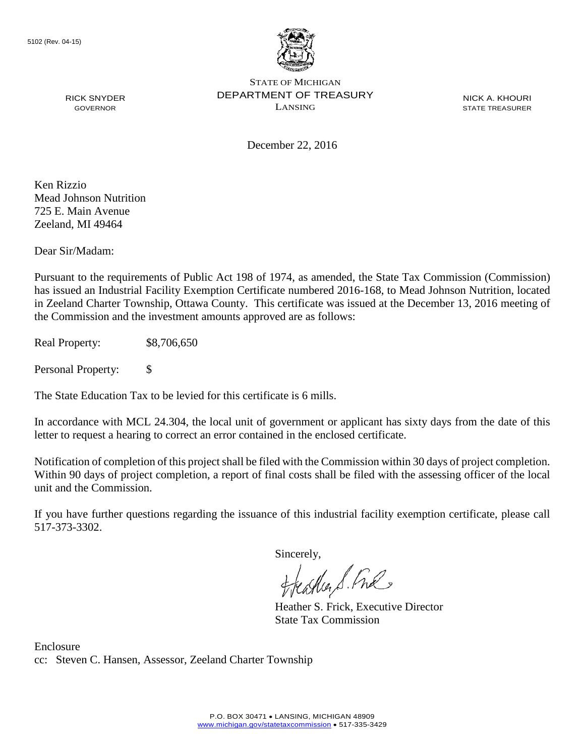5102 (Rev. 04-15)

RICK SNYDER
GOVERNOR

STATE OF MICHIGAN
DEPARTMENT OF TREASURY
LANSING

NICK A. KHOURI
STATE TREASURER

December 22, 2016

Ken Rizzio
Mead Johnson Nutrition
725 E. Main Avenue
Zeeland, MI 49464

Dear Sir/Madam:

Pursuant to the requirements of Public Act 198 of 1974, as amended, the State Tax Commission (Commission) has issued an Industrial Facility Exemption Certificate numbered 2016-168, to Mead Johnson Nutrition, located in Zeeland Charter Township, Ottawa County. This certificate was issued at the December 13, 2016 meeting of the Commission and the investment amounts approved are as follows:

Real Property: $8,706,650

Personal Property: $

The State Education Tax to be levied for this certificate is 6 mills.

In accordance with MCL 24.304, the local unit of government or applicant has sixty days from the date of this letter to request a hearing to correct an error contained in the enclosed certificate.

Notification of completion of this project shall be filed with the Commission within 30 days of project completion. Within 90 days of project completion, a report of final costs shall be filed with the assessing officer of the local unit and the Commission.

If you have further questions regarding the issuance of this industrial facility exemption certificate, please call 517-373-3302.

Sincerely,

Heather S. Frick, Executive Director
State Tax Commission

Enclosure
cc: Steven C. Hansen, Assessor, Zeeland Charter Township

P.O. BOX 30471 • LANSING, MICHIGAN 48909
www.michigan.gov/statetaxcommission • 517-335-3429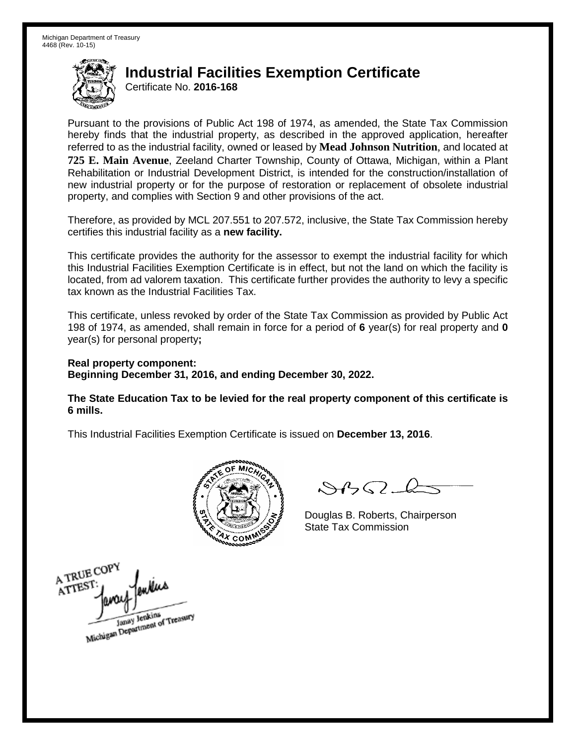Michigan Department of Treasury
4468 (Rev. 10-15)

# Industrial Facilities Exemption Certificate

Certificate No. **2016-168**

Pursuant to the provisions of Public Act 198 of 1974, as amended, the State Tax Commission hereby finds that the industrial property, as described in the approved application, hereafter referred to as the industrial facility, owned or leased by **Mead Johnson Nutrition**, and located at **725 E. Main Avenue**, Zeeland Charter Township, County of Ottawa, Michigan, within a Plant Rehabilitation or Industrial Development District, is intended for the construction/installation of new industrial property or for the purpose of restoration or replacement of obsolete industrial property, and complies with Section 9 and other provisions of the act.

Therefore, as provided by MCL 207.551 to 207.572, inclusive, the State Tax Commission hereby certifies this industrial facility as a **new facility.**

This certificate provides the authority for the assessor to exempt the industrial facility for which this Industrial Facilities Exemption Certificate is in effect, but not the land on which the facility is located, from ad valorem taxation. This certificate further provides the authority to levy a specific tax known as the Industrial Facilities Tax.

This certificate, unless revoked by order of the State Tax Commission as provided by Public Act 198 of 1974, as amended, shall remain in force for a period of **6** year(s) for real property and **0** year(s) for personal property**;**

**Real property component:**
**Beginning December 31, 2016, and ending December 30, 2022.**

**The State Education Tax to be levied for the real property component of this certificate is 6 mills.**

This Industrial Facilities Exemption Certificate is issued on **December 13, 2016**.

Douglas B. Roberts, Chairperson
State Tax Commission

A TRUE COPY
ATTEST:
Janay Jenkins
Michigan Department of Treasury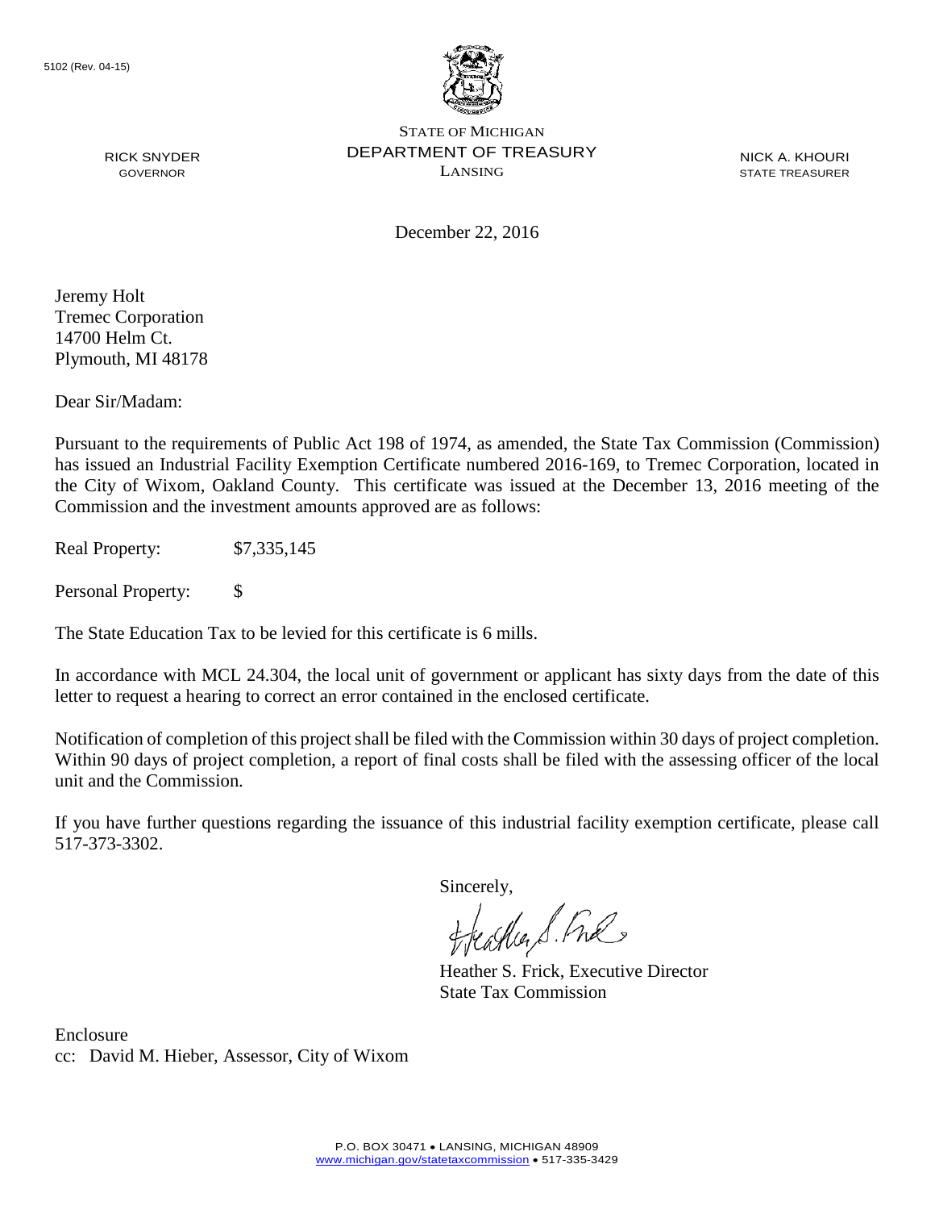5102 (Rev. 04-15)

RICK SNYDER
GOVERNOR

STATE OF MICHIGAN
DEPARTMENT OF TREASURY
LANSING

NICK A. KHOURI
STATE TREASURER

December 22, 2016

Jeremy Holt
Tremec Corporation
14700 Helm Ct.
Plymouth, MI 48178

Dear Sir/Madam:

Pursuant to the requirements of Public Act 198 of 1974, as amended, the State Tax Commission (Commission) has issued an Industrial Facility Exemption Certificate numbered 2016-169, to Tremec Corporation, located in the City of Wixom, Oakland County. This certificate was issued at the December 13, 2016 meeting of the Commission and the investment amounts approved are as follows:

Real Property: $7,335,145

Personal Property: $

The State Education Tax to be levied for this certificate is 6 mills.

In accordance with MCL 24.304, the local unit of government or applicant has sixty days from the date of this letter to request a hearing to correct an error contained in the enclosed certificate.

Notification of completion of this project shall be filed with the Commission within 30 days of project completion. Within 90 days of project completion, a report of final costs shall be filed with the assessing officer of the local unit and the Commission.

If you have further questions regarding the issuance of this industrial facility exemption certificate, please call 517-373-3302.

Sincerely,

Heather S. Frick, Executive Director
State Tax Commission

Enclosure
cc: David M. Hieber, Assessor, City of Wixom

P.O. BOX 30471 • LANSING, MICHIGAN 48909
www.michigan.gov/statetaxcommission • 517-335-3429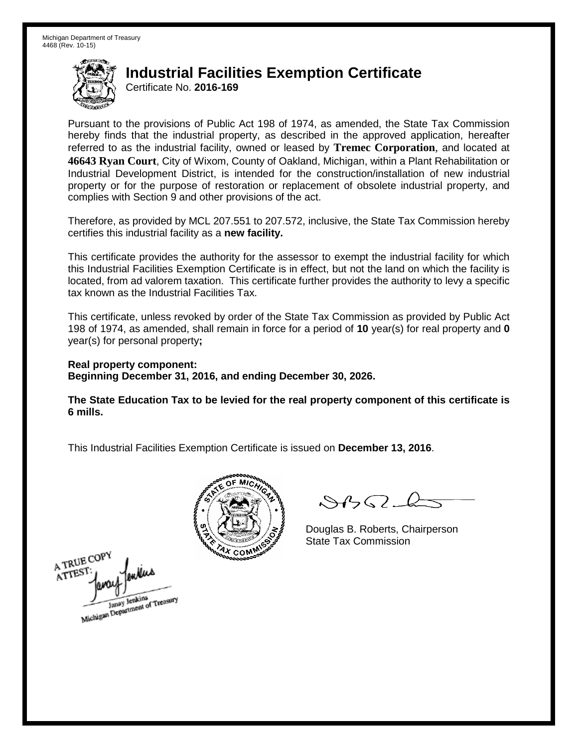Michigan Department of Treasury
4468 (Rev. 10-15)

# Industrial Facilities Exemption Certificate

Certificate No. **2016-169**

Pursuant to the provisions of Public Act 198 of 1974, as amended, the State Tax Commission hereby finds that the industrial property, as described in the approved application, hereafter referred to as the industrial facility, owned or leased by **Tremec Corporation**, and located at **46643 Ryan Court**, City of Wixom, County of Oakland, Michigan, within a Plant Rehabilitation or Industrial Development District, is intended for the construction/installation of new industrial property or for the purpose of restoration or replacement of obsolete industrial property, and complies with Section 9 and other provisions of the act.

Therefore, as provided by MCL 207.551 to 207.572, inclusive, the State Tax Commission hereby certifies this industrial facility as a **new facility.**

This certificate provides the authority for the assessor to exempt the industrial facility for which this Industrial Facilities Exemption Certificate is in effect, but not the land on which the facility is located, from ad valorem taxation. This certificate further provides the authority to levy a specific tax known as the Industrial Facilities Tax.

This certificate, unless revoked by order of the State Tax Commission as provided by Public Act 198 of 1974, as amended, shall remain in force for a period of **10** year(s) for real property and **0** year(s) for personal property**;**

**Real property component:**
**Beginning December 31, 2016, and ending December 30, 2026.**

**The State Education Tax to be levied for the real property component of this certificate is 6 mills.**

This Industrial Facilities Exemption Certificate is issued on **December 13, 2016**.

Douglas B. Roberts, Chairperson
State Tax Commission

A TRUE COPY
ATTEST:
Janay Jenkins
Michigan Department of Treasury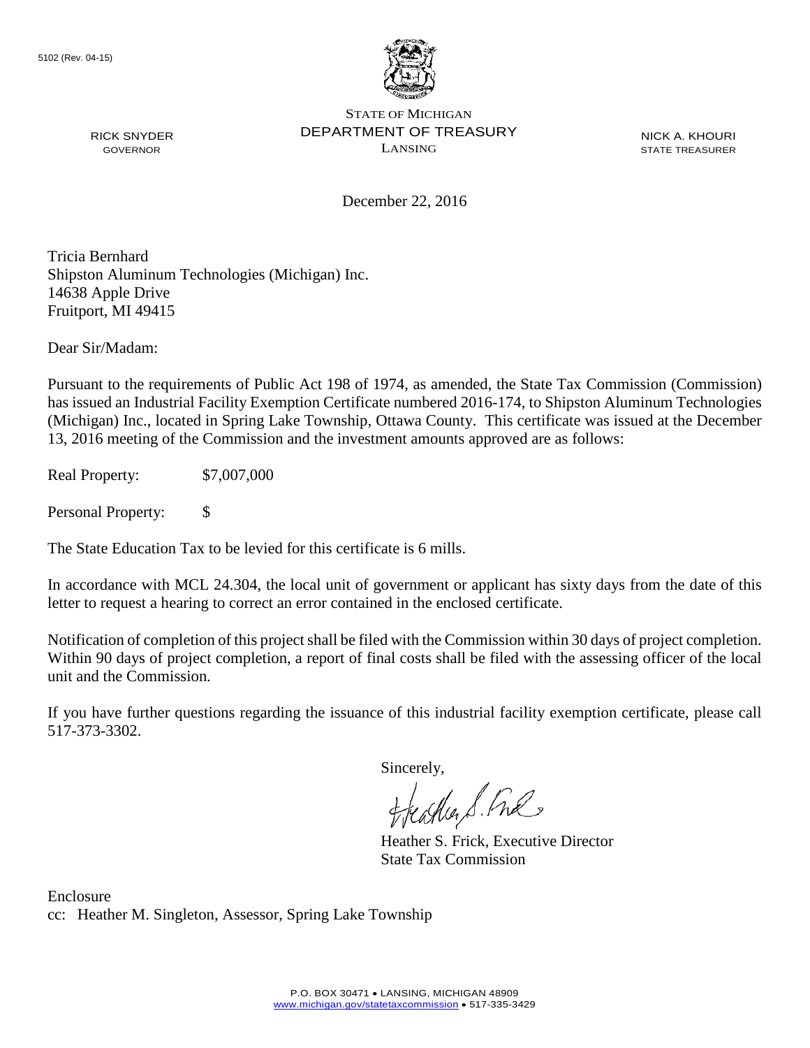5102 (Rev. 04-15)

STATE OF MICHIGAN
DEPARTMENT OF TREASURY
LANSING

RICK SNYDER
GOVERNOR

NICK A. KHOURI
STATE TREASURER

December 22, 2016

Tricia Bernhard
Shipston Aluminum Technologies (Michigan) Inc.
14638 Apple Drive
Fruitport, MI 49415

Dear Sir/Madam:

Pursuant to the requirements of Public Act 198 of 1974, as amended, the State Tax Commission (Commission) has issued an Industrial Facility Exemption Certificate numbered 2016-174, to Shipston Aluminum Technologies (Michigan) Inc., located in Spring Lake Township, Ottawa County. This certificate was issued at the December 13, 2016 meeting of the Commission and the investment amounts approved are as follows:

Real Property: $7,007,000

Personal Property: $

The State Education Tax to be levied for this certificate is 6 mills.

In accordance with MCL 24.304, the local unit of government or applicant has sixty days from the date of this letter to request a hearing to correct an error contained in the enclosed certificate.

Notification of completion of this project shall be filed with the Commission within 30 days of project completion. Within 90 days of project completion, a report of final costs shall be filed with the assessing officer of the local unit and the Commission.

If you have further questions regarding the issuance of this industrial facility exemption certificate, please call 517-373-3302.

Sincerely,

Heather S. Frick, Executive Director
State Tax Commission

Enclosure
cc: Heather M. Singleton, Assessor, Spring Lake Township

P.O. BOX 30471 • LANSING, MICHIGAN 48909
www.michigan.gov/statetaxcommission • 517-335-3429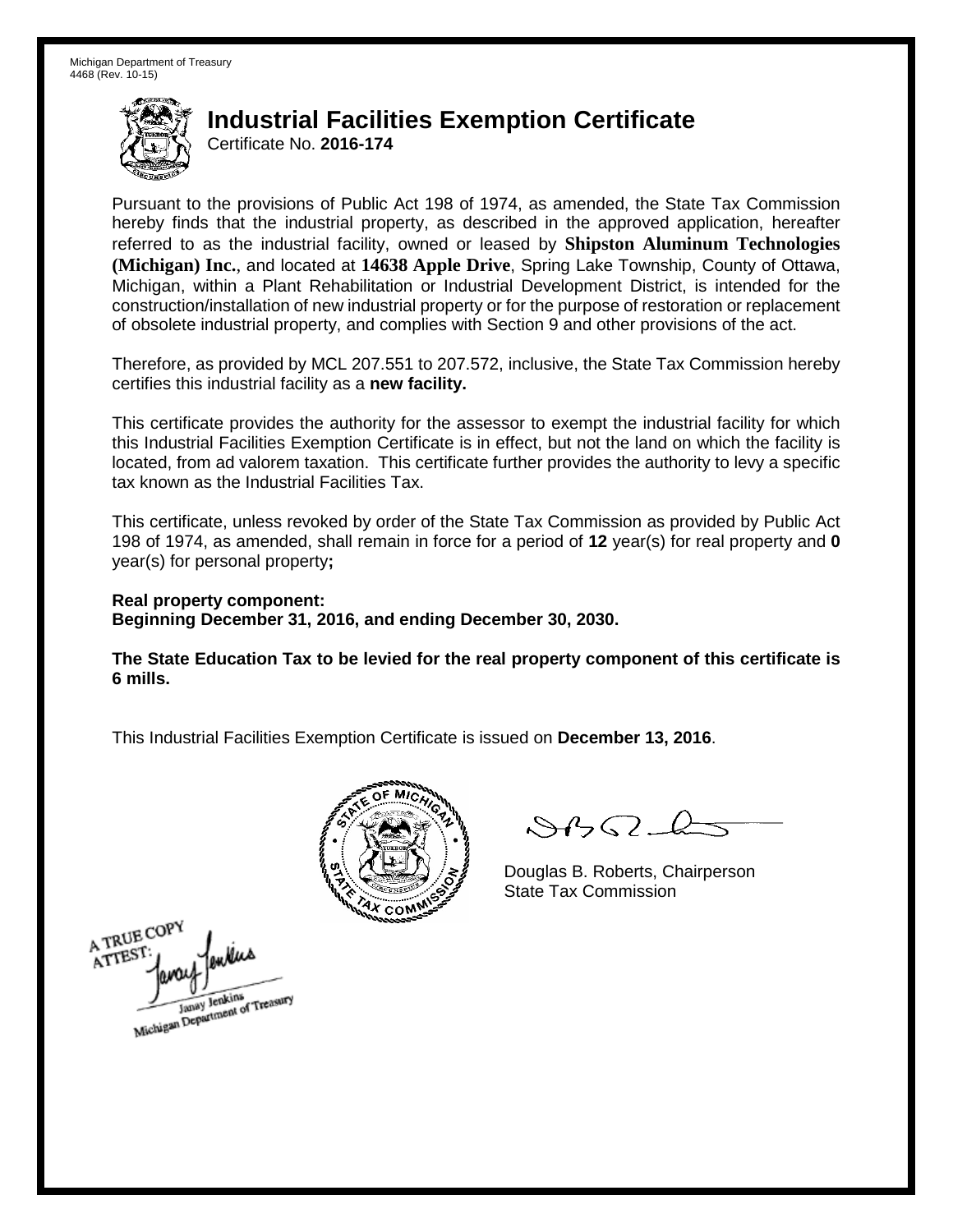Michigan Department of Treasury
4468 (Rev. 10-15)

# Industrial Facilities Exemption Certificate

Certificate No. **2016-174**

Pursuant to the provisions of Public Act 198 of 1974, as amended, the State Tax Commission hereby finds that the industrial property, as described in the approved application, hereafter referred to as the industrial facility, owned or leased by **Shipston Aluminum Technologies (Michigan) Inc.**, and located at **14638 Apple Drive**, Spring Lake Township, County of Ottawa, Michigan, within a Plant Rehabilitation or Industrial Development District, is intended for the construction/installation of new industrial property or for the purpose of restoration or replacement of obsolete industrial property, and complies with Section 9 and other provisions of the act.

Therefore, as provided by MCL 207.551 to 207.572, inclusive, the State Tax Commission hereby certifies this industrial facility as a **new facility.**

This certificate provides the authority for the assessor to exempt the industrial facility for which this Industrial Facilities Exemption Certificate is in effect, but not the land on which the facility is located, from ad valorem taxation. This certificate further provides the authority to levy a specific tax known as the Industrial Facilities Tax.

This certificate, unless revoked by order of the State Tax Commission as provided by Public Act 198 of 1974, as amended, shall remain in force for a period of **12** year(s) for real property and **0** year(s) for personal property**;**

**Real property component:**
**Beginning December 31, 2016, and ending December 30, 2030.**

**The State Education Tax to be levied for the real property component of this certificate is 6 mills.**

This Industrial Facilities Exemption Certificate is issued on **December 13, 2016**.

Douglas B. Roberts, Chairperson
State Tax Commission

A TRUE COPY
ATTEST:
Janay Jenkins
Michigan Department of Treasury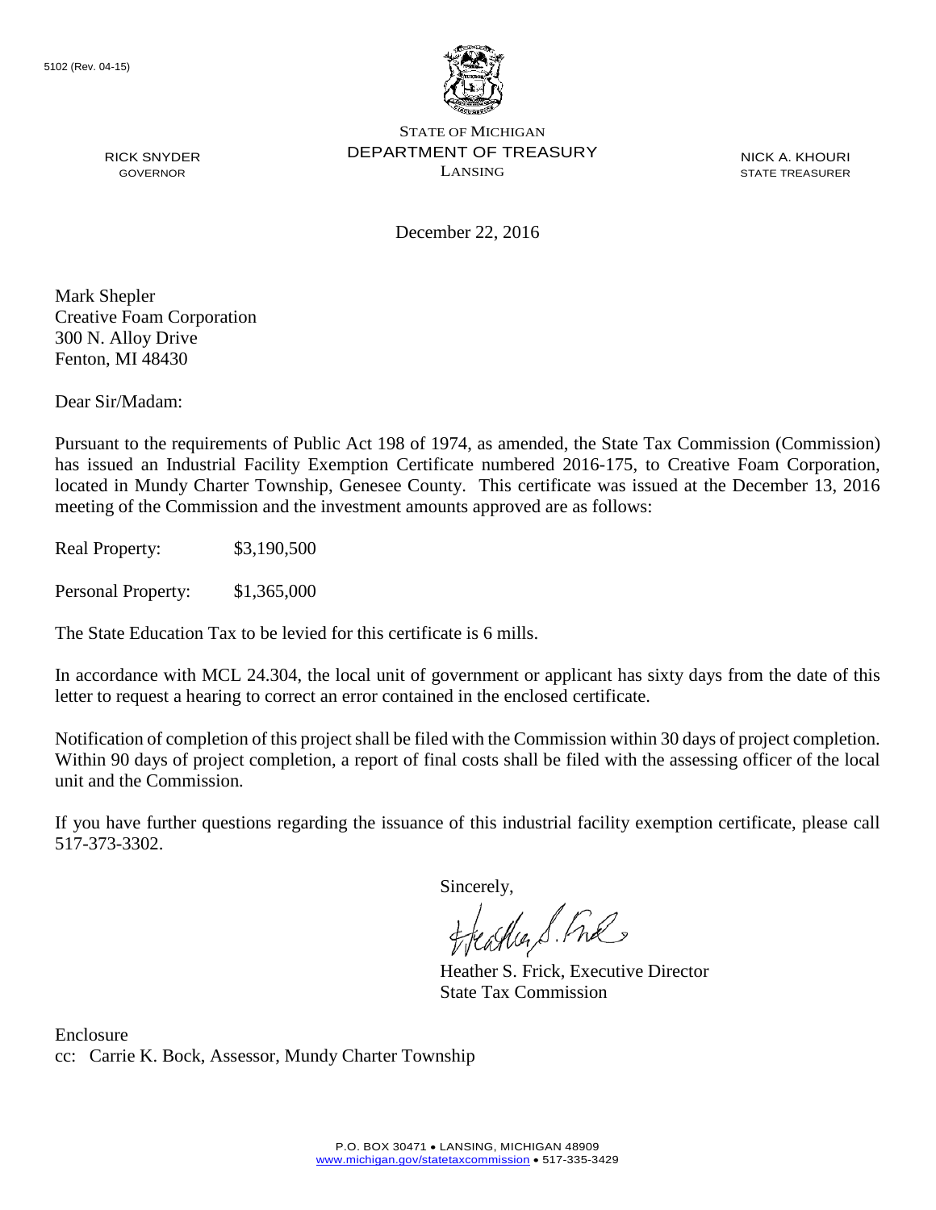5102 (Rev. 04-15)

STATE OF MICHIGAN
DEPARTMENT OF TREASURY
LANSING

RICK SNYDER
GOVERNOR

NICK A. KHOURI
STATE TREASURER

December 22, 2016

Mark Shepler
Creative Foam Corporation
300 N. Alloy Drive
Fenton, MI 48430

Dear Sir/Madam:

Pursuant to the requirements of Public Act 198 of 1974, as amended, the State Tax Commission (Commission) has issued an Industrial Facility Exemption Certificate numbered 2016-175, to Creative Foam Corporation, located in Mundy Charter Township, Genesee County. This certificate was issued at the December 13, 2016 meeting of the Commission and the investment amounts approved are as follows:

Real Property: $3,190,500

Personal Property: $1,365,000

The State Education Tax to be levied for this certificate is 6 mills.

In accordance with MCL 24.304, the local unit of government or applicant has sixty days from the date of this letter to request a hearing to correct an error contained in the enclosed certificate.

Notification of completion of this project shall be filed with the Commission within 30 days of project completion. Within 90 days of project completion, a report of final costs shall be filed with the assessing officer of the local unit and the Commission.

If you have further questions regarding the issuance of this industrial facility exemption certificate, please call 517-373-3302.

Sincerely,

Heather S. Frick, Executive Director
State Tax Commission

Enclosure
cc: Carrie K. Bock, Assessor, Mundy Charter Township

P.O. BOX 30471 • LANSING, MICHIGAN 48909
www.michigan.gov/statetaxcommission • 517-335-3429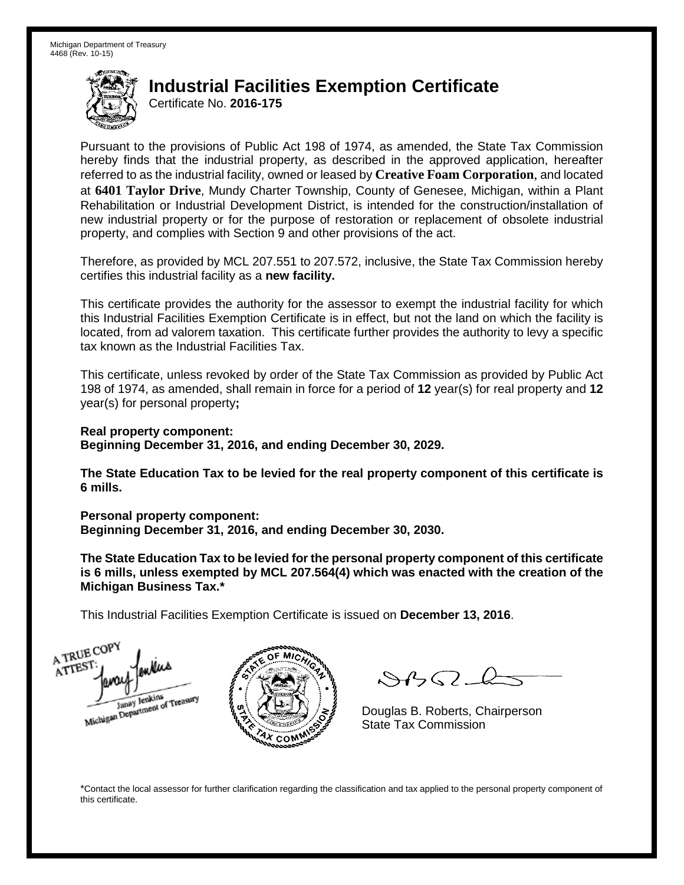Michigan Department of Treasury
4468 (Rev. 10-15)

# Industrial Facilities Exemption Certificate

Certificate No. **2016-175**

Pursuant to the provisions of Public Act 198 of 1974, as amended, the State Tax Commission hereby finds that the industrial property, as described in the approved application, hereafter referred to as the industrial facility, owned or leased by **Creative Foam Corporation**, and located at **6401 Taylor Drive**, Mundy Charter Township, County of Genesee, Michigan, within a Plant Rehabilitation or Industrial Development District, is intended for the construction/installation of new industrial property or for the purpose of restoration or replacement of obsolete industrial property, and complies with Section 9 and other provisions of the act.

Therefore, as provided by MCL 207.551 to 207.572, inclusive, the State Tax Commission hereby certifies this industrial facility as a **new facility.**

This certificate provides the authority for the assessor to exempt the industrial facility for which this Industrial Facilities Exemption Certificate is in effect, but not the land on which the facility is located, from ad valorem taxation. This certificate further provides the authority to levy a specific tax known as the Industrial Facilities Tax.

This certificate, unless revoked by order of the State Tax Commission as provided by Public Act 198 of 1974, as amended, shall remain in force for a period of **12** year(s) for real property and **12** year(s) for personal property**;**

**Real property component:**
**Beginning December 31, 2016, and ending December 30, 2029.**

**The State Education Tax to be levied for the real property component of this certificate is 6 mills.**

**Personal property component:**
**Beginning December 31, 2016, and ending December 30, 2030.**

**The State Education Tax to be levied for the personal property component of this certificate is 6 mills, unless exempted by MCL 207.564(4) which was enacted with the creation of the Michigan Business Tax.***

This Industrial Facilities Exemption Certificate is issued on **December 13, 2016**.

A TRUE COPY
ATTEST:
Janay Jenkins
Michigan Department of Treasury

Douglas B. Roberts, Chairperson
State Tax Commission

*Contact the local assessor for further clarification regarding the classification and tax applied to the personal property component of this certificate.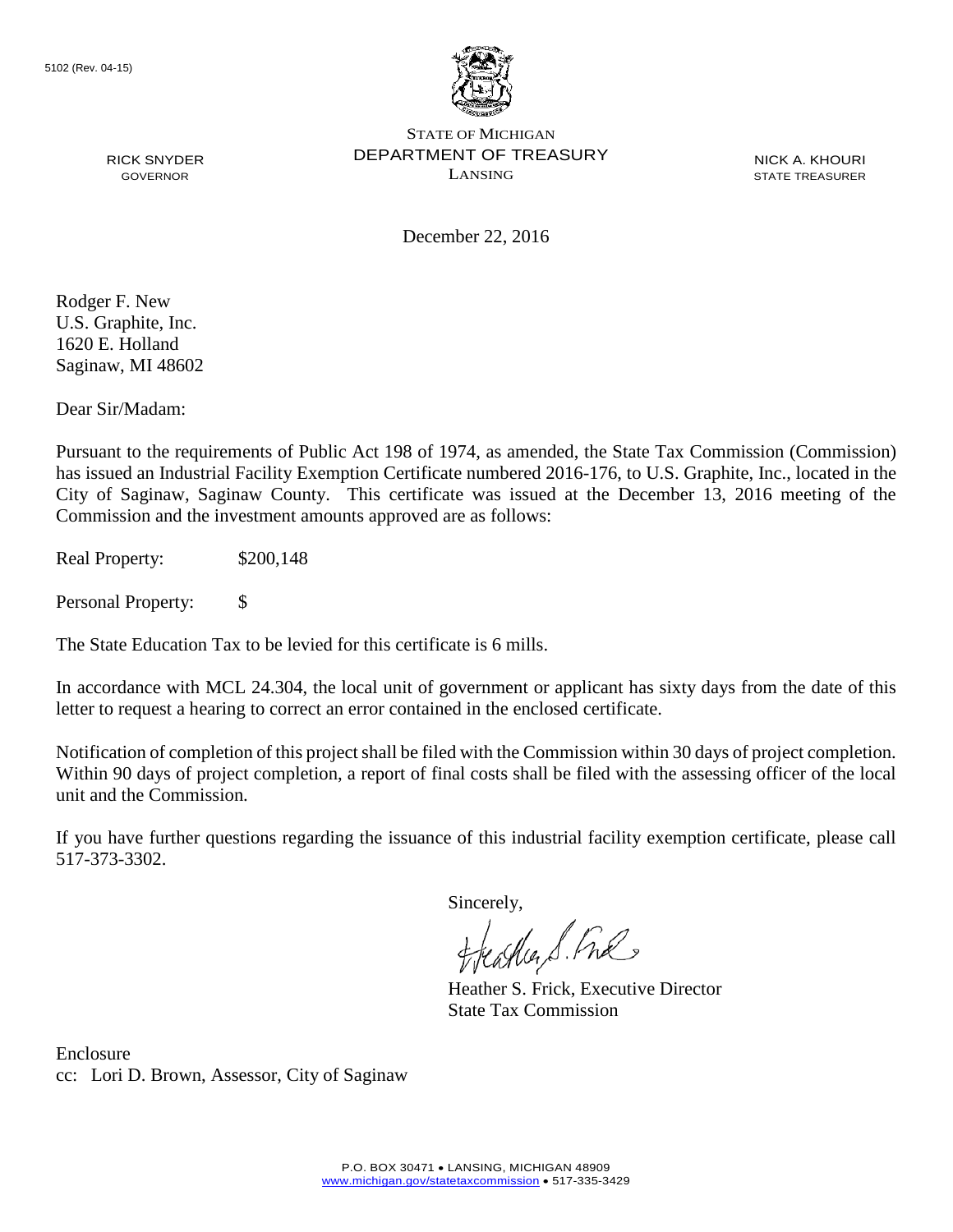5102 (Rev. 04-15)

STATE OF MICHIGAN
DEPARTMENT OF TREASURY
LANSING

RICK SNYDER
GOVERNOR

NICK A. KHOURI
STATE TREASURER

December 22, 2016

Rodger F. New
U.S. Graphite, Inc.
1620 E. Holland
Saginaw, MI 48602

Dear Sir/Madam:

Pursuant to the requirements of Public Act 198 of 1974, as amended, the State Tax Commission (Commission) has issued an Industrial Facility Exemption Certificate numbered 2016-176, to U.S. Graphite, Inc., located in the City of Saginaw, Saginaw County. This certificate was issued at the December 13, 2016 meeting of the Commission and the investment amounts approved are as follows:

Real Property: $200,148

Personal Property: $

The State Education Tax to be levied for this certificate is 6 mills.

In accordance with MCL 24.304, the local unit of government or applicant has sixty days from the date of this letter to request a hearing to correct an error contained in the enclosed certificate.

Notification of completion of this project shall be filed with the Commission within 30 days of project completion. Within 90 days of project completion, a report of final costs shall be filed with the assessing officer of the local unit and the Commission.

If you have further questions regarding the issuance of this industrial facility exemption certificate, please call 517-373-3302.

Sincerely,

Heather S. Frick, Executive Director
State Tax Commission

Enclosure
cc: Lori D. Brown, Assessor, City of Saginaw

P.O. BOX 30471 • LANSING, MICHIGAN 48909
www.michigan.gov/statetaxcommission • 517-335-3429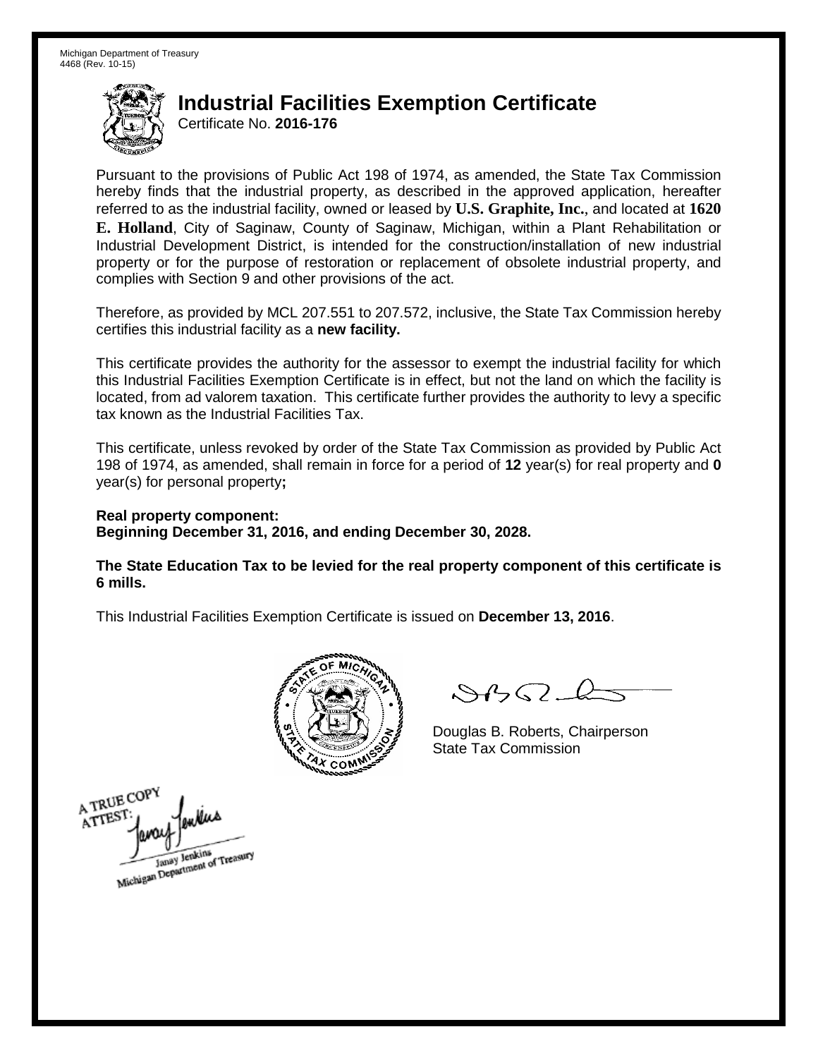Michigan Department of Treasury
4468 (Rev. 10-15)

# Industrial Facilities Exemption Certificate

Certificate No. **2016-176**

Pursuant to the provisions of Public Act 198 of 1974, as amended, the State Tax Commission hereby finds that the industrial property, as described in the approved application, hereafter referred to as the industrial facility, owned or leased by **U.S. Graphite, Inc.**, and located at **1620 E. Holland**, City of Saginaw, County of Saginaw, Michigan, within a Plant Rehabilitation or Industrial Development District, is intended for the construction/installation of new industrial property or for the purpose of restoration or replacement of obsolete industrial property, and complies with Section 9 and other provisions of the act.

Therefore, as provided by MCL 207.551 to 207.572, inclusive, the State Tax Commission hereby certifies this industrial facility as a **new facility.**

This certificate provides the authority for the assessor to exempt the industrial facility for which this Industrial Facilities Exemption Certificate is in effect, but not the land on which the facility is located, from ad valorem taxation. This certificate further provides the authority to levy a specific tax known as the Industrial Facilities Tax.

This certificate, unless revoked by order of the State Tax Commission as provided by Public Act 198 of 1974, as amended, shall remain in force for a period of **12** year(s) for real property and **0** year(s) for personal property**;**

**Real property component:**
**Beginning December 31, 2016, and ending December 30, 2028.**

**The State Education Tax to be levied for the real property component of this certificate is 6 mills.**

This Industrial Facilities Exemption Certificate is issued on **December 13, 2016**.

Douglas B. Roberts, Chairperson
State Tax Commission

A TRUE COPY
ATTEST:
Janay Jenkins
Michigan Department of Treasury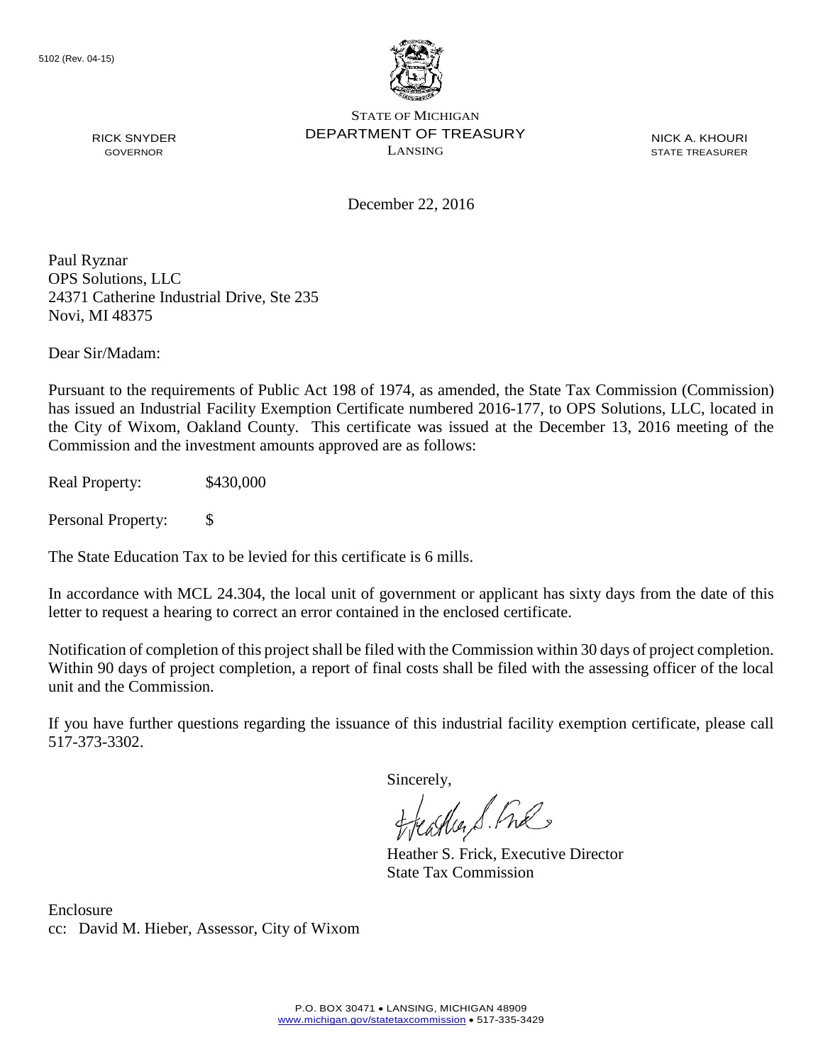5102 (Rev. 04-15)

STATE OF MICHIGAN
DEPARTMENT OF TREASURY
LANSING

RICK SNYDER
GOVERNOR

NICK A. KHOURI
STATE TREASURER

December 22, 2016

Paul Ryznar
OPS Solutions, LLC
24371 Catherine Industrial Drive, Ste 235
Novi, MI 48375

Dear Sir/Madam:

Pursuant to the requirements of Public Act 198 of 1974, as amended, the State Tax Commission (Commission) has issued an Industrial Facility Exemption Certificate numbered 2016-177, to OPS Solutions, LLC, located in the City of Wixom, Oakland County. This certificate was issued at the December 13, 2016 meeting of the Commission and the investment amounts approved are as follows:

Real Property: $430,000

Personal Property: $

The State Education Tax to be levied for this certificate is 6 mills.

In accordance with MCL 24.304, the local unit of government or applicant has sixty days from the date of this letter to request a hearing to correct an error contained in the enclosed certificate.

Notification of completion of this project shall be filed with the Commission within 30 days of project completion. Within 90 days of project completion, a report of final costs shall be filed with the assessing officer of the local unit and the Commission.

If you have further questions regarding the issuance of this industrial facility exemption certificate, please call 517-373-3302.

Sincerely,

Heather S. Frick, Executive Director
State Tax Commission

Enclosure
cc: David M. Hieber, Assessor, City of Wixom

P.O. BOX 30471 • LANSING, MICHIGAN 48909
www.michigan.gov/statetaxcommission • 517-335-3429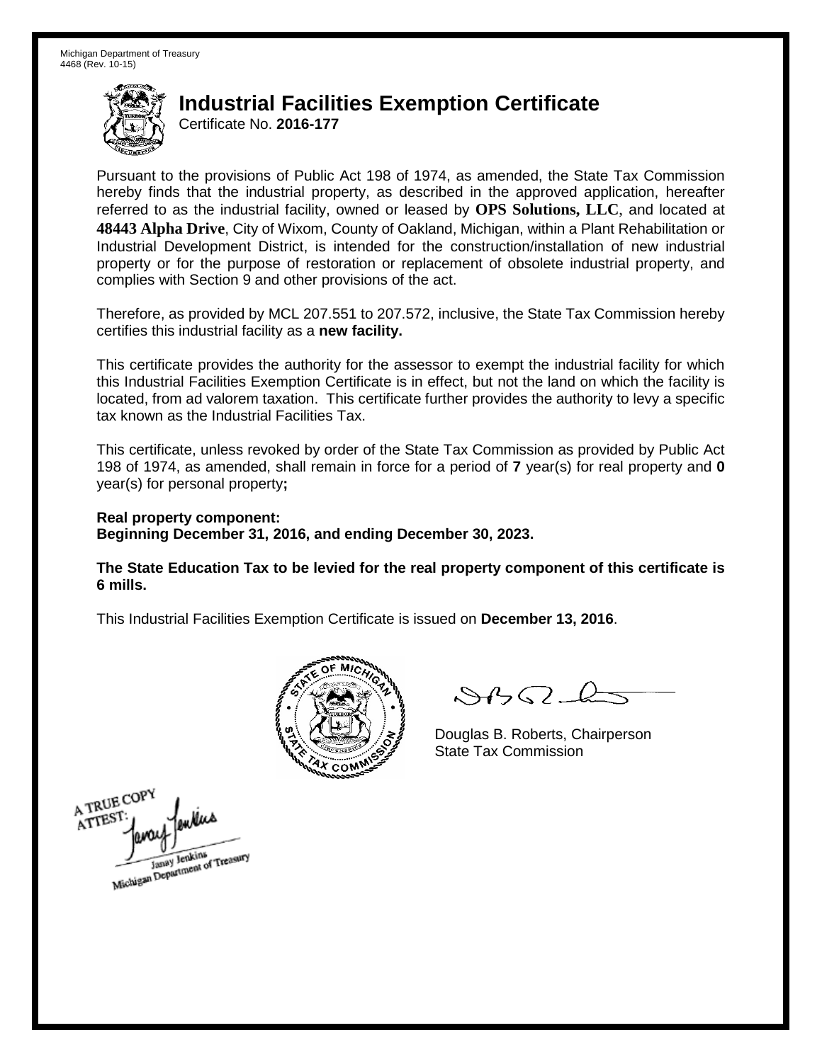Michigan Department of Treasury
4468 (Rev. 10-15)

# Industrial Facilities Exemption Certificate

Certificate No. **2016-177**

Pursuant to the provisions of Public Act 198 of 1974, as amended, the State Tax Commission hereby finds that the industrial property, as described in the approved application, hereafter referred to as the industrial facility, owned or leased by **OPS Solutions, LLC**, and located at **48443 Alpha Drive**, City of Wixom, County of Oakland, Michigan, within a Plant Rehabilitation or Industrial Development District, is intended for the construction/installation of new industrial property or for the purpose of restoration or replacement of obsolete industrial property, and complies with Section 9 and other provisions of the act.

Therefore, as provided by MCL 207.551 to 207.572, inclusive, the State Tax Commission hereby certifies this industrial facility as a **new facility.**

This certificate provides the authority for the assessor to exempt the industrial facility for which this Industrial Facilities Exemption Certificate is in effect, but not the land on which the facility is located, from ad valorem taxation. This certificate further provides the authority to levy a specific tax known as the Industrial Facilities Tax.

This certificate, unless revoked by order of the State Tax Commission as provided by Public Act 198 of 1974, as amended, shall remain in force for a period of **7** year(s) for real property and **0** year(s) for personal property**;**

**Real property component:**
**Beginning December 31, 2016, and ending December 30, 2023.**

**The State Education Tax to be levied for the real property component of this certificate is 6 mills.**

This Industrial Facilities Exemption Certificate is issued on **December 13, 2016**.

Douglas B. Roberts, Chairperson
State Tax Commission

A TRUE COPY
ATTEST:
Janay Jenkins
Michigan Department of Treasury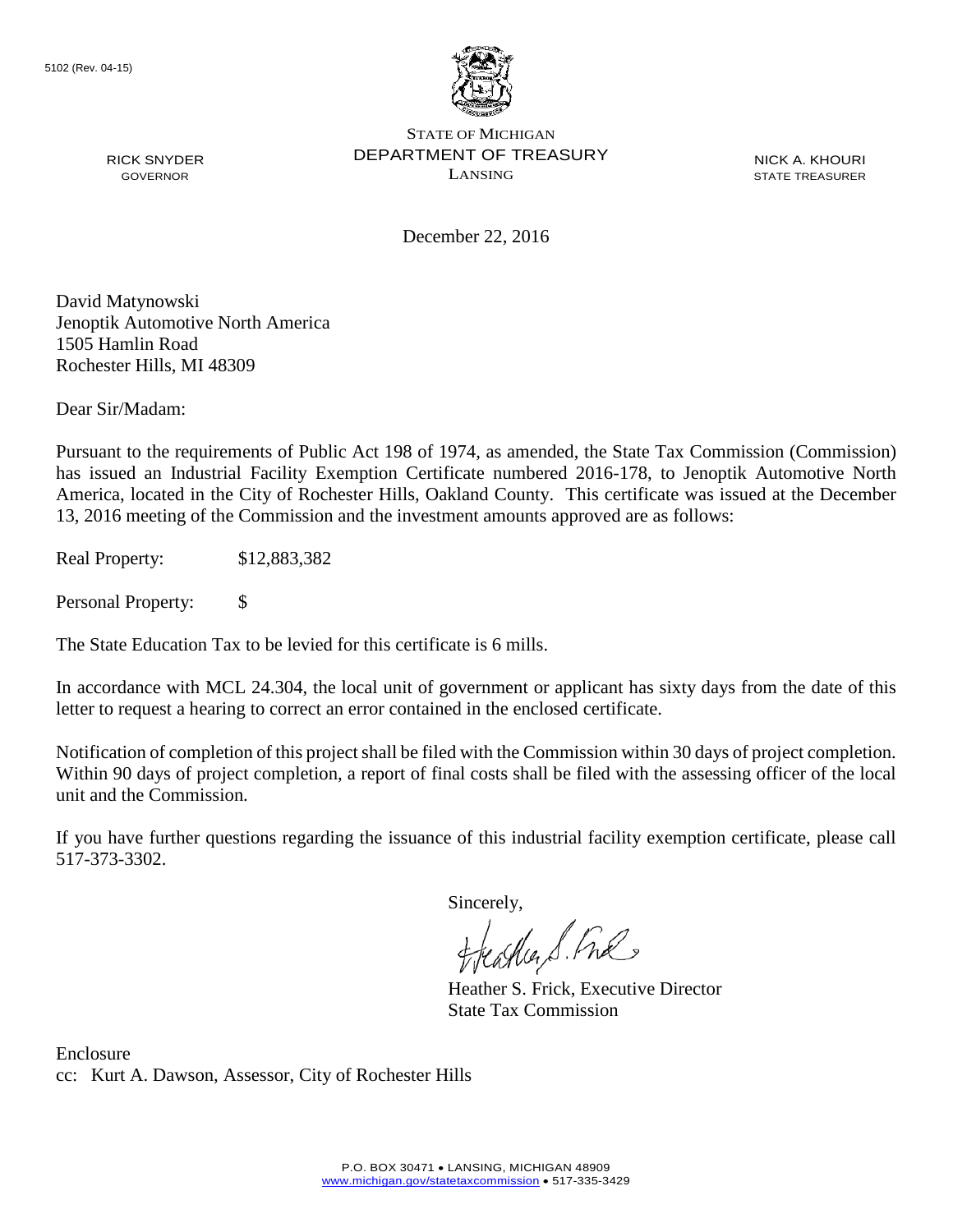5102 (Rev. 04-15)

STATE OF MICHIGAN
DEPARTMENT OF TREASURY
LANSING

RICK SNYDER
GOVERNOR

NICK A. KHOURI
STATE TREASURER

December 22, 2016

David Matynowski
Jenoptik Automotive North America
1505 Hamlin Road
Rochester Hills, MI 48309

Dear Sir/Madam:

Pursuant to the requirements of Public Act 198 of 1974, as amended, the State Tax Commission (Commission) has issued an Industrial Facility Exemption Certificate numbered 2016-178, to Jenoptik Automotive North America, located in the City of Rochester Hills, Oakland County. This certificate was issued at the December 13, 2016 meeting of the Commission and the investment amounts approved are as follows:

Real Property: $12,883,382

Personal Property: $

The State Education Tax to be levied for this certificate is 6 mills.

In accordance with MCL 24.304, the local unit of government or applicant has sixty days from the date of this letter to request a hearing to correct an error contained in the enclosed certificate.

Notification of completion of this project shall be filed with the Commission within 30 days of project completion. Within 90 days of project completion, a report of final costs shall be filed with the assessing officer of the local unit and the Commission.

If you have further questions regarding the issuance of this industrial facility exemption certificate, please call 517-373-3302.

Sincerely,

Heather S. Frick, Executive Director
State Tax Commission

Enclosure
cc: Kurt A. Dawson, Assessor, City of Rochester Hills

P.O. BOX 30471 • LANSING, MICHIGAN 48909
www.michigan.gov/statetaxcommission • 517-335-3429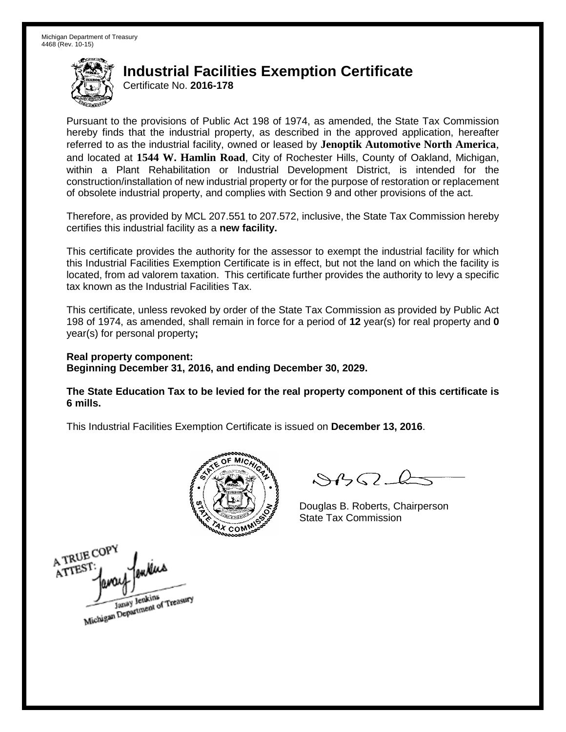Michigan Department of Treasury
4468 (Rev. 10-15)

# Industrial Facilities Exemption Certificate

Certificate No. **2016-178**

Pursuant to the provisions of Public Act 198 of 1974, as amended, the State Tax Commission hereby finds that the industrial property, as described in the approved application, hereafter referred to as the industrial facility, owned or leased by **Jenoptik Automotive North America**, and located at **1544 W. Hamlin Road**, City of Rochester Hills, County of Oakland, Michigan, within a Plant Rehabilitation or Industrial Development District, is intended for the construction/installation of new industrial property or for the purpose of restoration or replacement of obsolete industrial property, and complies with Section 9 and other provisions of the act.

Therefore, as provided by MCL 207.551 to 207.572, inclusive, the State Tax Commission hereby certifies this industrial facility as a **new facility.**

This certificate provides the authority for the assessor to exempt the industrial facility for which this Industrial Facilities Exemption Certificate is in effect, but not the land on which the facility is located, from ad valorem taxation. This certificate further provides the authority to levy a specific tax known as the Industrial Facilities Tax.

This certificate, unless revoked by order of the State Tax Commission as provided by Public Act 198 of 1974, as amended, shall remain in force for a period of **12** year(s) for real property and **0** year(s) for personal property**;**

**Real property component:**
**Beginning December 31, 2016, and ending December 30, 2029.**

**The State Education Tax to be levied for the real property component of this certificate is 6 mills.**

This Industrial Facilities Exemption Certificate is issued on **December 13, 2016**.

Douglas B. Roberts, Chairperson
State Tax Commission

A TRUE COPY
ATTEST:
Janay Jenkins
Michigan Department of Treasury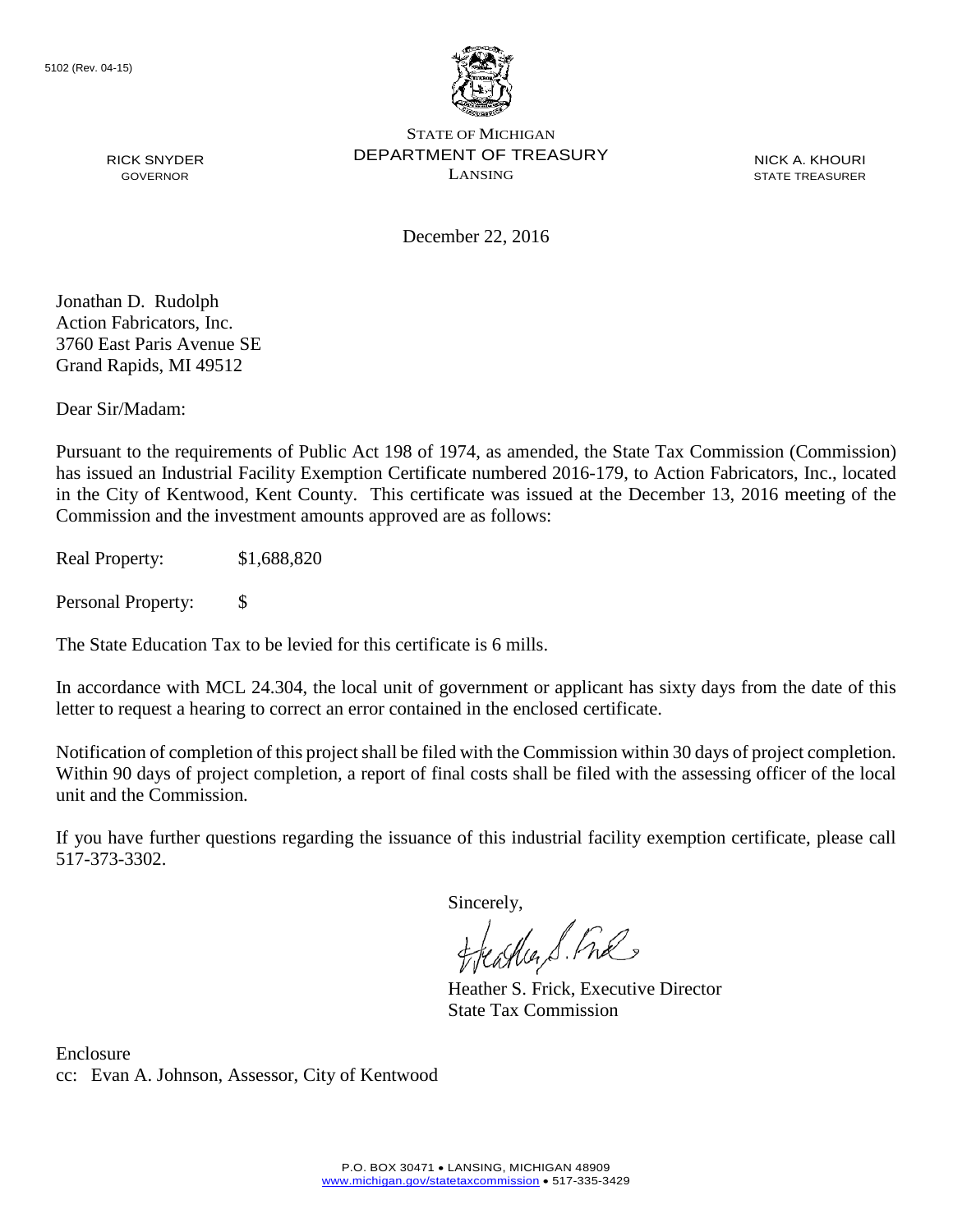5102 (Rev. 04-15)

STATE OF MICHIGAN
DEPARTMENT OF TREASURY
LANSING

RICK SNYDER
GOVERNOR

NICK A. KHOURI
STATE TREASURER

December 22, 2016

Jonathan D. Rudolph
Action Fabricators, Inc.
3760 East Paris Avenue SE
Grand Rapids, MI 49512

Dear Sir/Madam:

Pursuant to the requirements of Public Act 198 of 1974, as amended, the State Tax Commission (Commission) has issued an Industrial Facility Exemption Certificate numbered 2016-179, to Action Fabricators, Inc., located in the City of Kentwood, Kent County. This certificate was issued at the December 13, 2016 meeting of the Commission and the investment amounts approved are as follows:

Real Property: $1,688,820

Personal Property: $

The State Education Tax to be levied for this certificate is 6 mills.

In accordance with MCL 24.304, the local unit of government or applicant has sixty days from the date of this letter to request a hearing to correct an error contained in the enclosed certificate.

Notification of completion of this project shall be filed with the Commission within 30 days of project completion. Within 90 days of project completion, a report of final costs shall be filed with the assessing officer of the local unit and the Commission.

If you have further questions regarding the issuance of this industrial facility exemption certificate, please call 517-373-3302.

Sincerely,

Heather S. Frick, Executive Director
State Tax Commission

Enclosure
cc: Evan A. Johnson, Assessor, City of Kentwood

P.O. BOX 30471 • LANSING, MICHIGAN 48909
www.michigan.gov/statetaxcommission • 517-335-3429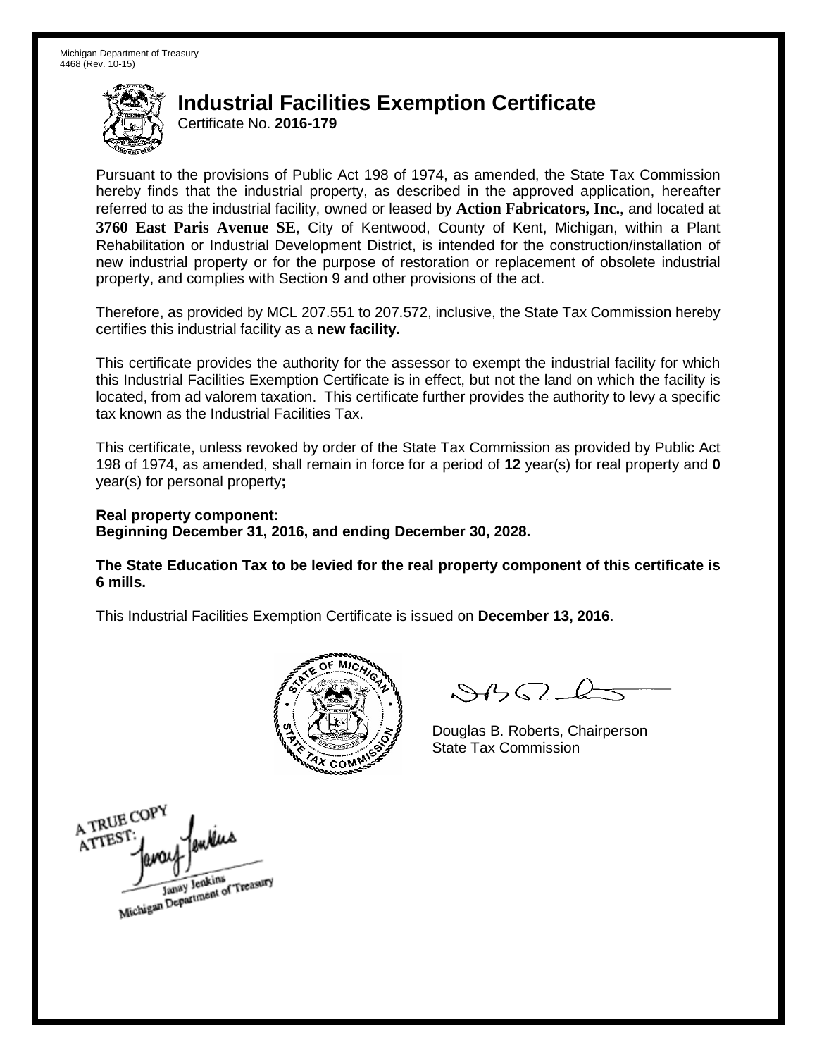Michigan Department of Treasury
4468 (Rev. 10-15)

# Industrial Facilities Exemption Certificate

Certificate No. **2016-179**

Pursuant to the provisions of Public Act 198 of 1974, as amended, the State Tax Commission hereby finds that the industrial property, as described in the approved application, hereafter referred to as the industrial facility, owned or leased by **Action Fabricators, Inc.**, and located at **3760 East Paris Avenue SE**, City of Kentwood, County of Kent, Michigan, within a Plant Rehabilitation or Industrial Development District, is intended for the construction/installation of new industrial property or for the purpose of restoration or replacement of obsolete industrial property, and complies with Section 9 and other provisions of the act.

Therefore, as provided by MCL 207.551 to 207.572, inclusive, the State Tax Commission hereby certifies this industrial facility as a **new facility.**

This certificate provides the authority for the assessor to exempt the industrial facility for which this Industrial Facilities Exemption Certificate is in effect, but not the land on which the facility is located, from ad valorem taxation. This certificate further provides the authority to levy a specific tax known as the Industrial Facilities Tax.

This certificate, unless revoked by order of the State Tax Commission as provided by Public Act 198 of 1974, as amended, shall remain in force for a period of **12** year(s) for real property and **0** year(s) for personal property**;**

**Real property component:**
**Beginning December 31, 2016, and ending December 30, 2028.**

**The State Education Tax to be levied for the real property component of this certificate is 6 mills.**

This Industrial Facilities Exemption Certificate is issued on **December 13, 2016**.

Douglas B. Roberts, Chairperson
State Tax Commission

A TRUE COPY
ATTEST:
Janay Jenkins
Michigan Department of Treasury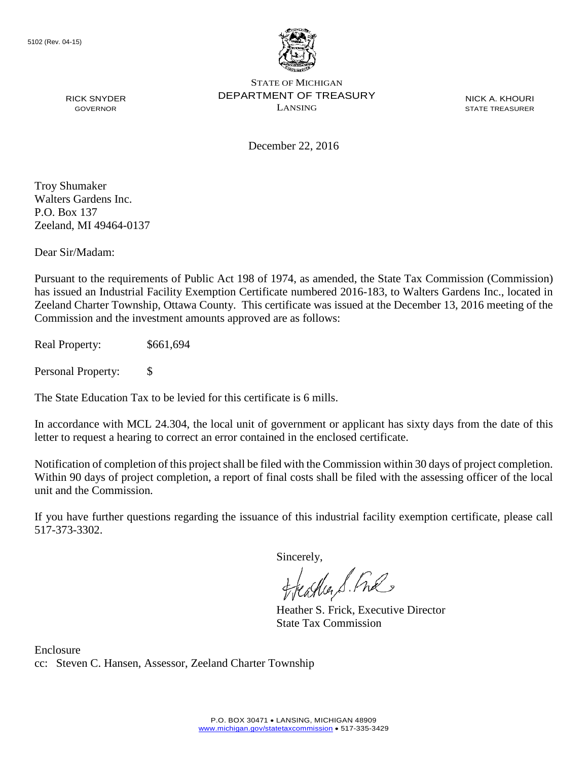5102 (Rev. 04-15)

STATE OF MICHIGAN
DEPARTMENT OF TREASURY
LANSING

RICK SNYDER
GOVERNOR

NICK A. KHOURI
STATE TREASURER

December 22, 2016

Troy Shumaker
Walters Gardens Inc.
P.O. Box 137
Zeeland, MI 49464-0137

Dear Sir/Madam:

Pursuant to the requirements of Public Act 198 of 1974, as amended, the State Tax Commission (Commission) has issued an Industrial Facility Exemption Certificate numbered 2016-183, to Walters Gardens Inc., located in Zeeland Charter Township, Ottawa County. This certificate was issued at the December 13, 2016 meeting of the Commission and the investment amounts approved are as follows:

Real Property: $661,694

Personal Property: $

The State Education Tax to be levied for this certificate is 6 mills.

In accordance with MCL 24.304, the local unit of government or applicant has sixty days from the date of this letter to request a hearing to correct an error contained in the enclosed certificate.

Notification of completion of this project shall be filed with the Commission within 30 days of project completion. Within 90 days of project completion, a report of final costs shall be filed with the assessing officer of the local unit and the Commission.

If you have further questions regarding the issuance of this industrial facility exemption certificate, please call 517-373-3302.

Sincerely,

Heather S. Frick, Executive Director
State Tax Commission

Enclosure
cc: Steven C. Hansen, Assessor, Zeeland Charter Township

P.O. BOX 30471 • LANSING, MICHIGAN 48909
www.michigan.gov/statetaxcommission • 517-335-3429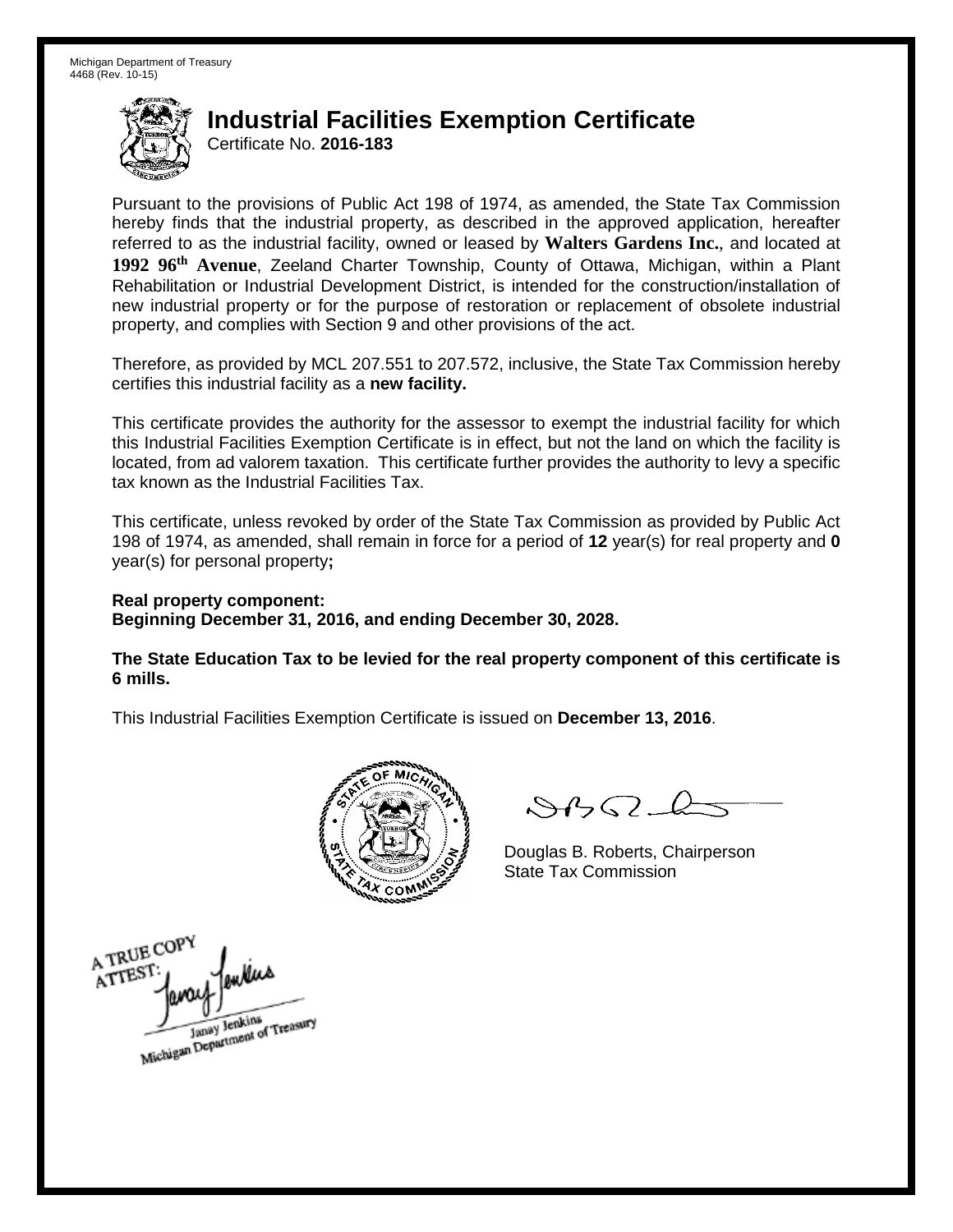Michigan Department of Treasury
4468 (Rev. 10-15)

# Industrial Facilities Exemption Certificate

Certificate No. **2016-183**

Pursuant to the provisions of Public Act 198 of 1974, as amended, the State Tax Commission hereby finds that the industrial property, as described in the approved application, hereafter referred to as the industrial facility, owned or leased by **Walters Gardens Inc.**, and located at **1992 96th Avenue**, Zeeland Charter Township, County of Ottawa, Michigan, within a Plant Rehabilitation or Industrial Development District, is intended for the construction/installation of new industrial property or for the purpose of restoration or replacement of obsolete industrial property, and complies with Section 9 and other provisions of the act.

Therefore, as provided by MCL 207.551 to 207.572, inclusive, the State Tax Commission hereby certifies this industrial facility as a **new facility.**

This certificate provides the authority for the assessor to exempt the industrial facility for which this Industrial Facilities Exemption Certificate is in effect, but not the land on which the facility is located, from ad valorem taxation. This certificate further provides the authority to levy a specific tax known as the Industrial Facilities Tax.

This certificate, unless revoked by order of the State Tax Commission as provided by Public Act 198 of 1974, as amended, shall remain in force for a period of **12** year(s) for real property and **0** year(s) for personal property**;**

**Real property component:**
**Beginning December 31, 2016, and ending December 30, 2028.**

**The State Education Tax to be levied for the real property component of this certificate is 6 mills.**

This Industrial Facilities Exemption Certificate is issued on **December 13, 2016**.

Douglas B. Roberts, Chairperson
State Tax Commission

A TRUE COPY
ATTEST:
Janay Jenkins
Michigan Department of Treasury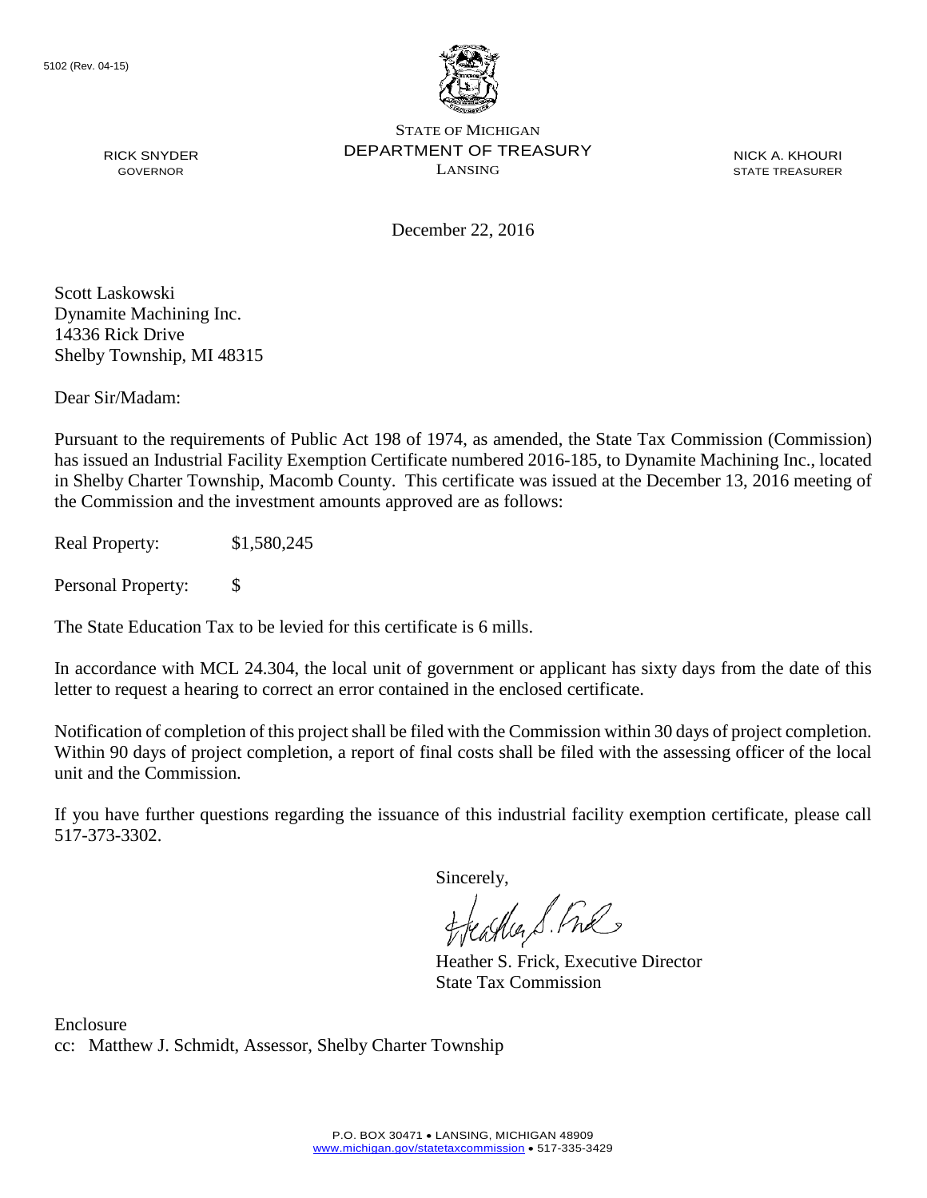5102 (Rev. 04-15)

STATE OF MICHIGAN
DEPARTMENT OF TREASURY
LANSING

RICK SNYDER
GOVERNOR

NICK A. KHOURI
STATE TREASURER

December 22, 2016

Scott Laskowski
Dynamite Machining Inc.
14336 Rick Drive
Shelby Township, MI 48315

Dear Sir/Madam:

Pursuant to the requirements of Public Act 198 of 1974, as amended, the State Tax Commission (Commission) has issued an Industrial Facility Exemption Certificate numbered 2016-185, to Dynamite Machining Inc., located in Shelby Charter Township, Macomb County. This certificate was issued at the December 13, 2016 meeting of the Commission and the investment amounts approved are as follows:

Real Property: $1,580,245

Personal Property: $

The State Education Tax to be levied for this certificate is 6 mills.

In accordance with MCL 24.304, the local unit of government or applicant has sixty days from the date of this letter to request a hearing to correct an error contained in the enclosed certificate.

Notification of completion of this project shall be filed with the Commission within 30 days of project completion. Within 90 days of project completion, a report of final costs shall be filed with the assessing officer of the local unit and the Commission.

If you have further questions regarding the issuance of this industrial facility exemption certificate, please call 517-373-3302.

Sincerely,

Heather S. Frick, Executive Director
State Tax Commission

Enclosure
cc: Matthew J. Schmidt, Assessor, Shelby Charter Township

P.O. BOX 30471 • LANSING, MICHIGAN 48909
www.michigan.gov/statetaxcommission • 517-335-3429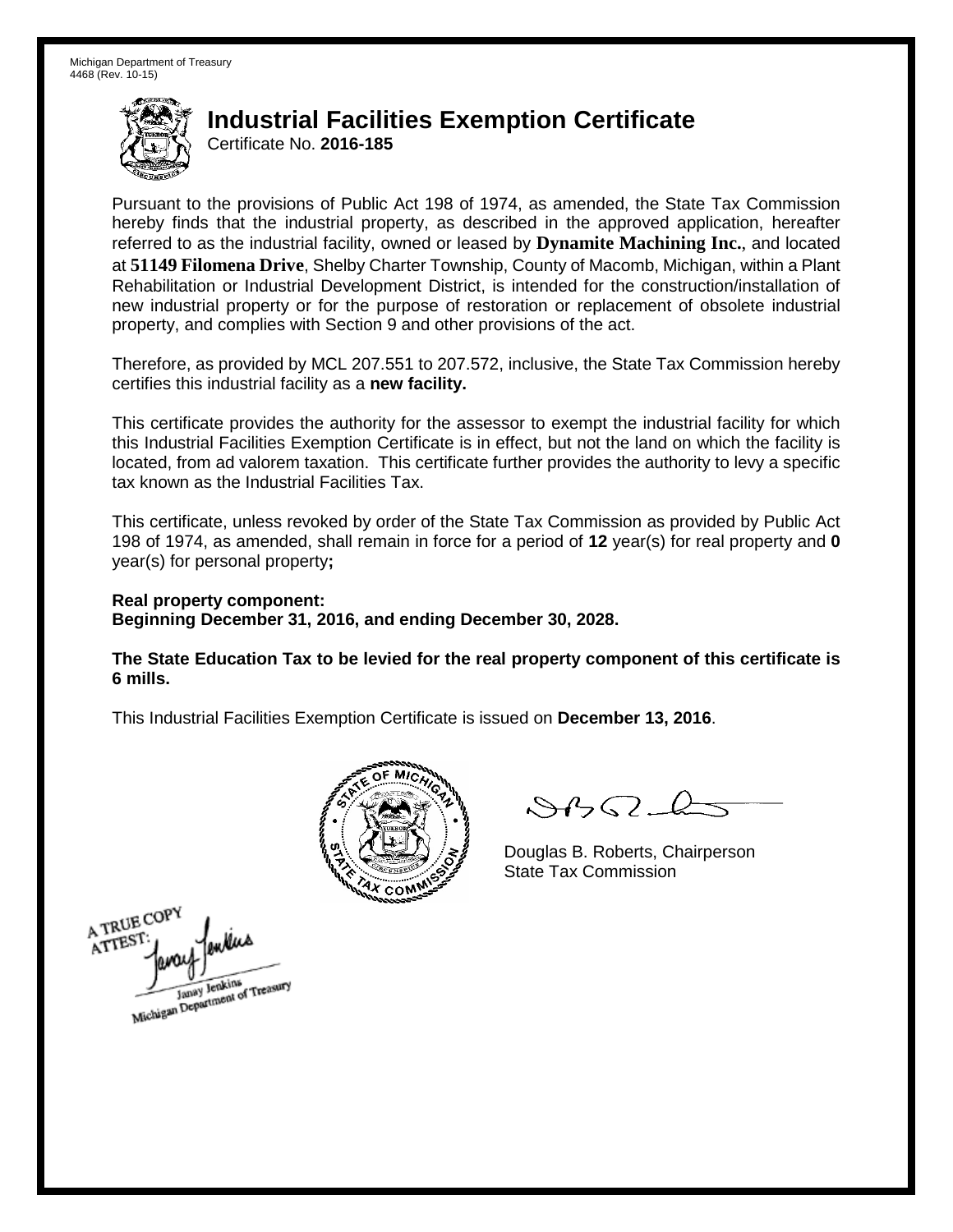Michigan Department of Treasury
4468 (Rev. 10-15)

# Industrial Facilities Exemption Certificate

Certificate No. **2016-185**

Pursuant to the provisions of Public Act 198 of 1974, as amended, the State Tax Commission hereby finds that the industrial property, as described in the approved application, hereafter referred to as the industrial facility, owned or leased by **Dynamite Machining Inc.**, and located at **51149 Filomena Drive**, Shelby Charter Township, County of Macomb, Michigan, within a Plant Rehabilitation or Industrial Development District, is intended for the construction/installation of new industrial property or for the purpose of restoration or replacement of obsolete industrial property, and complies with Section 9 and other provisions of the act.

Therefore, as provided by MCL 207.551 to 207.572, inclusive, the State Tax Commission hereby certifies this industrial facility as a **new facility.**

This certificate provides the authority for the assessor to exempt the industrial facility for which this Industrial Facilities Exemption Certificate is in effect, but not the land on which the facility is located, from ad valorem taxation. This certificate further provides the authority to levy a specific tax known as the Industrial Facilities Tax.

This certificate, unless revoked by order of the State Tax Commission as provided by Public Act 198 of 1974, as amended, shall remain in force for a period of **12** year(s) for real property and **0** year(s) for personal property**;**

**Real property component:**
**Beginning December 31, 2016, and ending December 30, 2028.**

**The State Education Tax to be levied for the real property component of this certificate is 6 mills.**

This Industrial Facilities Exemption Certificate is issued on **December 13, 2016**.

Douglas B. Roberts, Chairperson
State Tax Commission

A TRUE COPY
ATTEST:
Janay Jenkins
Michigan Department of Treasury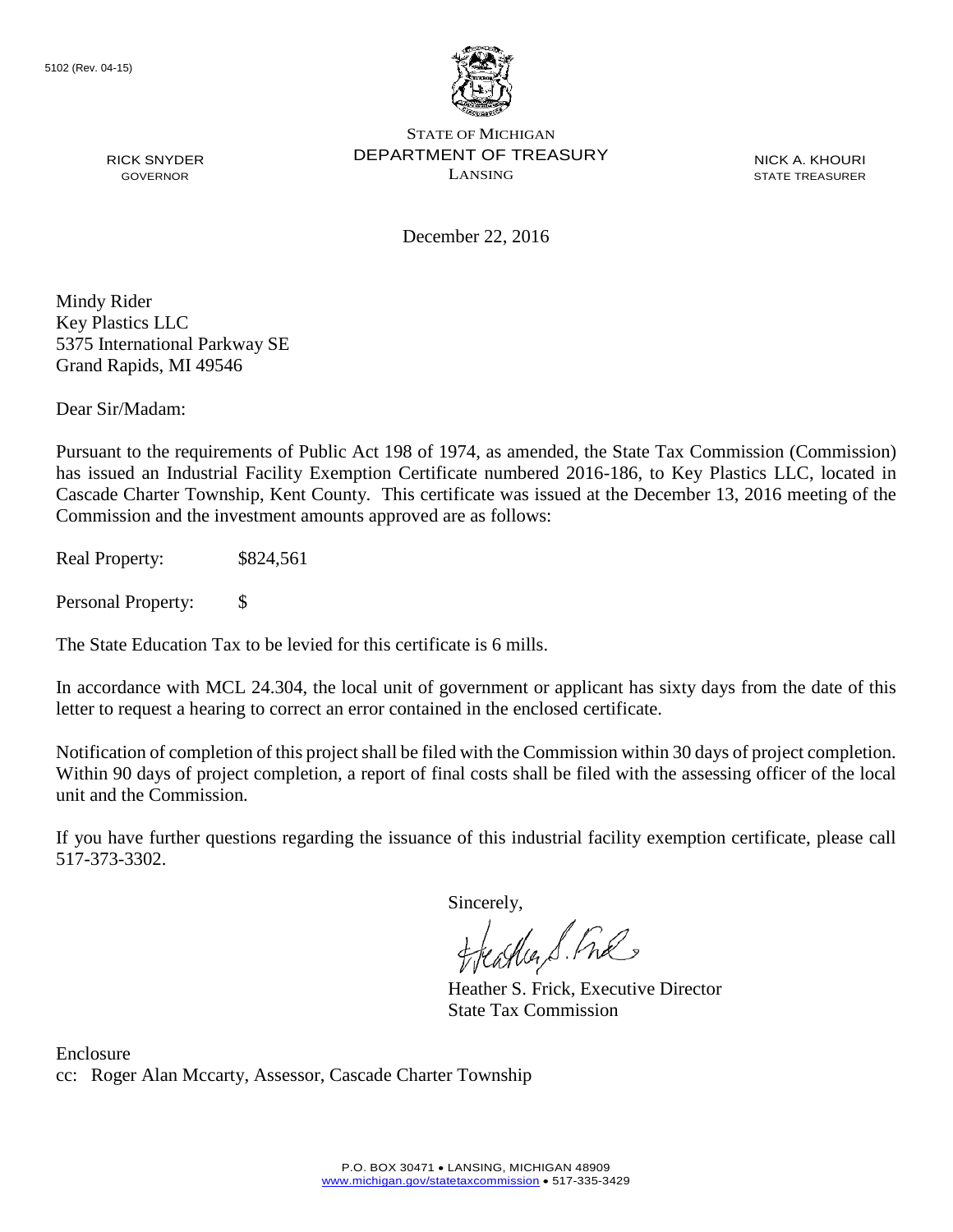5102 (Rev. 04-15)

STATE OF MICHIGAN
DEPARTMENT OF TREASURY
LANSING

RICK SNYDER
GOVERNOR

NICK A. KHOURI
STATE TREASURER

December 22, 2016

Mindy Rider
Key Plastics LLC
5375 International Parkway SE
Grand Rapids, MI 49546

Dear Sir/Madam:

Pursuant to the requirements of Public Act 198 of 1974, as amended, the State Tax Commission (Commission) has issued an Industrial Facility Exemption Certificate numbered 2016-186, to Key Plastics LLC, located in Cascade Charter Township, Kent County. This certificate was issued at the December 13, 2016 meeting of the Commission and the investment amounts approved are as follows:

Real Property: $824,561

Personal Property: $

The State Education Tax to be levied for this certificate is 6 mills.

In accordance with MCL 24.304, the local unit of government or applicant has sixty days from the date of this letter to request a hearing to correct an error contained in the enclosed certificate.

Notification of completion of this project shall be filed with the Commission within 30 days of project completion. Within 90 days of project completion, a report of final costs shall be filed with the assessing officer of the local unit and the Commission.

If you have further questions regarding the issuance of this industrial facility exemption certificate, please call 517-373-3302.

Sincerely,

Heather S. Frick, Executive Director
State Tax Commission

Enclosure
cc: Roger Alan Mccarty, Assessor, Cascade Charter Township

P.O. BOX 30471 • LANSING, MICHIGAN 48909
www.michigan.gov/statetaxcommission • 517-335-3429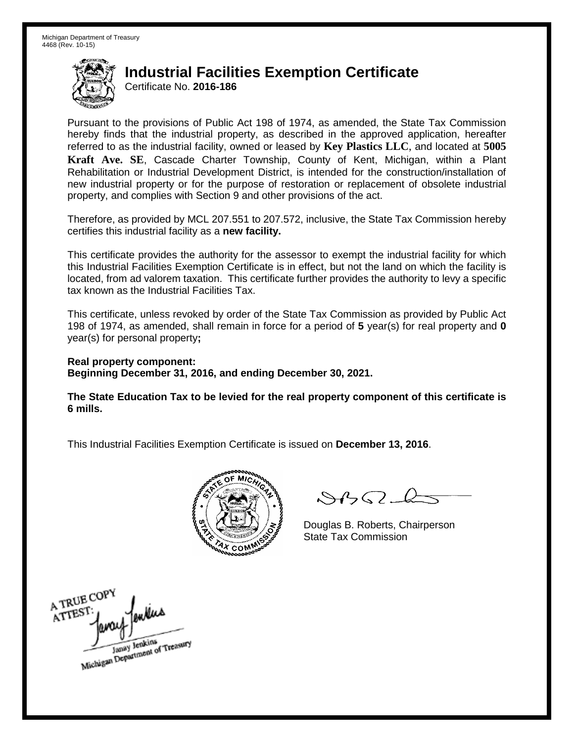Michigan Department of Treasury
4468 (Rev. 10-15)

# Industrial Facilities Exemption Certificate

Certificate No. **2016-186**

Pursuant to the provisions of Public Act 198 of 1974, as amended, the State Tax Commission hereby finds that the industrial property, as described in the approved application, hereafter referred to as the industrial facility, owned or leased by **Key Plastics LLC**, and located at **5005 Kraft Ave. SE**, Cascade Charter Township, County of Kent, Michigan, within a Plant Rehabilitation or Industrial Development District, is intended for the construction/installation of new industrial property or for the purpose of restoration or replacement of obsolete industrial property, and complies with Section 9 and other provisions of the act.

Therefore, as provided by MCL 207.551 to 207.572, inclusive, the State Tax Commission hereby certifies this industrial facility as a **new facility.**

This certificate provides the authority for the assessor to exempt the industrial facility for which this Industrial Facilities Exemption Certificate is in effect, but not the land on which the facility is located, from ad valorem taxation. This certificate further provides the authority to levy a specific tax known as the Industrial Facilities Tax.

This certificate, unless revoked by order of the State Tax Commission as provided by Public Act 198 of 1974, as amended, shall remain in force for a period of **5** year(s) for real property and **0** year(s) for personal property**;**

**Real property component:**
**Beginning December 31, 2016, and ending December 30, 2021.**

**The State Education Tax to be levied for the real property component of this certificate is 6 mills.**

This Industrial Facilities Exemption Certificate is issued on **December 13, 2016**.

Douglas B. Roberts, Chairperson
State Tax Commission

A TRUE COPY
ATTEST:
Janay Jenkins
Michigan Department of Treasury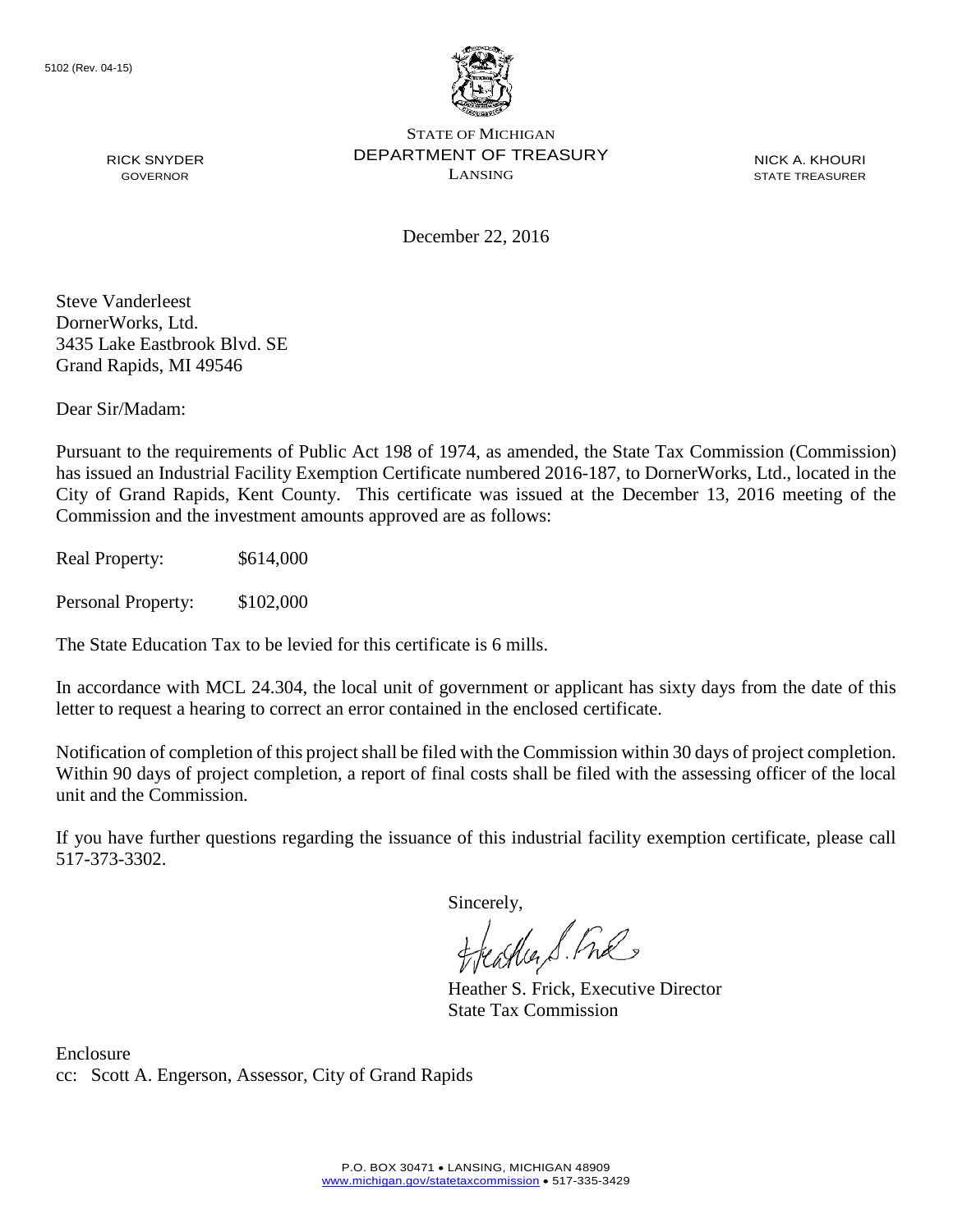5102 (Rev. 04-15)

STATE OF MICHIGAN
DEPARTMENT OF TREASURY
LANSING

RICK SNYDER
GOVERNOR

NICK A. KHOURI
STATE TREASURER

December 22, 2016

Steve Vanderleest
DornerWorks, Ltd.
3435 Lake Eastbrook Blvd. SE
Grand Rapids, MI 49546

Dear Sir/Madam:

Pursuant to the requirements of Public Act 198 of 1974, as amended, the State Tax Commission (Commission) has issued an Industrial Facility Exemption Certificate numbered 2016-187, to DornerWorks, Ltd., located in the City of Grand Rapids, Kent County. This certificate was issued at the December 13, 2016 meeting of the Commission and the investment amounts approved are as follows:

Real Property: $614,000

Personal Property: $102,000

The State Education Tax to be levied for this certificate is 6 mills.

In accordance with MCL 24.304, the local unit of government or applicant has sixty days from the date of this letter to request a hearing to correct an error contained in the enclosed certificate.

Notification of completion of this project shall be filed with the Commission within 30 days of project completion. Within 90 days of project completion, a report of final costs shall be filed with the assessing officer of the local unit and the Commission.

If you have further questions regarding the issuance of this industrial facility exemption certificate, please call 517-373-3302.

Sincerely,

Heather S. Frick, Executive Director
State Tax Commission

Enclosure
cc: Scott A. Engerson, Assessor, City of Grand Rapids

P.O. BOX 30471 • LANSING, MICHIGAN 48909
www.michigan.gov/statetaxcommission • 517-335-3429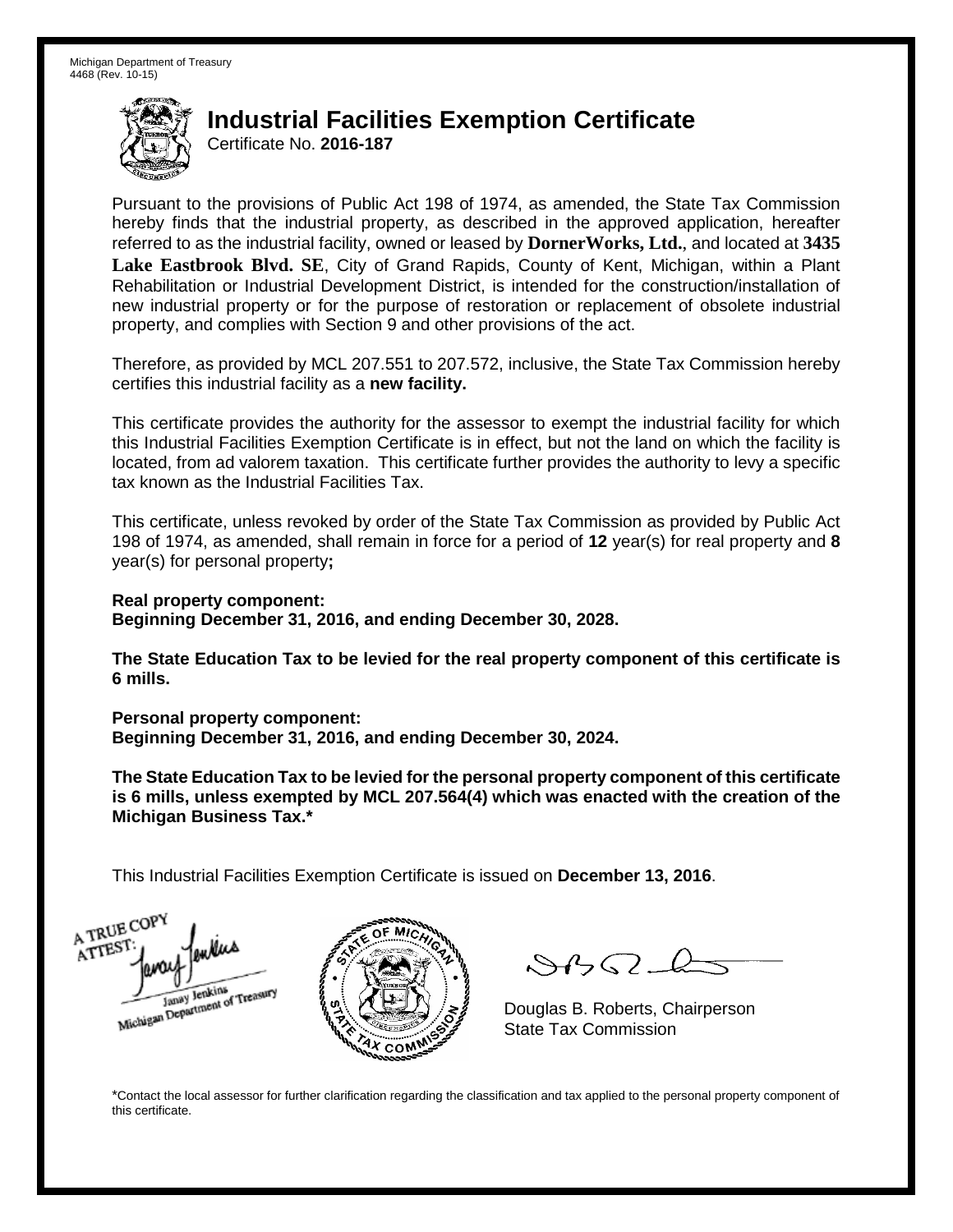Michigan Department of Treasury
4468 (Rev. 10-15)

# Industrial Facilities Exemption Certificate

Certificate No. **2016-187**

Pursuant to the provisions of Public Act 198 of 1974, as amended, the State Tax Commission hereby finds that the industrial property, as described in the approved application, hereafter referred to as the industrial facility, owned or leased by **DornerWorks, Ltd.**, and located at **3435 Lake Eastbrook Blvd. SE**, City of Grand Rapids, County of Kent, Michigan, within a Plant Rehabilitation or Industrial Development District, is intended for the construction/installation of new industrial property or for the purpose of restoration or replacement of obsolete industrial property, and complies with Section 9 and other provisions of the act.

Therefore, as provided by MCL 207.551 to 207.572, inclusive, the State Tax Commission hereby certifies this industrial facility as a **new facility.**

This certificate provides the authority for the assessor to exempt the industrial facility for which this Industrial Facilities Exemption Certificate is in effect, but not the land on which the facility is located, from ad valorem taxation. This certificate further provides the authority to levy a specific tax known as the Industrial Facilities Tax.

This certificate, unless revoked by order of the State Tax Commission as provided by Public Act 198 of 1974, as amended, shall remain in force for a period of **12** year(s) for real property and **8** year(s) for personal property**;**

**Real property component:**
**Beginning December 31, 2016, and ending December 30, 2028.**

**The State Education Tax to be levied for the real property component of this certificate is 6 mills.**

**Personal property component:**
**Beginning December 31, 2016, and ending December 30, 2024.**

**The State Education Tax to be levied for the personal property component of this certificate is 6 mills, unless exempted by MCL 207.564(4) which was enacted with the creation of the Michigan Business Tax.***

This Industrial Facilities Exemption Certificate is issued on **December 13, 2016**.

A TRUE COPY
ATTEST:
Janay Jenkins
Michigan Department of Treasury

Douglas B. Roberts, Chairperson
State Tax Commission

*Contact the local assessor for further clarification regarding the classification and tax applied to the personal property component of this certificate.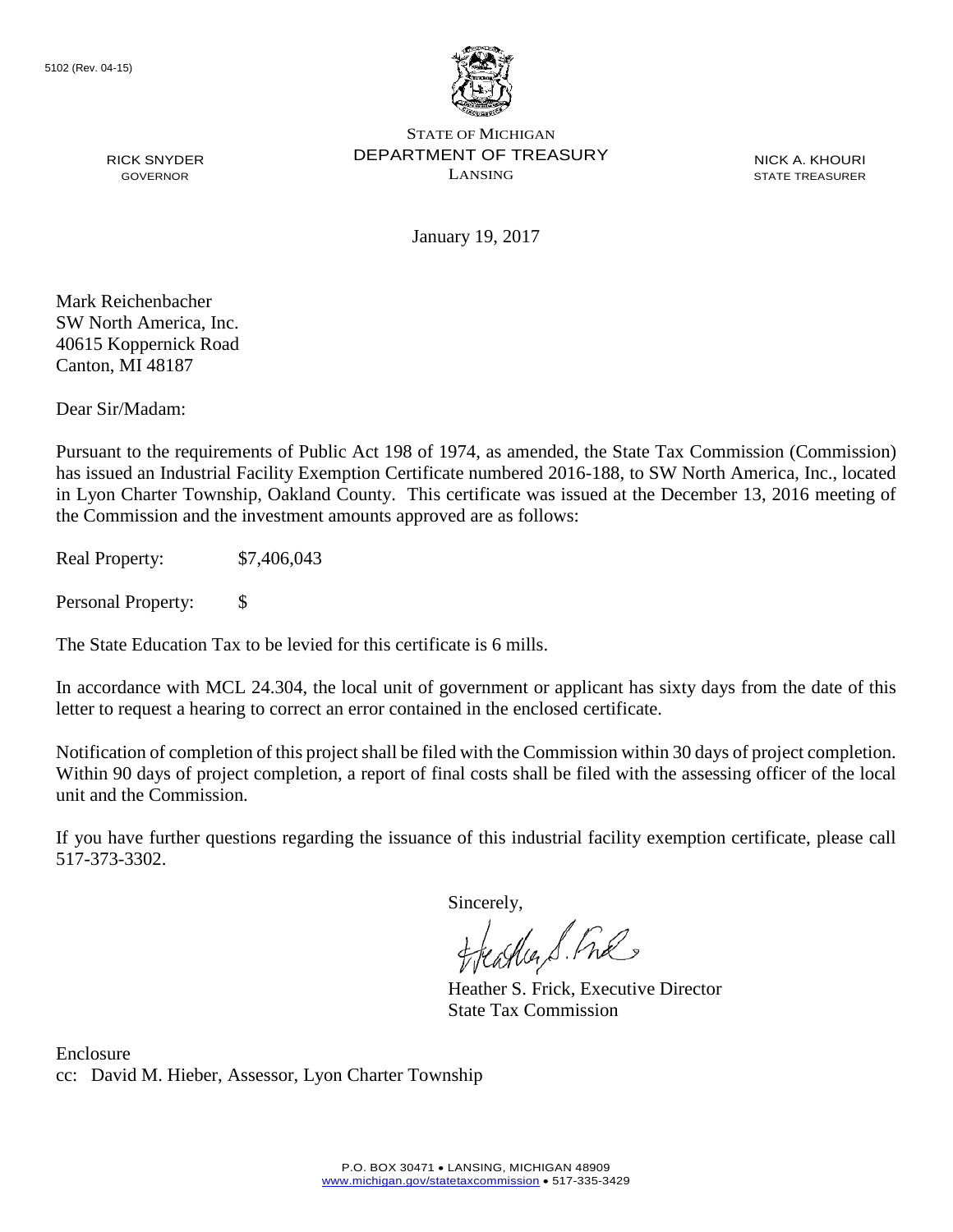5102 (Rev. 04-15)

STATE OF MICHIGAN
DEPARTMENT OF TREASURY
LANSING

RICK SNYDER
GOVERNOR

NICK A. KHOURI
STATE TREASURER

January 19, 2017

Mark Reichenbacher
SW North America, Inc.
40615 Koppernick Road
Canton, MI 48187

Dear Sir/Madam:

Pursuant to the requirements of Public Act 198 of 1974, as amended, the State Tax Commission (Commission) has issued an Industrial Facility Exemption Certificate numbered 2016-188, to SW North America, Inc., located in Lyon Charter Township, Oakland County. This certificate was issued at the December 13, 2016 meeting of the Commission and the investment amounts approved are as follows:

Real Property: $7,406,043

Personal Property: $

The State Education Tax to be levied for this certificate is 6 mills.

In accordance with MCL 24.304, the local unit of government or applicant has sixty days from the date of this letter to request a hearing to correct an error contained in the enclosed certificate.

Notification of completion of this project shall be filed with the Commission within 30 days of project completion. Within 90 days of project completion, a report of final costs shall be filed with the assessing officer of the local unit and the Commission.

If you have further questions regarding the issuance of this industrial facility exemption certificate, please call 517-373-3302.

Sincerely,

Heather S. Frick, Executive Director
State Tax Commission

Enclosure
cc: David M. Hieber, Assessor, Lyon Charter Township

P.O. BOX 30471 • LANSING, MICHIGAN 48909
www.michigan.gov/statetaxcommission • 517-335-3429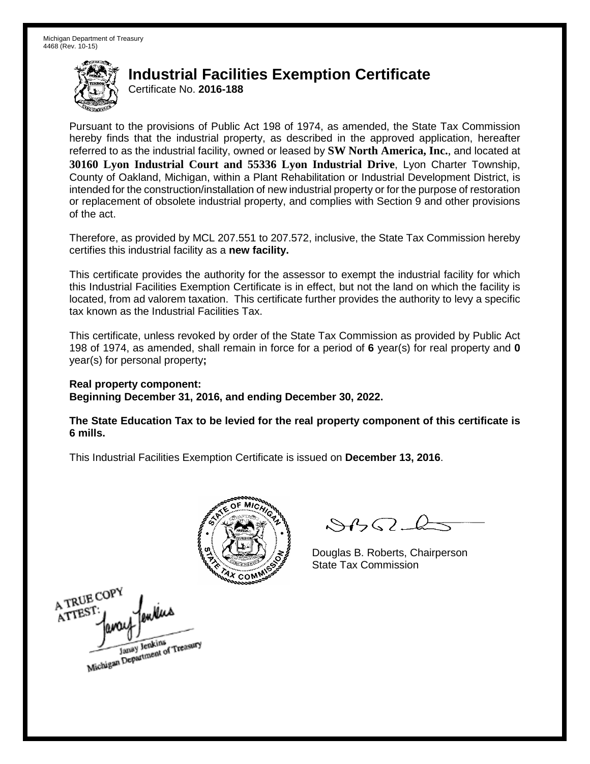Michigan Department of Treasury
4468 (Rev. 10-15)

# Industrial Facilities Exemption Certificate

Certificate No. **2016-188**

Pursuant to the provisions of Public Act 198 of 1974, as amended, the State Tax Commission hereby finds that the industrial property, as described in the approved application, hereafter referred to as the industrial facility, owned or leased by **SW North America, Inc.**, and located at **30160 Lyon Industrial Court and 55336 Lyon Industrial Drive**, Lyon Charter Township, County of Oakland, Michigan, within a Plant Rehabilitation or Industrial Development District, is intended for the construction/installation of new industrial property or for the purpose of restoration or replacement of obsolete industrial property, and complies with Section 9 and other provisions of the act.

Therefore, as provided by MCL 207.551 to 207.572, inclusive, the State Tax Commission hereby certifies this industrial facility as a **new facility.**

This certificate provides the authority for the assessor to exempt the industrial facility for which this Industrial Facilities Exemption Certificate is in effect, but not the land on which the facility is located, from ad valorem taxation. This certificate further provides the authority to levy a specific tax known as the Industrial Facilities Tax.

This certificate, unless revoked by order of the State Tax Commission as provided by Public Act 198 of 1974, as amended, shall remain in force for a period of **6** year(s) for real property and **0** year(s) for personal property**;**

**Real property component:**
**Beginning December 31, 2016, and ending December 30, 2022.**

**The State Education Tax to be levied for the real property component of this certificate is 6 mills.**

This Industrial Facilities Exemption Certificate is issued on **December 13, 2016**.

Douglas B. Roberts, Chairperson
State Tax Commission

A TRUE COPY
ATTEST:
Janay Jenkins
Michigan Department of Treasury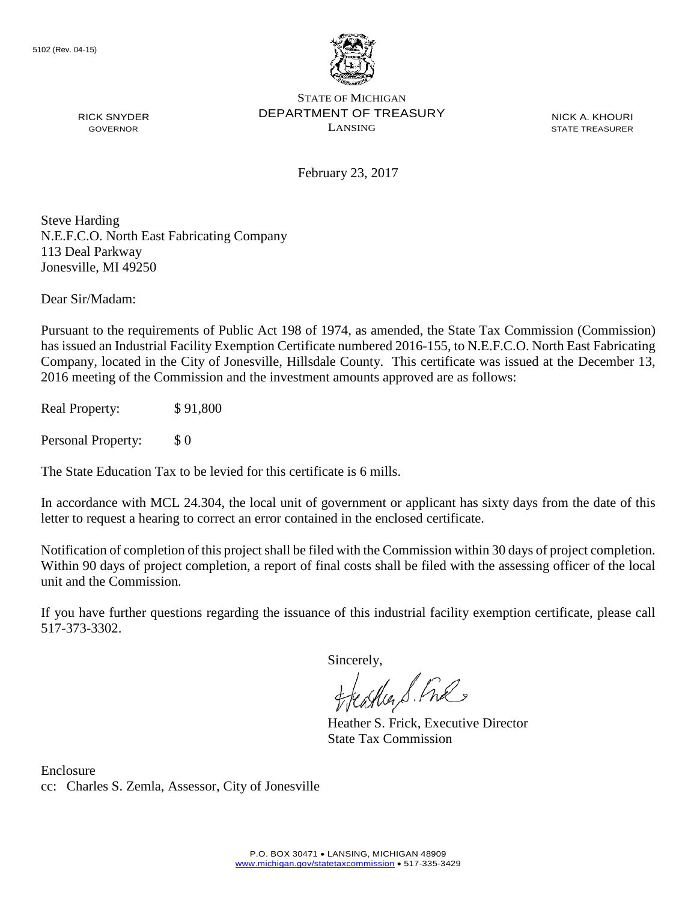5102 (Rev. 04-15)

STATE OF MICHIGAN
DEPARTMENT OF TREASURY
LANSING

RICK SNYDER
GOVERNOR

NICK A. KHOURI
STATE TREASURER

February 23, 2017

Steve Harding
N.E.F.C.O. North East Fabricating Company
113 Deal Parkway
Jonesville, MI 49250

Dear Sir/Madam:

Pursuant to the requirements of Public Act 198 of 1974, as amended, the State Tax Commission (Commission) has issued an Industrial Facility Exemption Certificate numbered 2016-155, to N.E.F.C.O. North East Fabricating Company, located in the City of Jonesville, Hillsdale County. This certificate was issued at the December 13, 2016 meeting of the Commission and the investment amounts approved are as follows:

Real Property: $ 91,800

Personal Property: $ 0

The State Education Tax to be levied for this certificate is 6 mills.

In accordance with MCL 24.304, the local unit of government or applicant has sixty days from the date of this letter to request a hearing to correct an error contained in the enclosed certificate.

Notification of completion of this project shall be filed with the Commission within 30 days of project completion. Within 90 days of project completion, a report of final costs shall be filed with the assessing officer of the local unit and the Commission.

If you have further questions regarding the issuance of this industrial facility exemption certificate, please call 517-373-3302.

Sincerely,

Heather S. Frick, Executive Director
State Tax Commission

Enclosure
cc: Charles S. Zemla, Assessor, City of Jonesville

P.O. BOX 30471 • LANSING, MICHIGAN 48909
www.michigan.gov/statetaxcommission • 517-335-3429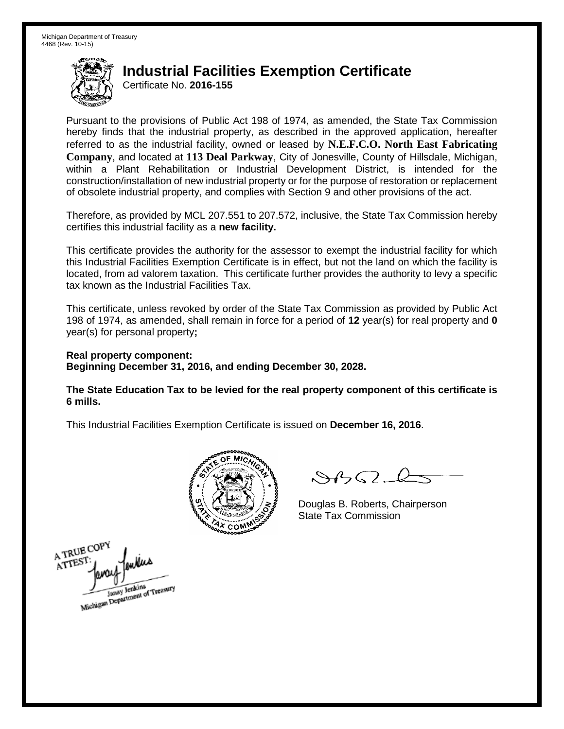Michigan Department of Treasury
4468 (Rev. 10-15)

# Industrial Facilities Exemption Certificate

Certificate No. **2016-155**

Pursuant to the provisions of Public Act 198 of 1974, as amended, the State Tax Commission hereby finds that the industrial property, as described in the approved application, hereafter referred to as the industrial facility, owned or leased by **N.E.F.C.O. North East Fabricating Company**, and located at **113 Deal Parkway**, City of Jonesville, County of Hillsdale, Michigan, within a Plant Rehabilitation or Industrial Development District, is intended for the construction/installation of new industrial property or for the purpose of restoration or replacement of obsolete industrial property, and complies with Section 9 and other provisions of the act.

Therefore, as provided by MCL 207.551 to 207.572, inclusive, the State Tax Commission hereby certifies this industrial facility as a **new facility.**

This certificate provides the authority for the assessor to exempt the industrial facility for which this Industrial Facilities Exemption Certificate is in effect, but not the land on which the facility is located, from ad valorem taxation. This certificate further provides the authority to levy a specific tax known as the Industrial Facilities Tax.

This certificate, unless revoked by order of the State Tax Commission as provided by Public Act 198 of 1974, as amended, shall remain in force for a period of **12** year(s) for real property and **0** year(s) for personal property**;**

**Real property component:**
**Beginning December 31, 2016, and ending December 30, 2028.**

**The State Education Tax to be levied for the real property component of this certificate is 6 mills.**

This Industrial Facilities Exemption Certificate is issued on **December 16, 2016**.

Douglas B. Roberts, Chairperson
State Tax Commission

A TRUE COPY
ATTEST:
Janay Jenkins
Michigan Department of Treasury